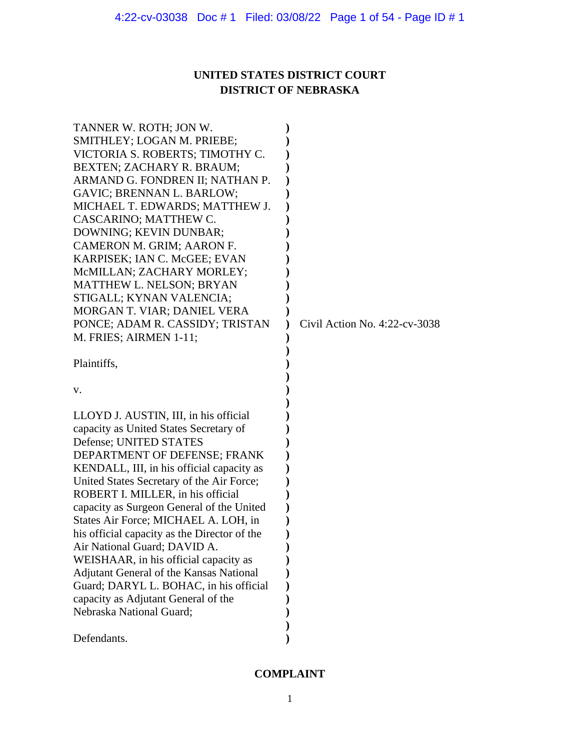# UNITED STATES DISTRICT COURT
# DISTRICT OF NEBRASKA

TANNER W. ROTH; JON W. SMITHLEY; LOGAN M. PRIEBE; VICTORIA S. ROBERTS; TIMOTHY C. BEXTEN; ZACHARY R. BRAUM; ARMAND G. FONDREN II; NATHAN P. GAVIC; BRENNAN L. BARLOW; MICHAEL T. EDWARDS; MATTHEW J. CASCARINO; MATTHEW C. DOWNING; KEVIN DUNBAR; CAMERON M. GRIM; AARON F. KARPISEK; IAN C. McGEE; EVAN McMILLAN; ZACHARY MORLEY; MATTHEW L. NELSON; BRYAN STIGALL; KYNAN VALENCIA; MORGAN T. VIAR; DANIEL VERA PONCE; ADAM R. CASSIDY; TRISTAN M. FRIES; AIRMEN 1-11;

Plaintiffs,

v.

LLOYD J. AUSTIN, III, in his official capacity as United States Secretary of Defense; UNITED STATES DEPARTMENT OF DEFENSE; FRANK KENDALL, III, in his official capacity as United States Secretary of the Air Force; ROBERT I. MILLER, in his official capacity as Surgeon General of the United States Air Force; MICHAEL A. LOH, in his official capacity as the Director of the Air National Guard; DAVID A. WEISHAAR, in his official capacity as Adjutant General of the Kansas National Guard; DARYL L. BOHAC, in his official capacity as Adjutant General of the Nebraska National Guard;

Defendants.

Civil Action No. 4:22-cv-3038

## COMPLAINT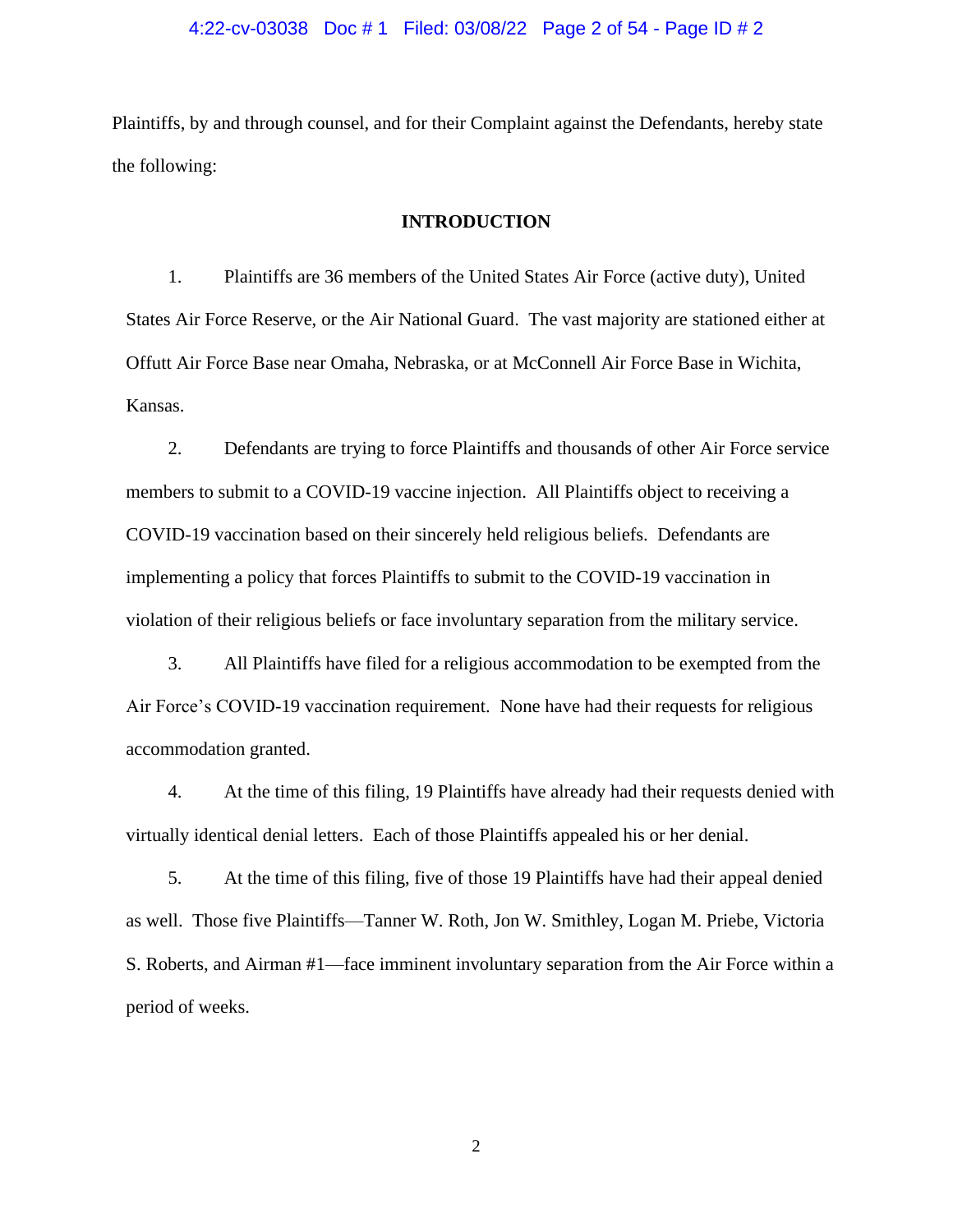Plaintiffs, by and through counsel, and for their Complaint against the Defendants, hereby state the following:

## INTRODUCTION

1. Plaintiffs are 36 members of the United States Air Force (active duty), United States Air Force Reserve, or the Air National Guard. The vast majority are stationed either at Offutt Air Force Base near Omaha, Nebraska, or at McConnell Air Force Base in Wichita, Kansas.

2. Defendants are trying to force Plaintiffs and thousands of other Air Force service members to submit to a COVID-19 vaccine injection. All Plaintiffs object to receiving a COVID-19 vaccination based on their sincerely held religious beliefs. Defendants are implementing a policy that forces Plaintiffs to submit to the COVID-19 vaccination in violation of their religious beliefs or face involuntary separation from the military service.

3. All Plaintiffs have filed for a religious accommodation to be exempted from the Air Force's COVID-19 vaccination requirement. None have had their requests for religious accommodation granted.

4. At the time of this filing, 19 Plaintiffs have already had their requests denied with virtually identical denial letters. Each of those Plaintiffs appealed his or her denial.

5. At the time of this filing, five of those 19 Plaintiffs have had their appeal denied as well. Those five Plaintiffs—Tanner W. Roth, Jon W. Smithley, Logan M. Priebe, Victoria S. Roberts, and Airman #1—face imminent involuntary separation from the Air Force within a period of weeks.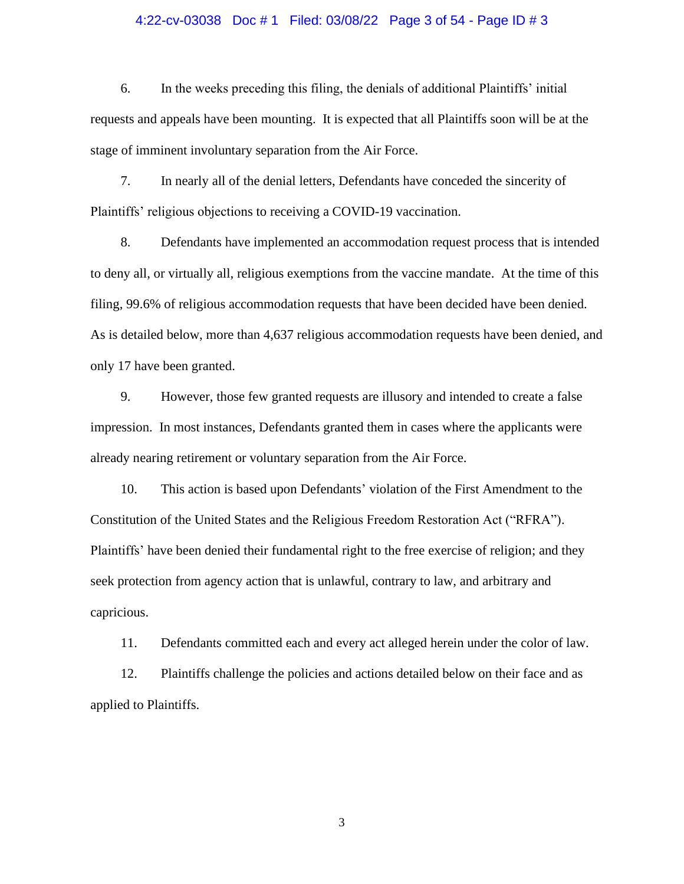6. In the weeks preceding this filing, the denials of additional Plaintiffs' initial requests and appeals have been mounting. It is expected that all Plaintiffs soon will be at the stage of imminent involuntary separation from the Air Force.

7. In nearly all of the denial letters, Defendants have conceded the sincerity of Plaintiffs' religious objections to receiving a COVID-19 vaccination.

8. Defendants have implemented an accommodation request process that is intended to deny all, or virtually all, religious exemptions from the vaccine mandate. At the time of this filing, 99.6% of religious accommodation requests that have been decided have been denied. As is detailed below, more than 4,637 religious accommodation requests have been denied, and only 17 have been granted.

9. However, those few granted requests are illusory and intended to create a false impression. In most instances, Defendants granted them in cases where the applicants were already nearing retirement or voluntary separation from the Air Force.

10. This action is based upon Defendants' violation of the First Amendment to the Constitution of the United States and the Religious Freedom Restoration Act ("RFRA"). Plaintiffs' have been denied their fundamental right to the free exercise of religion; and they seek protection from agency action that is unlawful, contrary to law, and arbitrary and capricious.

11. Defendants committed each and every act alleged herein under the color of law.

12. Plaintiffs challenge the policies and actions detailed below on their face and as applied to Plaintiffs.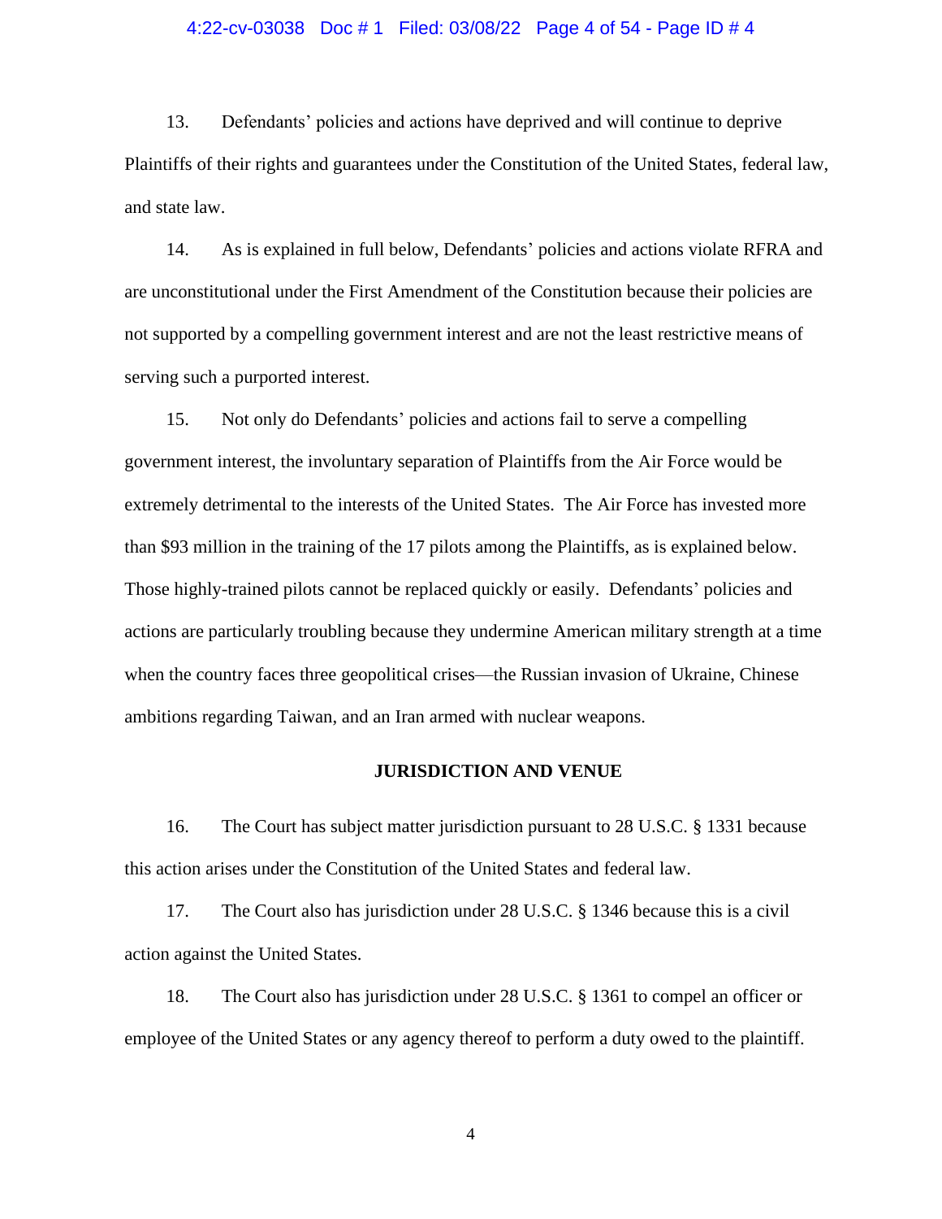13. Defendants' policies and actions have deprived and will continue to deprive Plaintiffs of their rights and guarantees under the Constitution of the United States, federal law, and state law.

14. As is explained in full below, Defendants' policies and actions violate RFRA and are unconstitutional under the First Amendment of the Constitution because their policies are not supported by a compelling government interest and are not the least restrictive means of serving such a purported interest.

15. Not only do Defendants' policies and actions fail to serve a compelling government interest, the involuntary separation of Plaintiffs from the Air Force would be extremely detrimental to the interests of the United States. The Air Force has invested more than $93 million in the training of the 17 pilots among the Plaintiffs, as is explained below. Those highly-trained pilots cannot be replaced quickly or easily. Defendants' policies and actions are particularly troubling because they undermine American military strength at a time when the country faces three geopolitical crises—the Russian invasion of Ukraine, Chinese ambitions regarding Taiwan, and an Iran armed with nuclear weapons.

**JURISDICTION AND VENUE**

16. The Court has subject matter jurisdiction pursuant to 28 U.S.C. § 1331 because this action arises under the Constitution of the United States and federal law.

17. The Court also has jurisdiction under 28 U.S.C. § 1346 because this is a civil action against the United States.

18. The Court also has jurisdiction under 28 U.S.C. § 1361 to compel an officer or employee of the United States or any agency thereof to perform a duty owed to the plaintiff.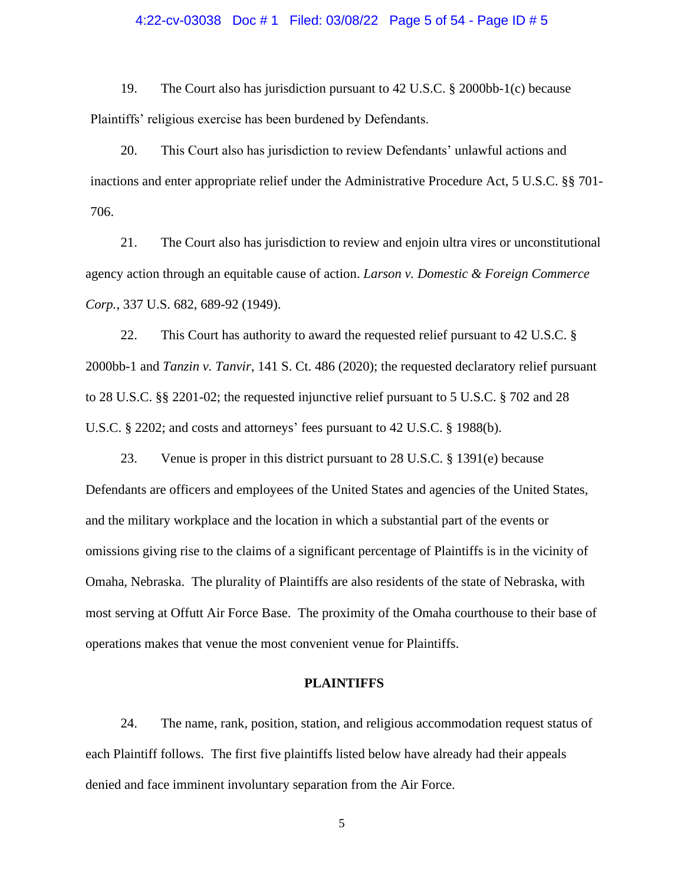19. The Court also has jurisdiction pursuant to 42 U.S.C. § 2000bb-1(c) because Plaintiffs' religious exercise has been burdened by Defendants.

20. This Court also has jurisdiction to review Defendants' unlawful actions and inactions and enter appropriate relief under the Administrative Procedure Act, 5 U.S.C. §§ 701-706.

21. The Court also has jurisdiction to review and enjoin ultra vires or unconstitutional agency action through an equitable cause of action. *Larson v. Domestic & Foreign Commerce Corp.*, 337 U.S. 682, 689-92 (1949).

22. This Court has authority to award the requested relief pursuant to 42 U.S.C. § 2000bb-1 and *Tanzin v. Tanvir*, 141 S. Ct. 486 (2020); the requested declaratory relief pursuant to 28 U.S.C. §§ 2201-02; the requested injunctive relief pursuant to 5 U.S.C. § 702 and 28 U.S.C. § 2202; and costs and attorneys' fees pursuant to 42 U.S.C. § 1988(b).

23. Venue is proper in this district pursuant to 28 U.S.C. § 1391(e) because Defendants are officers and employees of the United States and agencies of the United States, and the military workplace and the location in which a substantial part of the events or omissions giving rise to the claims of a significant percentage of Plaintiffs is in the vicinity of Omaha, Nebraska. The plurality of Plaintiffs are also residents of the state of Nebraska, with most serving at Offutt Air Force Base. The proximity of the Omaha courthouse to their base of operations makes that venue the most convenient venue for Plaintiffs.

## PLAINTIFFS

24. The name, rank, position, station, and religious accommodation request status of each Plaintiff follows. The first five plaintiffs listed below have already had their appeals denied and face imminent involuntary separation from the Air Force.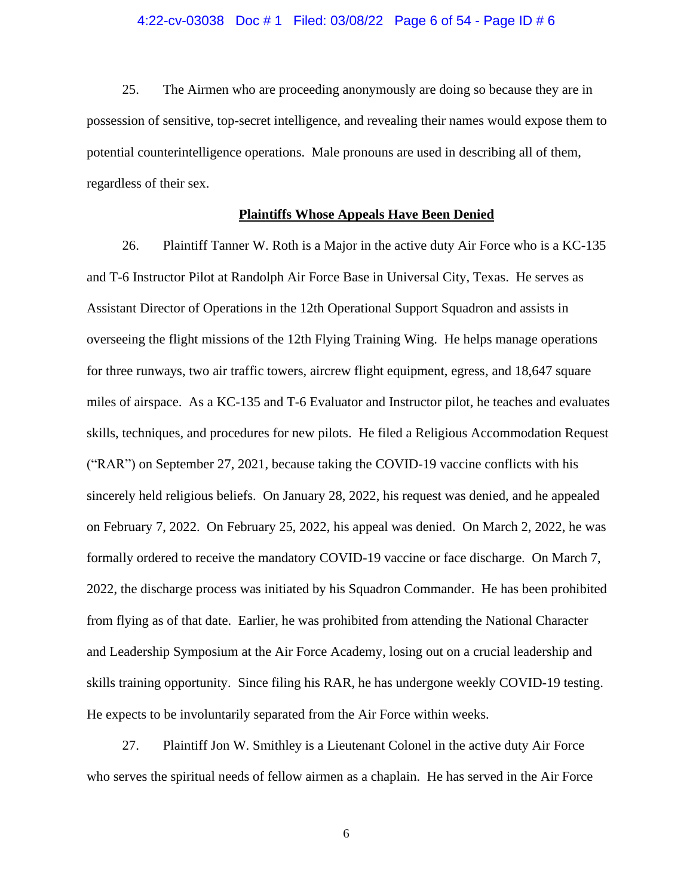25. The Airmen who are proceeding anonymously are doing so because they are in possession of sensitive, top-secret intelligence, and revealing their names would expose them to potential counterintelligence operations. Male pronouns are used in describing all of them, regardless of their sex.

**Plaintiffs Whose Appeals Have Been Denied**

26. Plaintiff Tanner W. Roth is a Major in the active duty Air Force who is a KC-135 and T-6 Instructor Pilot at Randolph Air Force Base in Universal City, Texas. He serves as Assistant Director of Operations in the 12th Operational Support Squadron and assists in overseeing the flight missions of the 12th Flying Training Wing. He helps manage operations for three runways, two air traffic towers, aircrew flight equipment, egress, and 18,647 square miles of airspace. As a KC-135 and T-6 Evaluator and Instructor pilot, he teaches and evaluates skills, techniques, and procedures for new pilots. He filed a Religious Accommodation Request ("RAR") on September 27, 2021, because taking the COVID-19 vaccine conflicts with his sincerely held religious beliefs. On January 28, 2022, his request was denied, and he appealed on February 7, 2022. On February 25, 2022, his appeal was denied. On March 2, 2022, he was formally ordered to receive the mandatory COVID-19 vaccine or face discharge. On March 7, 2022, the discharge process was initiated by his Squadron Commander. He has been prohibited from flying as of that date. Earlier, he was prohibited from attending the National Character and Leadership Symposium at the Air Force Academy, losing out on a crucial leadership and skills training opportunity. Since filing his RAR, he has undergone weekly COVID-19 testing. He expects to be involuntarily separated from the Air Force within weeks.

27. Plaintiff Jon W. Smithley is a Lieutenant Colonel in the active duty Air Force who serves the spiritual needs of fellow airmen as a chaplain. He has served in the Air Force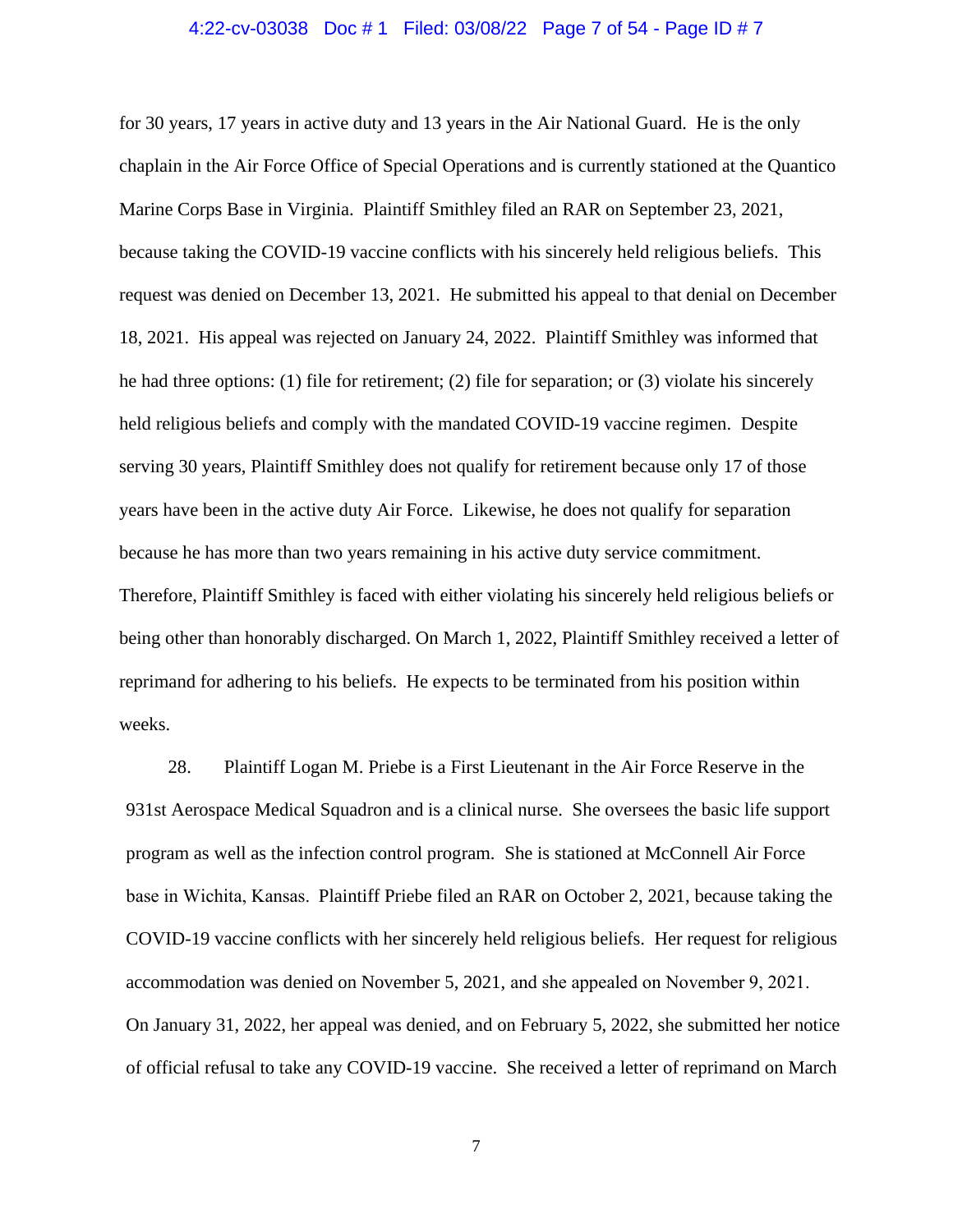for 30 years, 17 years in active duty and 13 years in the Air National Guard. He is the only chaplain in the Air Force Office of Special Operations and is currently stationed at the Quantico Marine Corps Base in Virginia. Plaintiff Smithley filed an RAR on September 23, 2021, because taking the COVID-19 vaccine conflicts with his sincerely held religious beliefs. This request was denied on December 13, 2021. He submitted his appeal to that denial on December 18, 2021. His appeal was rejected on January 24, 2022. Plaintiff Smithley was informed that he had three options: (1) file for retirement; (2) file for separation; or (3) violate his sincerely held religious beliefs and comply with the mandated COVID-19 vaccine regimen. Despite serving 30 years, Plaintiff Smithley does not qualify for retirement because only 17 of those years have been in the active duty Air Force. Likewise, he does not qualify for separation because he has more than two years remaining in his active duty service commitment. Therefore, Plaintiff Smithley is faced with either violating his sincerely held religious beliefs or being other than honorably discharged. On March 1, 2022, Plaintiff Smithley received a letter of reprimand for adhering to his beliefs. He expects to be terminated from his position within weeks.

28. Plaintiff Logan M. Priebe is a First Lieutenant in the Air Force Reserve in the 931st Aerospace Medical Squadron and is a clinical nurse. She oversees the basic life support program as well as the infection control program. She is stationed at McConnell Air Force base in Wichita, Kansas. Plaintiff Priebe filed an RAR on October 2, 2021, because taking the COVID-19 vaccine conflicts with her sincerely held religious beliefs. Her request for religious accommodation was denied on November 5, 2021, and she appealed on November 9, 2021. On January 31, 2022, her appeal was denied, and on February 5, 2022, she submitted her notice of official refusal to take any COVID-19 vaccine. She received a letter of reprimand on March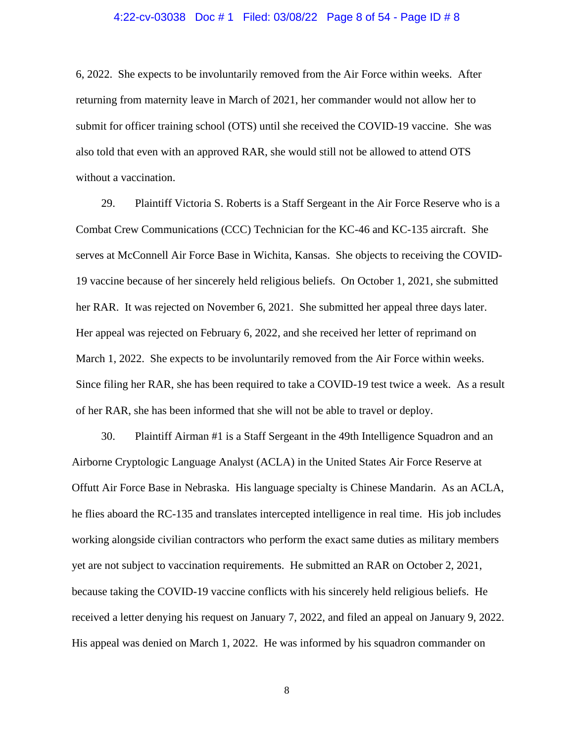6, 2022. She expects to be involuntarily removed from the Air Force within weeks. After returning from maternity leave in March of 2021, her commander would not allow her to submit for officer training school (OTS) until she received the COVID-19 vaccine. She was also told that even with an approved RAR, she would still not be allowed to attend OTS without a vaccination.

29. Plaintiff Victoria S. Roberts is a Staff Sergeant in the Air Force Reserve who is a Combat Crew Communications (CCC) Technician for the KC-46 and KC-135 aircraft. She serves at McConnell Air Force Base in Wichita, Kansas. She objects to receiving the COVID-19 vaccine because of her sincerely held religious beliefs. On October 1, 2021, she submitted her RAR. It was rejected on November 6, 2021. She submitted her appeal three days later. Her appeal was rejected on February 6, 2022, and she received her letter of reprimand on March 1, 2022. She expects to be involuntarily removed from the Air Force within weeks. Since filing her RAR, she has been required to take a COVID-19 test twice a week. As a result of her RAR, she has been informed that she will not be able to travel or deploy.

30. Plaintiff Airman #1 is a Staff Sergeant in the 49th Intelligence Squadron and an Airborne Cryptologic Language Analyst (ACLA) in the United States Air Force Reserve at Offutt Air Force Base in Nebraska. His language specialty is Chinese Mandarin. As an ACLA, he flies aboard the RC-135 and translates intercepted intelligence in real time. His job includes working alongside civilian contractors who perform the exact same duties as military members yet are not subject to vaccination requirements. He submitted an RAR on October 2, 2021, because taking the COVID-19 vaccine conflicts with his sincerely held religious beliefs. He received a letter denying his request on January 7, 2022, and filed an appeal on January 9, 2022. His appeal was denied on March 1, 2022. He was informed by his squadron commander on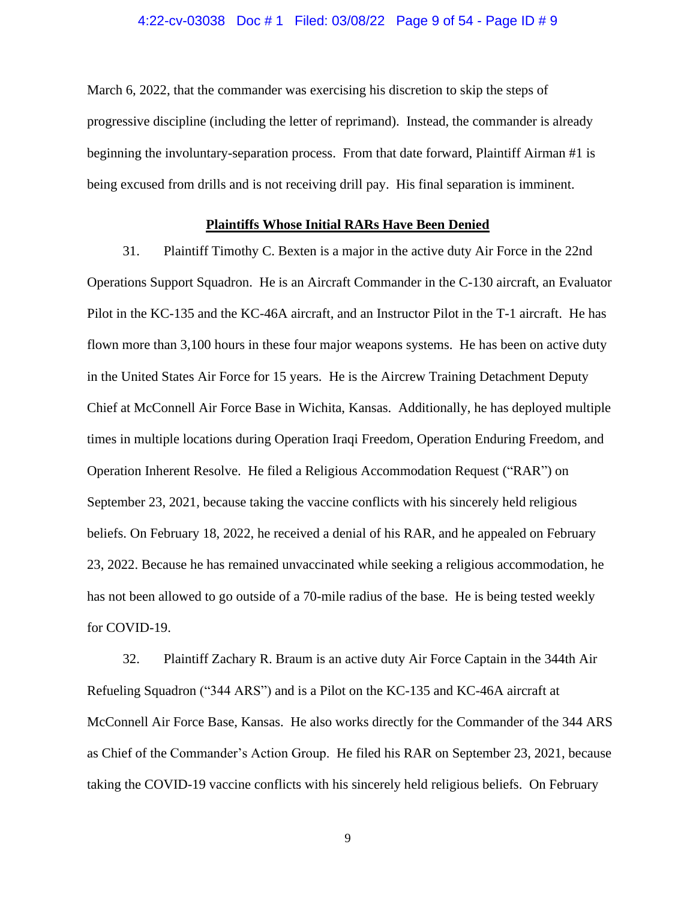March 6, 2022, that the commander was exercising his discretion to skip the steps of progressive discipline (including the letter of reprimand). Instead, the commander is already beginning the involuntary-separation process. From that date forward, Plaintiff Airman #1 is being excused from drills and is not receiving drill pay. His final separation is imminent.

**Plaintiffs Whose Initial RARs Have Been Denied**

31. Plaintiff Timothy C. Bexten is a major in the active duty Air Force in the 22nd Operations Support Squadron. He is an Aircraft Commander in the C-130 aircraft, an Evaluator Pilot in the KC-135 and the KC-46A aircraft, and an Instructor Pilot in the T-1 aircraft. He has flown more than 3,100 hours in these four major weapons systems. He has been on active duty in the United States Air Force for 15 years. He is the Aircrew Training Detachment Deputy Chief at McConnell Air Force Base in Wichita, Kansas. Additionally, he has deployed multiple times in multiple locations during Operation Iraqi Freedom, Operation Enduring Freedom, and Operation Inherent Resolve. He filed a Religious Accommodation Request ("RAR") on September 23, 2021, because taking the vaccine conflicts with his sincerely held religious beliefs. On February 18, 2022, he received a denial of his RAR, and he appealed on February 23, 2022. Because he has remained unvaccinated while seeking a religious accommodation, he has not been allowed to go outside of a 70-mile radius of the base. He is being tested weekly for COVID-19.

32. Plaintiff Zachary R. Braum is an active duty Air Force Captain in the 344th Air Refueling Squadron ("344 ARS") and is a Pilot on the KC-135 and KC-46A aircraft at McConnell Air Force Base, Kansas. He also works directly for the Commander of the 344 ARS as Chief of the Commander's Action Group. He filed his RAR on September 23, 2021, because taking the COVID-19 vaccine conflicts with his sincerely held religious beliefs. On February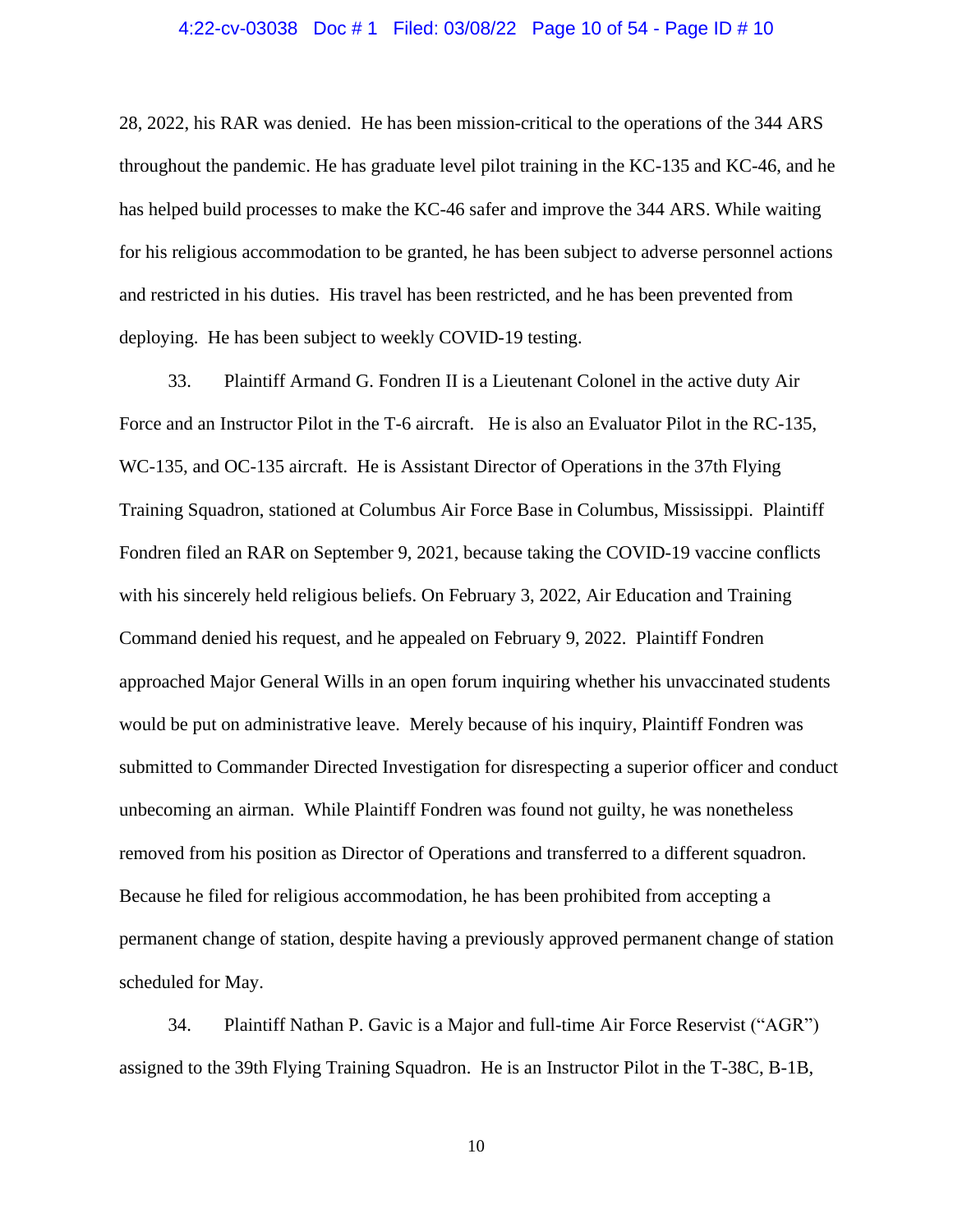28, 2022, his RAR was denied. He has been mission-critical to the operations of the 344 ARS throughout the pandemic. He has graduate level pilot training in the KC-135 and KC-46, and he has helped build processes to make the KC-46 safer and improve the 344 ARS. While waiting for his religious accommodation to be granted, he has been subject to adverse personnel actions and restricted in his duties. His travel has been restricted, and he has been prevented from deploying. He has been subject to weekly COVID-19 testing.

33. Plaintiff Armand G. Fondren II is a Lieutenant Colonel in the active duty Air Force and an Instructor Pilot in the T-6 aircraft. He is also an Evaluator Pilot in the RC-135, WC-135, and OC-135 aircraft. He is Assistant Director of Operations in the 37th Flying Training Squadron, stationed at Columbus Air Force Base in Columbus, Mississippi. Plaintiff Fondren filed an RAR on September 9, 2021, because taking the COVID-19 vaccine conflicts with his sincerely held religious beliefs. On February 3, 2022, Air Education and Training Command denied his request, and he appealed on February 9, 2022. Plaintiff Fondren approached Major General Wills in an open forum inquiring whether his unvaccinated students would be put on administrative leave. Merely because of his inquiry, Plaintiff Fondren was submitted to Commander Directed Investigation for disrespecting a superior officer and conduct unbecoming an airman. While Plaintiff Fondren was found not guilty, he was nonetheless removed from his position as Director of Operations and transferred to a different squadron. Because he filed for religious accommodation, he has been prohibited from accepting a permanent change of station, despite having a previously approved permanent change of station scheduled for May.

34. Plaintiff Nathan P. Gavic is a Major and full-time Air Force Reservist ("AGR") assigned to the 39th Flying Training Squadron. He is an Instructor Pilot in the T-38C, B-1B,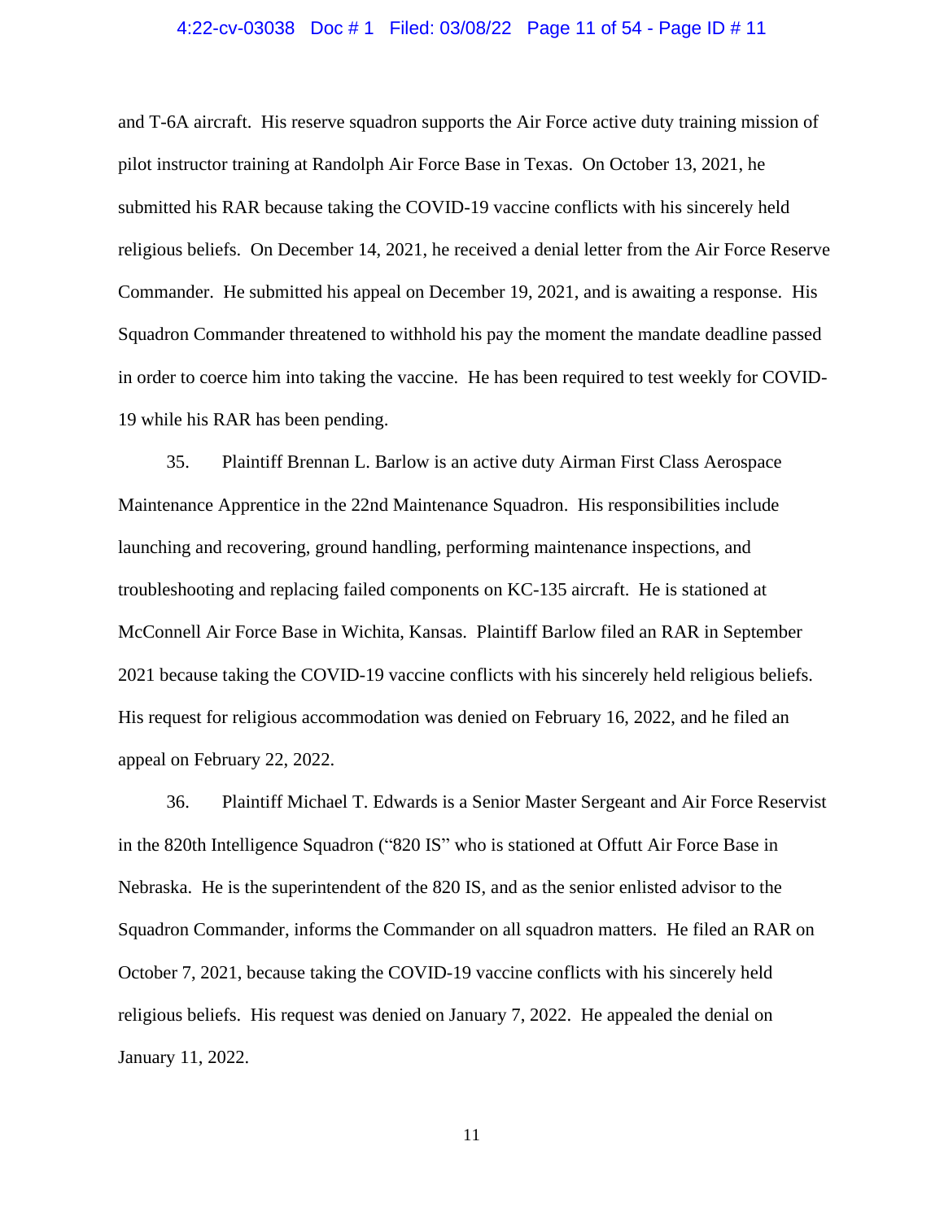and T-6A aircraft. His reserve squadron supports the Air Force active duty training mission of pilot instructor training at Randolph Air Force Base in Texas. On October 13, 2021, he submitted his RAR because taking the COVID-19 vaccine conflicts with his sincerely held religious beliefs. On December 14, 2021, he received a denial letter from the Air Force Reserve Commander. He submitted his appeal on December 19, 2021, and is awaiting a response. His Squadron Commander threatened to withhold his pay the moment the mandate deadline passed in order to coerce him into taking the vaccine. He has been required to test weekly for COVID-19 while his RAR has been pending.

35. Plaintiff Brennan L. Barlow is an active duty Airman First Class Aerospace Maintenance Apprentice in the 22nd Maintenance Squadron. His responsibilities include launching and recovering, ground handling, performing maintenance inspections, and troubleshooting and replacing failed components on KC-135 aircraft. He is stationed at McConnell Air Force Base in Wichita, Kansas. Plaintiff Barlow filed an RAR in September 2021 because taking the COVID-19 vaccine conflicts with his sincerely held religious beliefs. His request for religious accommodation was denied on February 16, 2022, and he filed an appeal on February 22, 2022.

36. Plaintiff Michael T. Edwards is a Senior Master Sergeant and Air Force Reservist in the 820th Intelligence Squadron ("820 IS" who is stationed at Offutt Air Force Base in Nebraska. He is the superintendent of the 820 IS, and as the senior enlisted advisor to the Squadron Commander, informs the Commander on all squadron matters. He filed an RAR on October 7, 2021, because taking the COVID-19 vaccine conflicts with his sincerely held religious beliefs. His request was denied on January 7, 2022. He appealed the denial on January 11, 2022.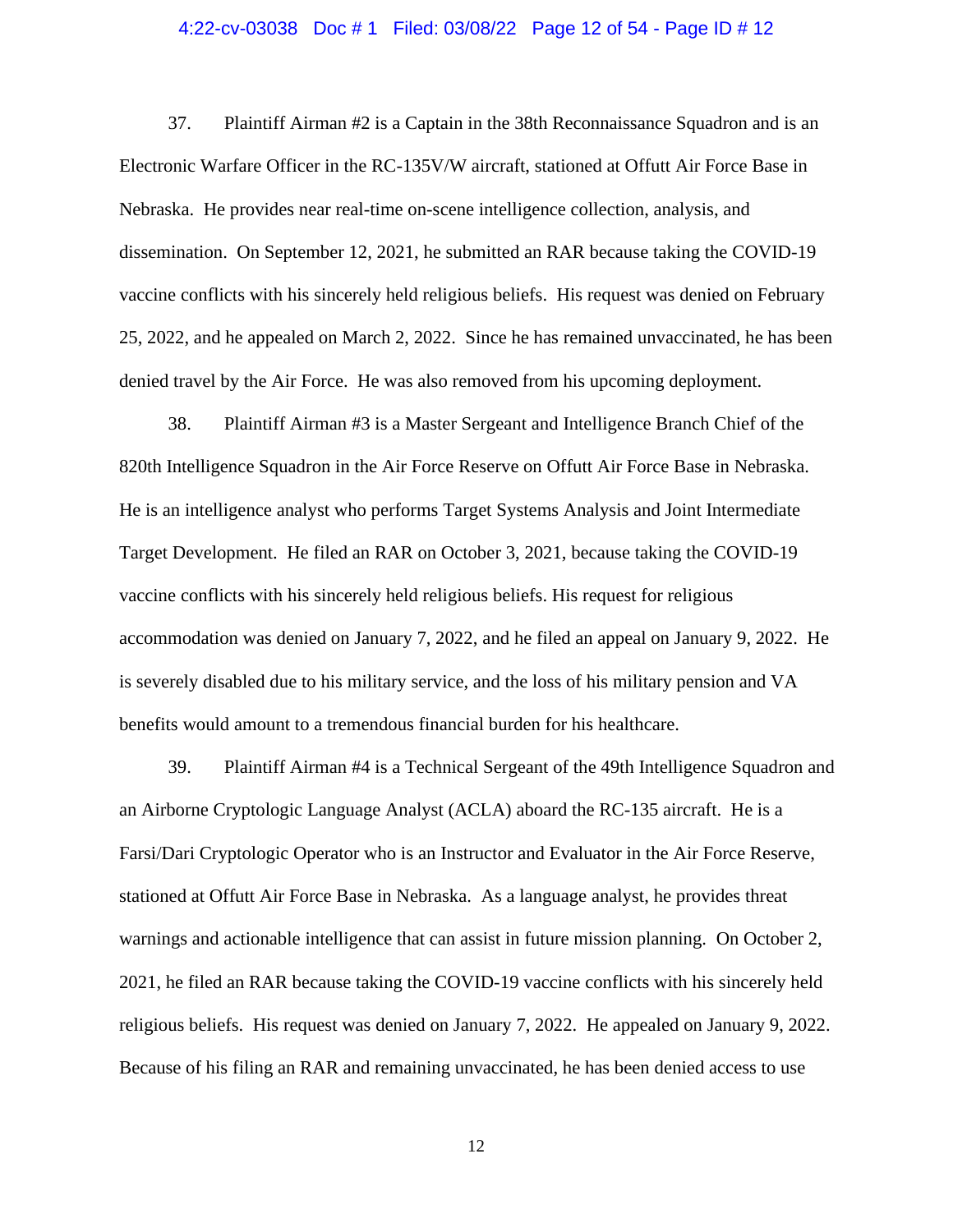37. Plaintiff Airman #2 is a Captain in the 38th Reconnaissance Squadron and is an Electronic Warfare Officer in the RC-135V/W aircraft, stationed at Offutt Air Force Base in Nebraska. He provides near real-time on-scene intelligence collection, analysis, and dissemination. On September 12, 2021, he submitted an RAR because taking the COVID-19 vaccine conflicts with his sincerely held religious beliefs. His request was denied on February 25, 2022, and he appealed on March 2, 2022. Since he has remained unvaccinated, he has been denied travel by the Air Force. He was also removed from his upcoming deployment.

38. Plaintiff Airman #3 is a Master Sergeant and Intelligence Branch Chief of the 820th Intelligence Squadron in the Air Force Reserve on Offutt Air Force Base in Nebraska. He is an intelligence analyst who performs Target Systems Analysis and Joint Intermediate Target Development. He filed an RAR on October 3, 2021, because taking the COVID-19 vaccine conflicts with his sincerely held religious beliefs. His request for religious accommodation was denied on January 7, 2022, and he filed an appeal on January 9, 2022. He is severely disabled due to his military service, and the loss of his military pension and VA benefits would amount to a tremendous financial burden for his healthcare.

39. Plaintiff Airman #4 is a Technical Sergeant of the 49th Intelligence Squadron and an Airborne Cryptologic Language Analyst (ACLA) aboard the RC-135 aircraft. He is a Farsi/Dari Cryptologic Operator who is an Instructor and Evaluator in the Air Force Reserve, stationed at Offutt Air Force Base in Nebraska. As a language analyst, he provides threat warnings and actionable intelligence that can assist in future mission planning. On October 2, 2021, he filed an RAR because taking the COVID-19 vaccine conflicts with his sincerely held religious beliefs. His request was denied on January 7, 2022. He appealed on January 9, 2022. Because of his filing an RAR and remaining unvaccinated, he has been denied access to use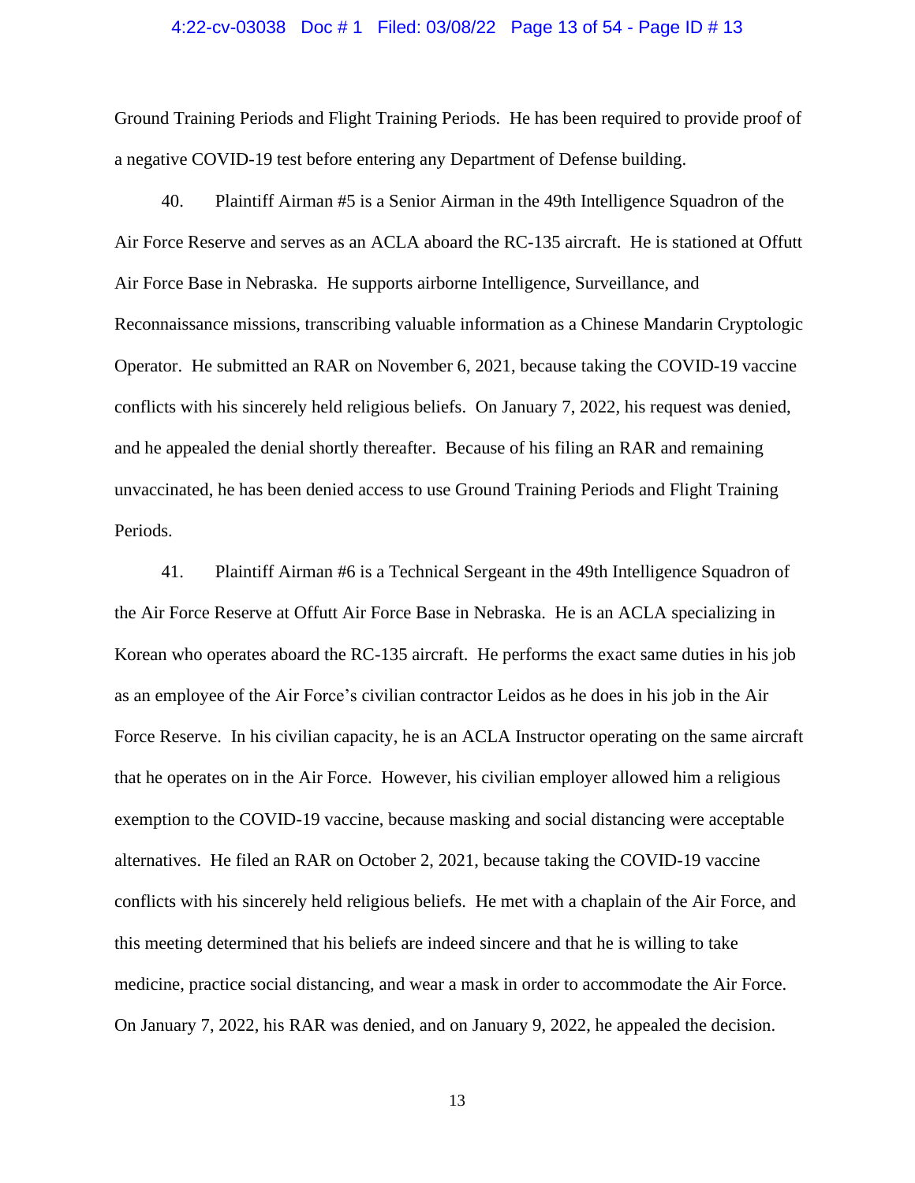Ground Training Periods and Flight Training Periods. He has been required to provide proof of a negative COVID-19 test before entering any Department of Defense building.

40. Plaintiff Airman #5 is a Senior Airman in the 49th Intelligence Squadron of the Air Force Reserve and serves as an ACLA aboard the RC-135 aircraft. He is stationed at Offutt Air Force Base in Nebraska. He supports airborne Intelligence, Surveillance, and Reconnaissance missions, transcribing valuable information as a Chinese Mandarin Cryptologic Operator. He submitted an RAR on November 6, 2021, because taking the COVID-19 vaccine conflicts with his sincerely held religious beliefs. On January 7, 2022, his request was denied, and he appealed the denial shortly thereafter. Because of his filing an RAR and remaining unvaccinated, he has been denied access to use Ground Training Periods and Flight Training Periods.

41. Plaintiff Airman #6 is a Technical Sergeant in the 49th Intelligence Squadron of the Air Force Reserve at Offutt Air Force Base in Nebraska. He is an ACLA specializing in Korean who operates aboard the RC-135 aircraft. He performs the exact same duties in his job as an employee of the Air Force's civilian contractor Leidos as he does in his job in the Air Force Reserve. In his civilian capacity, he is an ACLA Instructor operating on the same aircraft that he operates on in the Air Force. However, his civilian employer allowed him a religious exemption to the COVID-19 vaccine, because masking and social distancing were acceptable alternatives. He filed an RAR on October 2, 2021, because taking the COVID-19 vaccine conflicts with his sincerely held religious beliefs. He met with a chaplain of the Air Force, and this meeting determined that his beliefs are indeed sincere and that he is willing to take medicine, practice social distancing, and wear a mask in order to accommodate the Air Force. On January 7, 2022, his RAR was denied, and on January 9, 2022, he appealed the decision.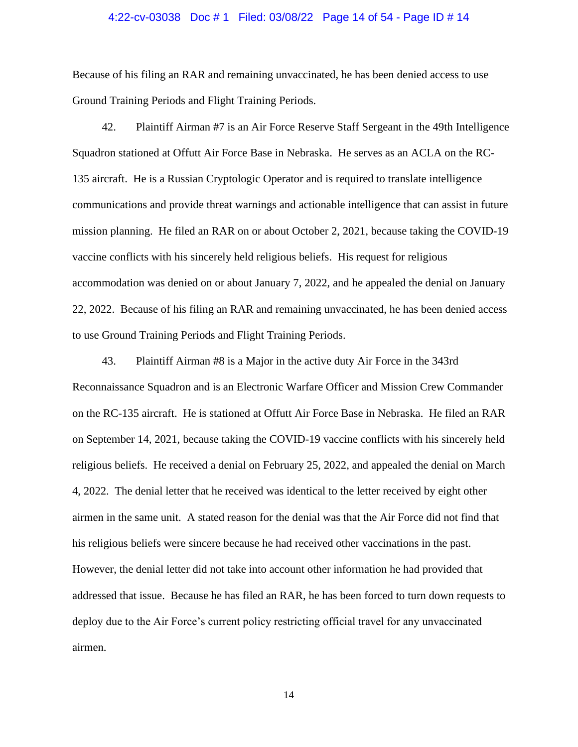Because of his filing an RAR and remaining unvaccinated, he has been denied access to use Ground Training Periods and Flight Training Periods.

42. Plaintiff Airman #7 is an Air Force Reserve Staff Sergeant in the 49th Intelligence Squadron stationed at Offutt Air Force Base in Nebraska. He serves as an ACLA on the RC-135 aircraft. He is a Russian Cryptologic Operator and is required to translate intelligence communications and provide threat warnings and actionable intelligence that can assist in future mission planning. He filed an RAR on or about October 2, 2021, because taking the COVID-19 vaccine conflicts with his sincerely held religious beliefs. His request for religious accommodation was denied on or about January 7, 2022, and he appealed the denial on January 22, 2022. Because of his filing an RAR and remaining unvaccinated, he has been denied access to use Ground Training Periods and Flight Training Periods.

43. Plaintiff Airman #8 is a Major in the active duty Air Force in the 343rd Reconnaissance Squadron and is an Electronic Warfare Officer and Mission Crew Commander on the RC-135 aircraft. He is stationed at Offutt Air Force Base in Nebraska. He filed an RAR on September 14, 2021, because taking the COVID-19 vaccine conflicts with his sincerely held religious beliefs. He received a denial on February 25, 2022, and appealed the denial on March 4, 2022. The denial letter that he received was identical to the letter received by eight other airmen in the same unit. A stated reason for the denial was that the Air Force did not find that his religious beliefs were sincere because he had received other vaccinations in the past. However, the denial letter did not take into account other information he had provided that addressed that issue. Because he has filed an RAR, he has been forced to turn down requests to deploy due to the Air Force's current policy restricting official travel for any unvaccinated airmen.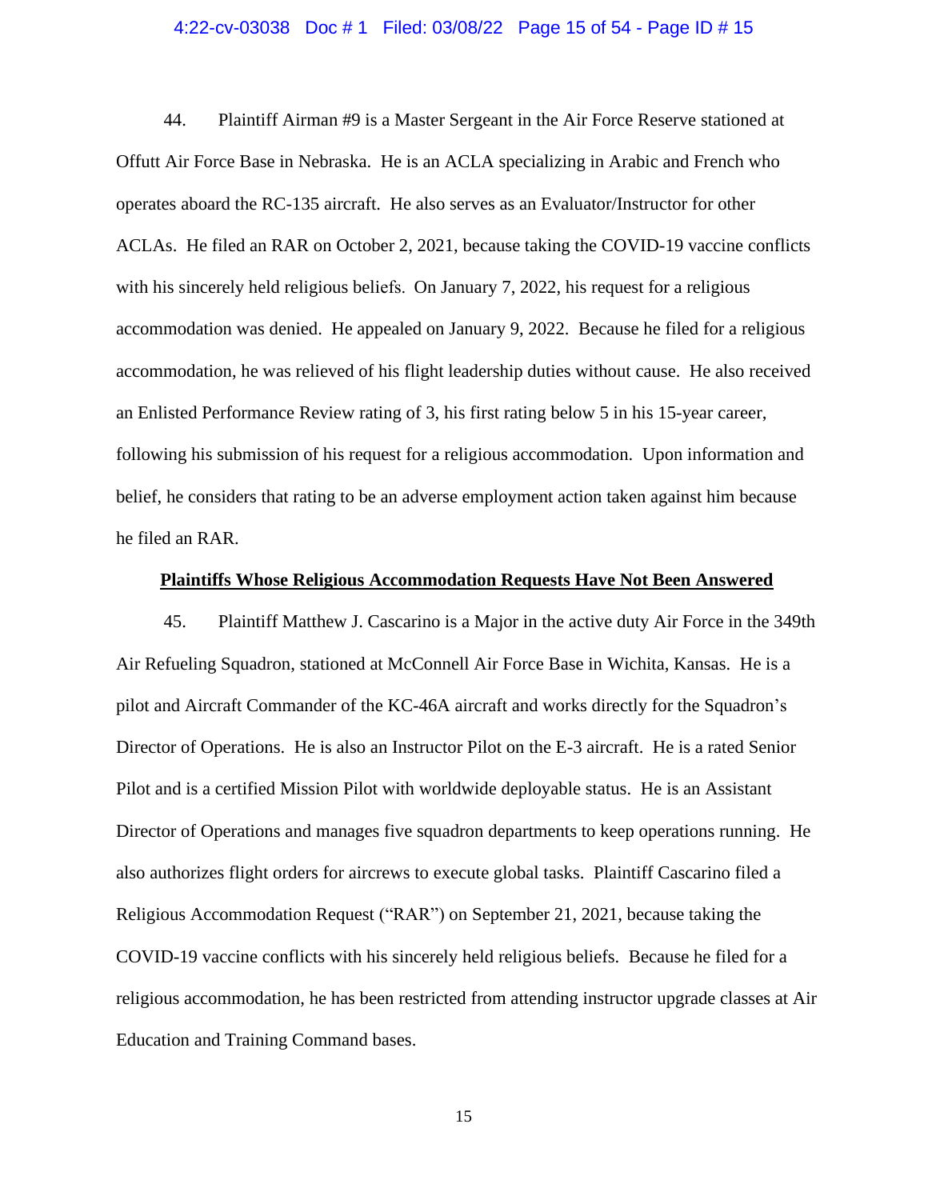44. Plaintiff Airman #9 is a Master Sergeant in the Air Force Reserve stationed at Offutt Air Force Base in Nebraska. He is an ACLA specializing in Arabic and French who operates aboard the RC-135 aircraft. He also serves as an Evaluator/Instructor for other ACLAs. He filed an RAR on October 2, 2021, because taking the COVID-19 vaccine conflicts with his sincerely held religious beliefs. On January 7, 2022, his request for a religious accommodation was denied. He appealed on January 9, 2022. Because he filed for a religious accommodation, he was relieved of his flight leadership duties without cause. He also received an Enlisted Performance Review rating of 3, his first rating below 5 in his 15-year career, following his submission of his request for a religious accommodation. Upon information and belief, he considers that rating to be an adverse employment action taken against him because he filed an RAR.

**Plaintiffs Whose Religious Accommodation Requests Have Not Been Answered**

45. Plaintiff Matthew J. Cascarino is a Major in the active duty Air Force in the 349th Air Refueling Squadron, stationed at McConnell Air Force Base in Wichita, Kansas. He is a pilot and Aircraft Commander of the KC-46A aircraft and works directly for the Squadron's Director of Operations. He is also an Instructor Pilot on the E-3 aircraft. He is a rated Senior Pilot and is a certified Mission Pilot with worldwide deployable status. He is an Assistant Director of Operations and manages five squadron departments to keep operations running. He also authorizes flight orders for aircrews to execute global tasks. Plaintiff Cascarino filed a Religious Accommodation Request ("RAR") on September 21, 2021, because taking the COVID-19 vaccine conflicts with his sincerely held religious beliefs. Because he filed for a religious accommodation, he has been restricted from attending instructor upgrade classes at Air Education and Training Command bases.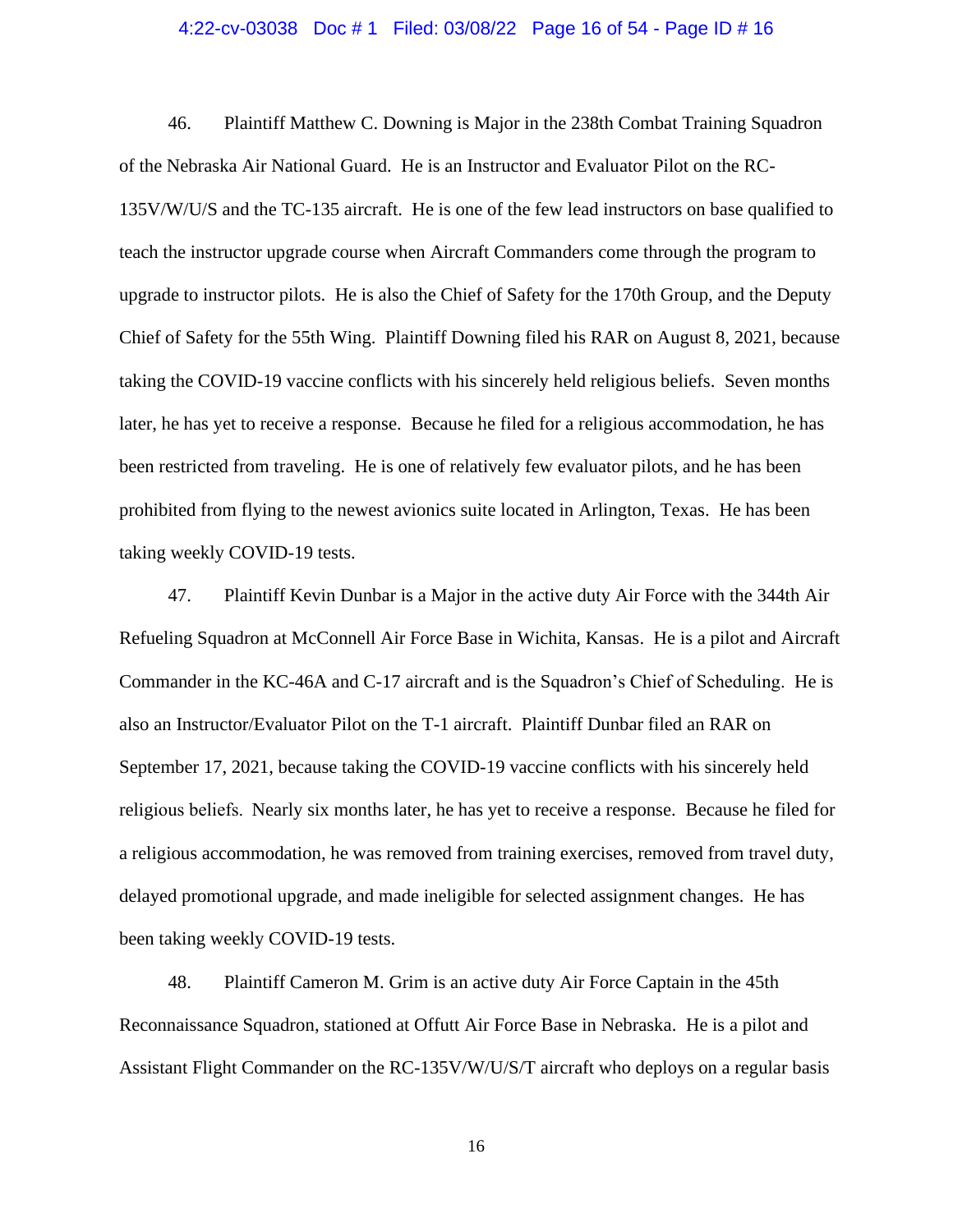46. Plaintiff Matthew C. Downing is Major in the 238th Combat Training Squadron of the Nebraska Air National Guard. He is an Instructor and Evaluator Pilot on the RC-135V/W/U/S and the TC-135 aircraft. He is one of the few lead instructors on base qualified to teach the instructor upgrade course when Aircraft Commanders come through the program to upgrade to instructor pilots. He is also the Chief of Safety for the 170th Group, and the Deputy Chief of Safety for the 55th Wing. Plaintiff Downing filed his RAR on August 8, 2021, because taking the COVID-19 vaccine conflicts with his sincerely held religious beliefs. Seven months later, he has yet to receive a response. Because he filed for a religious accommodation, he has been restricted from traveling. He is one of relatively few evaluator pilots, and he has been prohibited from flying to the newest avionics suite located in Arlington, Texas. He has been taking weekly COVID-19 tests.

47. Plaintiff Kevin Dunbar is a Major in the active duty Air Force with the 344th Air Refueling Squadron at McConnell Air Force Base in Wichita, Kansas. He is a pilot and Aircraft Commander in the KC-46A and C-17 aircraft and is the Squadron's Chief of Scheduling. He is also an Instructor/Evaluator Pilot on the T-1 aircraft. Plaintiff Dunbar filed an RAR on September 17, 2021, because taking the COVID-19 vaccine conflicts with his sincerely held religious beliefs. Nearly six months later, he has yet to receive a response. Because he filed for a religious accommodation, he was removed from training exercises, removed from travel duty, delayed promotional upgrade, and made ineligible for selected assignment changes. He has been taking weekly COVID-19 tests.

48. Plaintiff Cameron M. Grim is an active duty Air Force Captain in the 45th Reconnaissance Squadron, stationed at Offutt Air Force Base in Nebraska. He is a pilot and Assistant Flight Commander on the RC-135V/W/U/S/T aircraft who deploys on a regular basis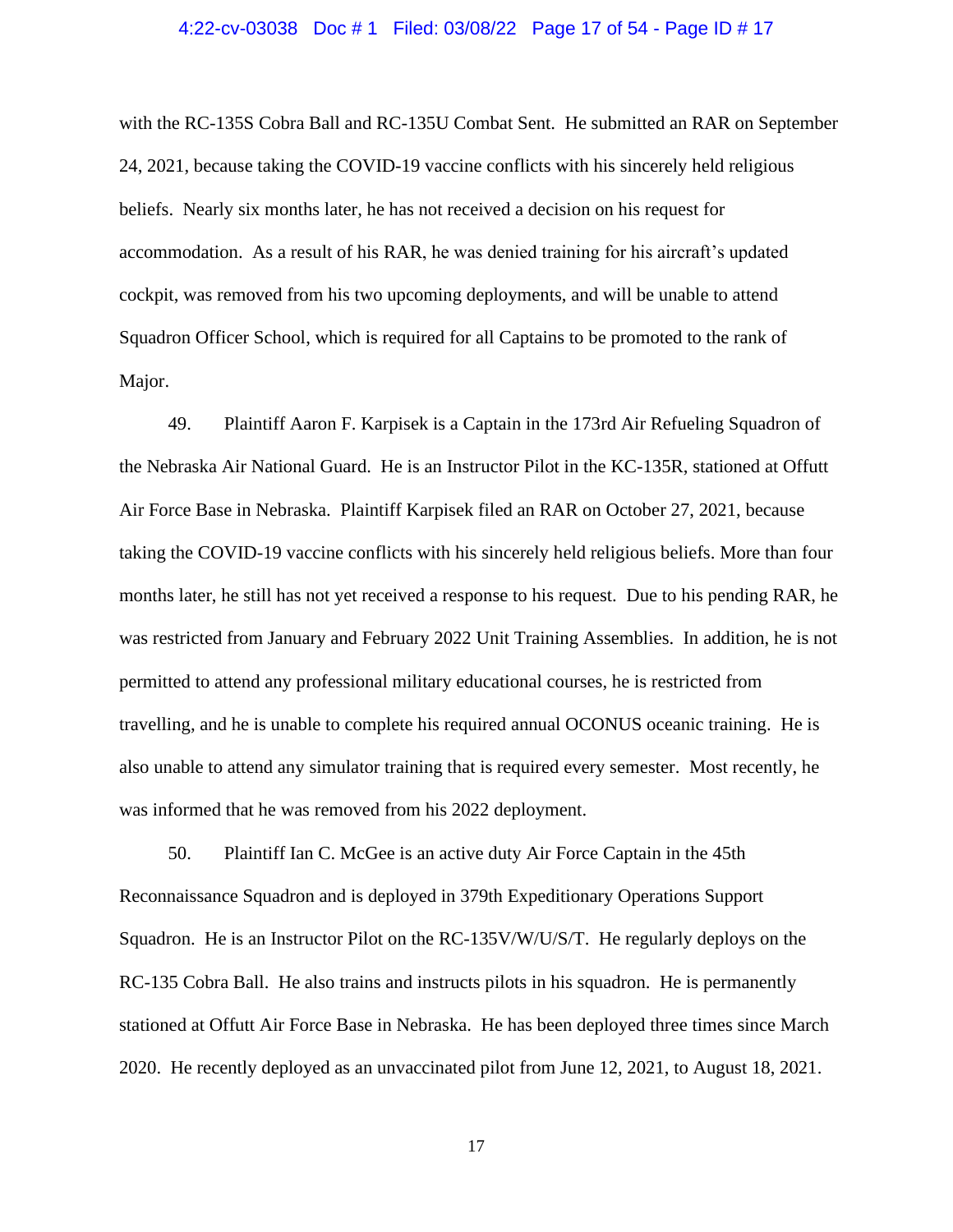with the RC-135S Cobra Ball and RC-135U Combat Sent. He submitted an RAR on September 24, 2021, because taking the COVID-19 vaccine conflicts with his sincerely held religious beliefs. Nearly six months later, he has not received a decision on his request for accommodation. As a result of his RAR, he was denied training for his aircraft's updated cockpit, was removed from his two upcoming deployments, and will be unable to attend Squadron Officer School, which is required for all Captains to be promoted to the rank of Major.

49. Plaintiff Aaron F. Karpisek is a Captain in the 173rd Air Refueling Squadron of the Nebraska Air National Guard. He is an Instructor Pilot in the KC-135R, stationed at Offutt Air Force Base in Nebraska. Plaintiff Karpisek filed an RAR on October 27, 2021, because taking the COVID-19 vaccine conflicts with his sincerely held religious beliefs. More than four months later, he still has not yet received a response to his request. Due to his pending RAR, he was restricted from January and February 2022 Unit Training Assemblies. In addition, he is not permitted to attend any professional military educational courses, he is restricted from travelling, and he is unable to complete his required annual OCONUS oceanic training. He is also unable to attend any simulator training that is required every semester. Most recently, he was informed that he was removed from his 2022 deployment.

50. Plaintiff Ian C. McGee is an active duty Air Force Captain in the 45th Reconnaissance Squadron and is deployed in 379th Expeditionary Operations Support Squadron. He is an Instructor Pilot on the RC-135V/W/U/S/T. He regularly deploys on the RC-135 Cobra Ball. He also trains and instructs pilots in his squadron. He is permanently stationed at Offutt Air Force Base in Nebraska. He has been deployed three times since March 2020. He recently deployed as an unvaccinated pilot from June 12, 2021, to August 18, 2021.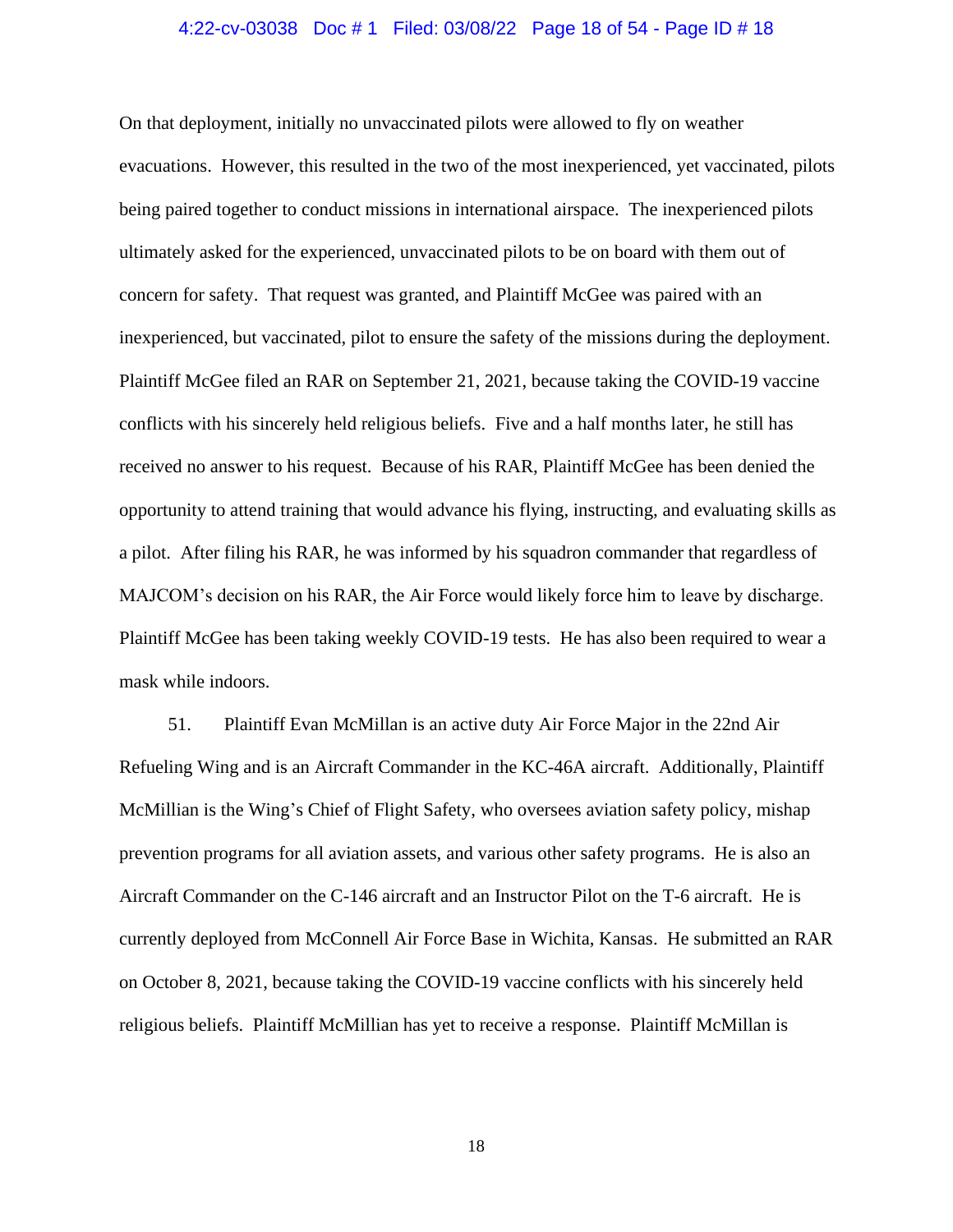On that deployment, initially no unvaccinated pilots were allowed to fly on weather evacuations. However, this resulted in the two of the most inexperienced, yet vaccinated, pilots being paired together to conduct missions in international airspace. The inexperienced pilots ultimately asked for the experienced, unvaccinated pilots to be on board with them out of concern for safety. That request was granted, and Plaintiff McGee was paired with an inexperienced, but vaccinated, pilot to ensure the safety of the missions during the deployment. Plaintiff McGee filed an RAR on September 21, 2021, because taking the COVID-19 vaccine conflicts with his sincerely held religious beliefs. Five and a half months later, he still has received no answer to his request. Because of his RAR, Plaintiff McGee has been denied the opportunity to attend training that would advance his flying, instructing, and evaluating skills as a pilot. After filing his RAR, he was informed by his squadron commander that regardless of MAJCOM's decision on his RAR, the Air Force would likely force him to leave by discharge. Plaintiff McGee has been taking weekly COVID-19 tests. He has also been required to wear a mask while indoors.

51. Plaintiff Evan McMillan is an active duty Air Force Major in the 22nd Air Refueling Wing and is an Aircraft Commander in the KC-46A aircraft. Additionally, Plaintiff McMillian is the Wing's Chief of Flight Safety, who oversees aviation safety policy, mishap prevention programs for all aviation assets, and various other safety programs. He is also an Aircraft Commander on the C-146 aircraft and an Instructor Pilot on the T-6 aircraft. He is currently deployed from McConnell Air Force Base in Wichita, Kansas. He submitted an RAR on October 8, 2021, because taking the COVID-19 vaccine conflicts with his sincerely held religious beliefs. Plaintiff McMillian has yet to receive a response. Plaintiff McMillan is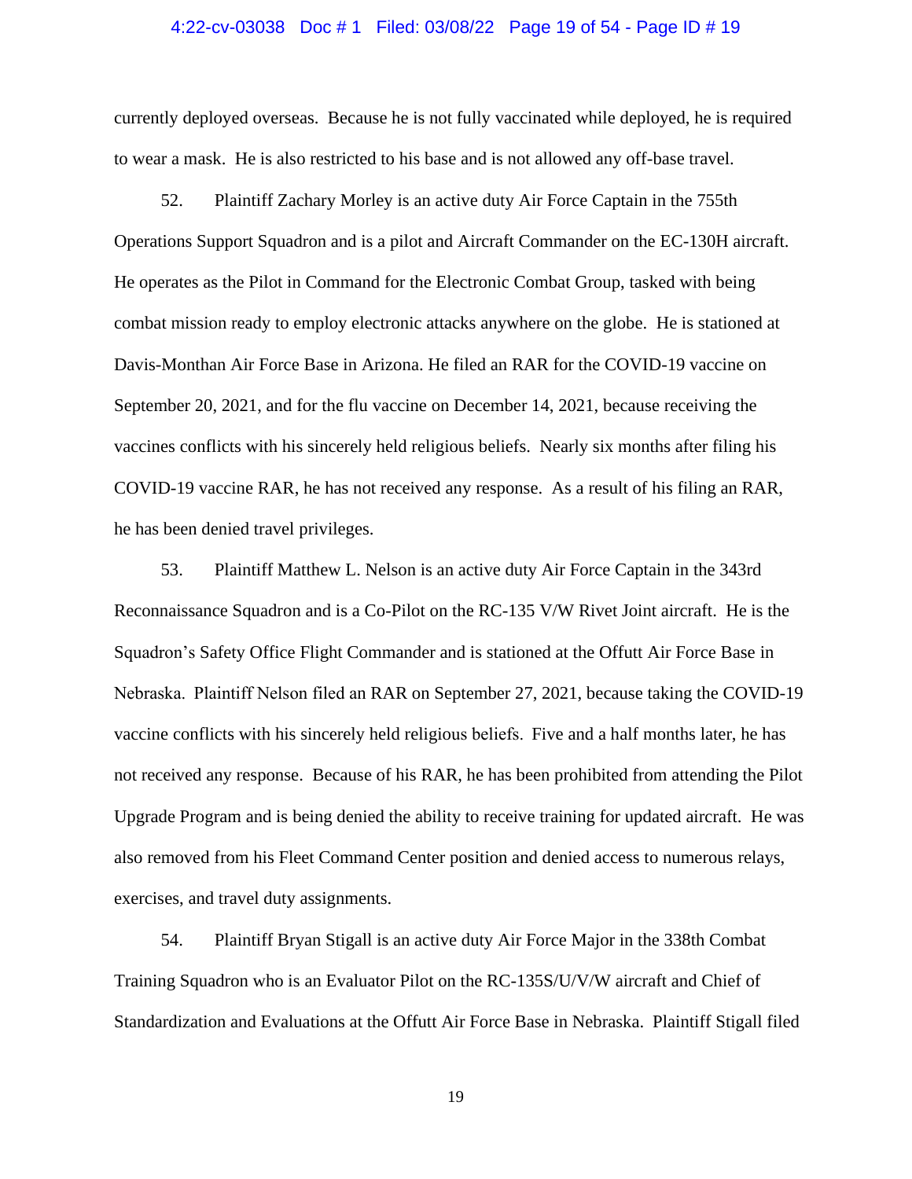currently deployed overseas. Because he is not fully vaccinated while deployed, he is required to wear a mask. He is also restricted to his base and is not allowed any off-base travel.

52. Plaintiff Zachary Morley is an active duty Air Force Captain in the 755th Operations Support Squadron and is a pilot and Aircraft Commander on the EC-130H aircraft. He operates as the Pilot in Command for the Electronic Combat Group, tasked with being combat mission ready to employ electronic attacks anywhere on the globe. He is stationed at Davis-Monthan Air Force Base in Arizona. He filed an RAR for the COVID-19 vaccine on September 20, 2021, and for the flu vaccine on December 14, 2021, because receiving the vaccines conflicts with his sincerely held religious beliefs. Nearly six months after filing his COVID-19 vaccine RAR, he has not received any response. As a result of his filing an RAR, he has been denied travel privileges.

53. Plaintiff Matthew L. Nelson is an active duty Air Force Captain in the 343rd Reconnaissance Squadron and is a Co-Pilot on the RC-135 V/W Rivet Joint aircraft. He is the Squadron's Safety Office Flight Commander and is stationed at the Offutt Air Force Base in Nebraska. Plaintiff Nelson filed an RAR on September 27, 2021, because taking the COVID-19 vaccine conflicts with his sincerely held religious beliefs. Five and a half months later, he has not received any response. Because of his RAR, he has been prohibited from attending the Pilot Upgrade Program and is being denied the ability to receive training for updated aircraft. He was also removed from his Fleet Command Center position and denied access to numerous relays, exercises, and travel duty assignments.

54. Plaintiff Bryan Stigall is an active duty Air Force Major in the 338th Combat Training Squadron who is an Evaluator Pilot on the RC-135S/U/V/W aircraft and Chief of Standardization and Evaluations at the Offutt Air Force Base in Nebraska. Plaintiff Stigall filed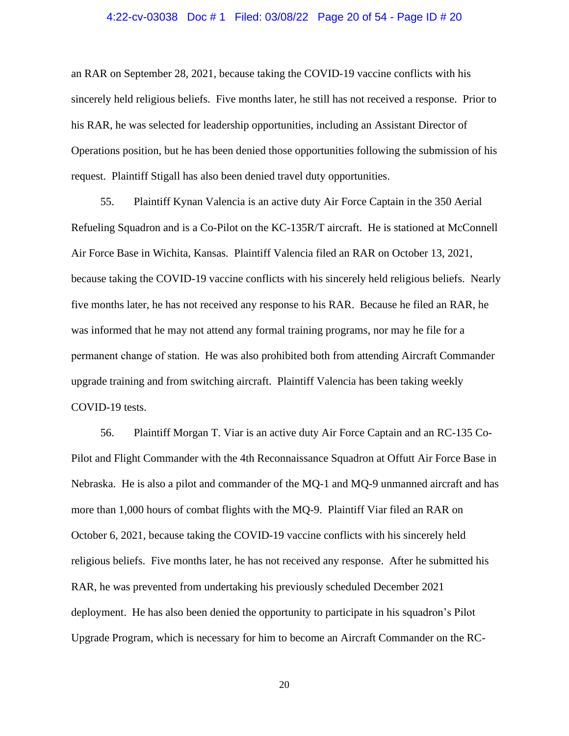an RAR on September 28, 2021, because taking the COVID-19 vaccine conflicts with his sincerely held religious beliefs. Five months later, he still has not received a response. Prior to his RAR, he was selected for leadership opportunities, including an Assistant Director of Operations position, but he has been denied those opportunities following the submission of his request. Plaintiff Stigall has also been denied travel duty opportunities.

55. Plaintiff Kynan Valencia is an active duty Air Force Captain in the 350 Aerial Refueling Squadron and is a Co-Pilot on the KC-135R/T aircraft. He is stationed at McConnell Air Force Base in Wichita, Kansas. Plaintiff Valencia filed an RAR on October 13, 2021, because taking the COVID-19 vaccine conflicts with his sincerely held religious beliefs. Nearly five months later, he has not received any response to his RAR. Because he filed an RAR, he was informed that he may not attend any formal training programs, nor may he file for a permanent change of station. He was also prohibited both from attending Aircraft Commander upgrade training and from switching aircraft. Plaintiff Valencia has been taking weekly COVID-19 tests.

56. Plaintiff Morgan T. Viar is an active duty Air Force Captain and an RC-135 Co-Pilot and Flight Commander with the 4th Reconnaissance Squadron at Offutt Air Force Base in Nebraska. He is also a pilot and commander of the MQ-1 and MQ-9 unmanned aircraft and has more than 1,000 hours of combat flights with the MQ-9. Plaintiff Viar filed an RAR on October 6, 2021, because taking the COVID-19 vaccine conflicts with his sincerely held religious beliefs. Five months later, he has not received any response. After he submitted his RAR, he was prevented from undertaking his previously scheduled December 2021 deployment. He has also been denied the opportunity to participate in his squadron's Pilot Upgrade Program, which is necessary for him to become an Aircraft Commander on the RC-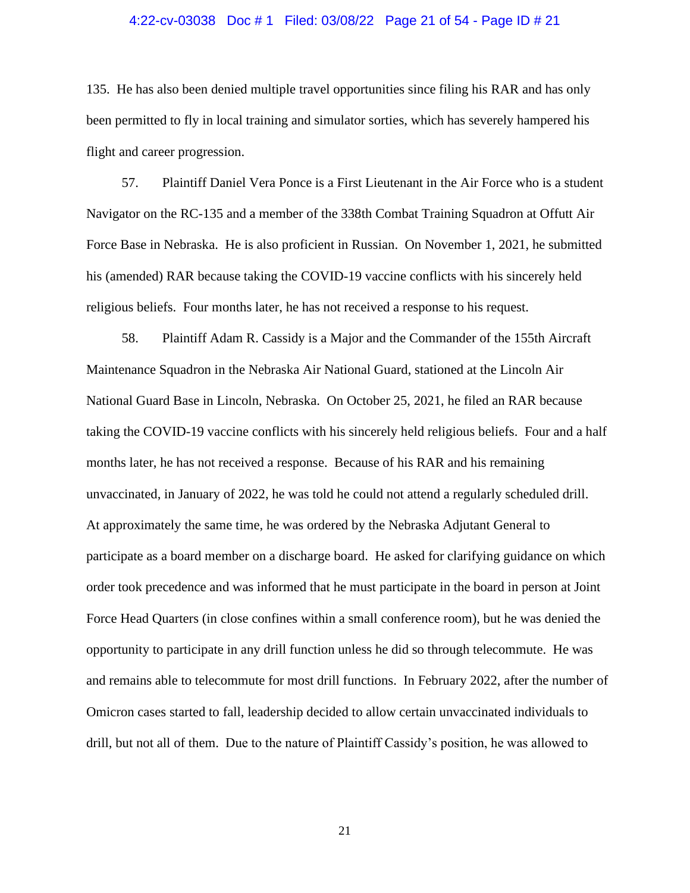135. He has also been denied multiple travel opportunities since filing his RAR and has only been permitted to fly in local training and simulator sorties, which has severely hampered his flight and career progression.

57. Plaintiff Daniel Vera Ponce is a First Lieutenant in the Air Force who is a student Navigator on the RC-135 and a member of the 338th Combat Training Squadron at Offutt Air Force Base in Nebraska. He is also proficient in Russian. On November 1, 2021, he submitted his (amended) RAR because taking the COVID-19 vaccine conflicts with his sincerely held religious beliefs. Four months later, he has not received a response to his request.

58. Plaintiff Adam R. Cassidy is a Major and the Commander of the 155th Aircraft Maintenance Squadron in the Nebraska Air National Guard, stationed at the Lincoln Air National Guard Base in Lincoln, Nebraska. On October 25, 2021, he filed an RAR because taking the COVID-19 vaccine conflicts with his sincerely held religious beliefs. Four and a half months later, he has not received a response. Because of his RAR and his remaining unvaccinated, in January of 2022, he was told he could not attend a regularly scheduled drill. At approximately the same time, he was ordered by the Nebraska Adjutant General to participate as a board member on a discharge board. He asked for clarifying guidance on which order took precedence and was informed that he must participate in the board in person at Joint Force Head Quarters (in close confines within a small conference room), but he was denied the opportunity to participate in any drill function unless he did so through telecommute. He was and remains able to telecommute for most drill functions. In February 2022, after the number of Omicron cases started to fall, leadership decided to allow certain unvaccinated individuals to drill, but not all of them. Due to the nature of Plaintiff Cassidy's position, he was allowed to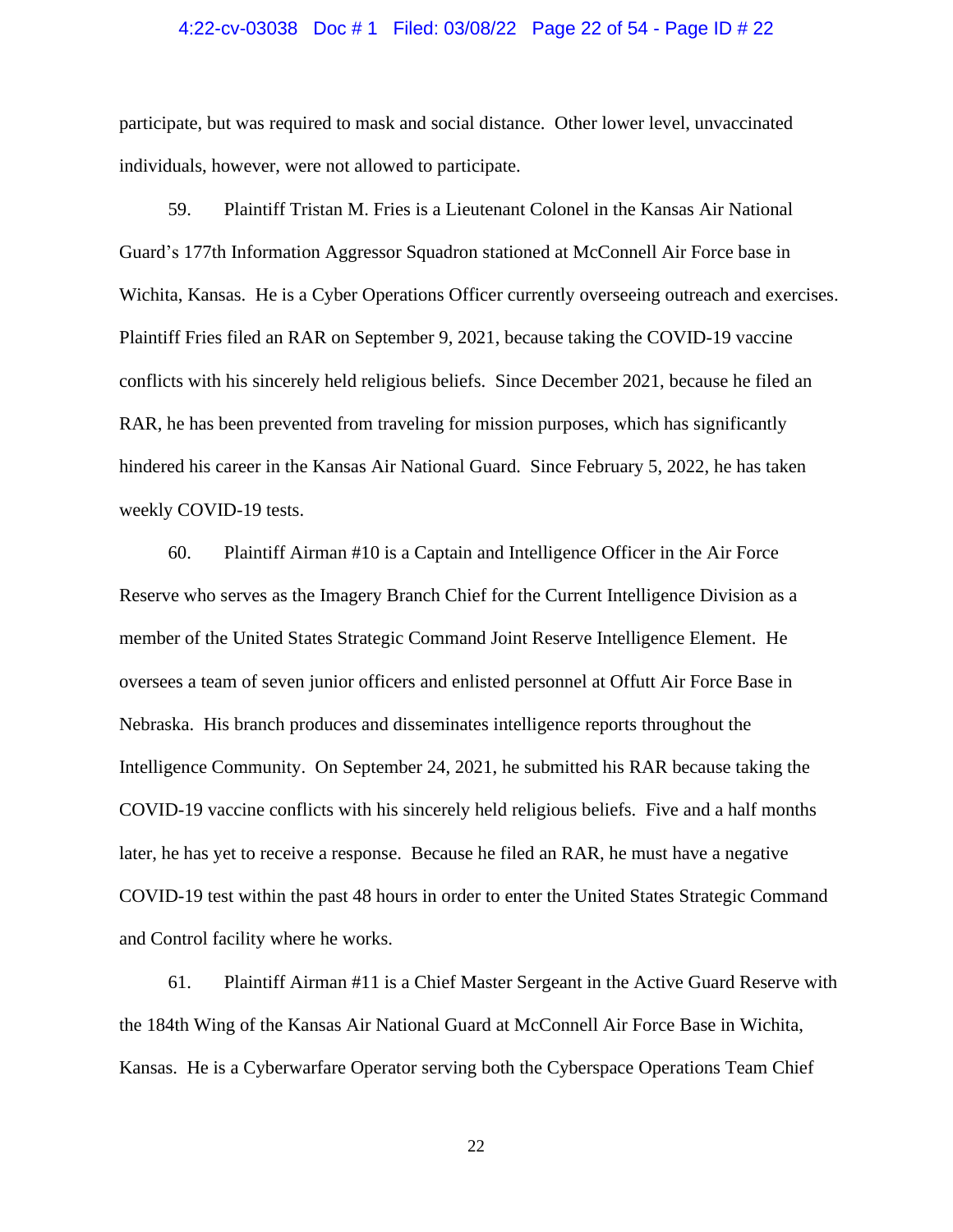participate, but was required to mask and social distance. Other lower level, unvaccinated individuals, however, were not allowed to participate.

59. Plaintiff Tristan M. Fries is a Lieutenant Colonel in the Kansas Air National Guard's 177th Information Aggressor Squadron stationed at McConnell Air Force base in Wichita, Kansas. He is a Cyber Operations Officer currently overseeing outreach and exercises. Plaintiff Fries filed an RAR on September 9, 2021, because taking the COVID-19 vaccine conflicts with his sincerely held religious beliefs. Since December 2021, because he filed an RAR, he has been prevented from traveling for mission purposes, which has significantly hindered his career in the Kansas Air National Guard. Since February 5, 2022, he has taken weekly COVID-19 tests.

60. Plaintiff Airman #10 is a Captain and Intelligence Officer in the Air Force Reserve who serves as the Imagery Branch Chief for the Current Intelligence Division as a member of the United States Strategic Command Joint Reserve Intelligence Element. He oversees a team of seven junior officers and enlisted personnel at Offutt Air Force Base in Nebraska. His branch produces and disseminates intelligence reports throughout the Intelligence Community. On September 24, 2021, he submitted his RAR because taking the COVID-19 vaccine conflicts with his sincerely held religious beliefs. Five and a half months later, he has yet to receive a response. Because he filed an RAR, he must have a negative COVID-19 test within the past 48 hours in order to enter the United States Strategic Command and Control facility where he works.

61. Plaintiff Airman #11 is a Chief Master Sergeant in the Active Guard Reserve with the 184th Wing of the Kansas Air National Guard at McConnell Air Force Base in Wichita, Kansas. He is a Cyberwarfare Operator serving both the Cyberspace Operations Team Chief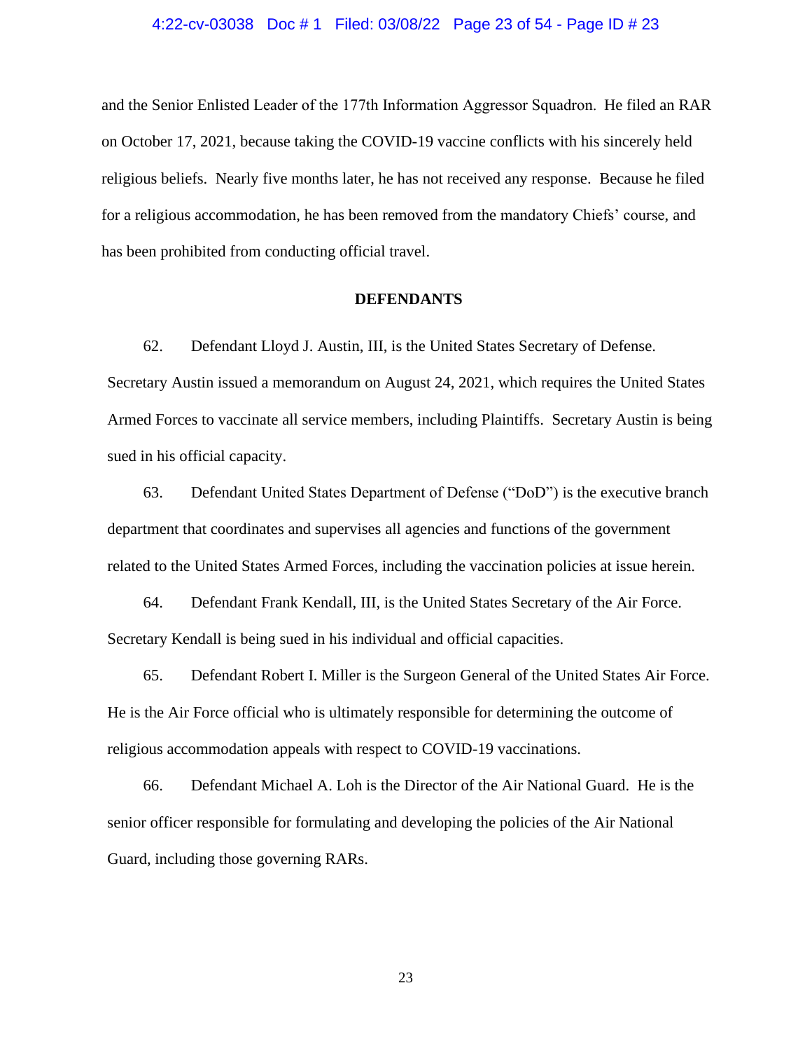and the Senior Enlisted Leader of the 177th Information Aggressor Squadron. He filed an RAR on October 17, 2021, because taking the COVID-19 vaccine conflicts with his sincerely held religious beliefs. Nearly five months later, he has not received any response. Because he filed for a religious accommodation, he has been removed from the mandatory Chiefs' course, and has been prohibited from conducting official travel.

## DEFENDANTS

62. Defendant Lloyd J. Austin, III, is the United States Secretary of Defense. Secretary Austin issued a memorandum on August 24, 2021, which requires the United States Armed Forces to vaccinate all service members, including Plaintiffs. Secretary Austin is being sued in his official capacity.

63. Defendant United States Department of Defense ("DoD") is the executive branch department that coordinates and supervises all agencies and functions of the government related to the United States Armed Forces, including the vaccination policies at issue herein.

64. Defendant Frank Kendall, III, is the United States Secretary of the Air Force. Secretary Kendall is being sued in his individual and official capacities.

65. Defendant Robert I. Miller is the Surgeon General of the United States Air Force. He is the Air Force official who is ultimately responsible for determining the outcome of religious accommodation appeals with respect to COVID-19 vaccinations.

66. Defendant Michael A. Loh is the Director of the Air National Guard. He is the senior officer responsible for formulating and developing the policies of the Air National Guard, including those governing RARs.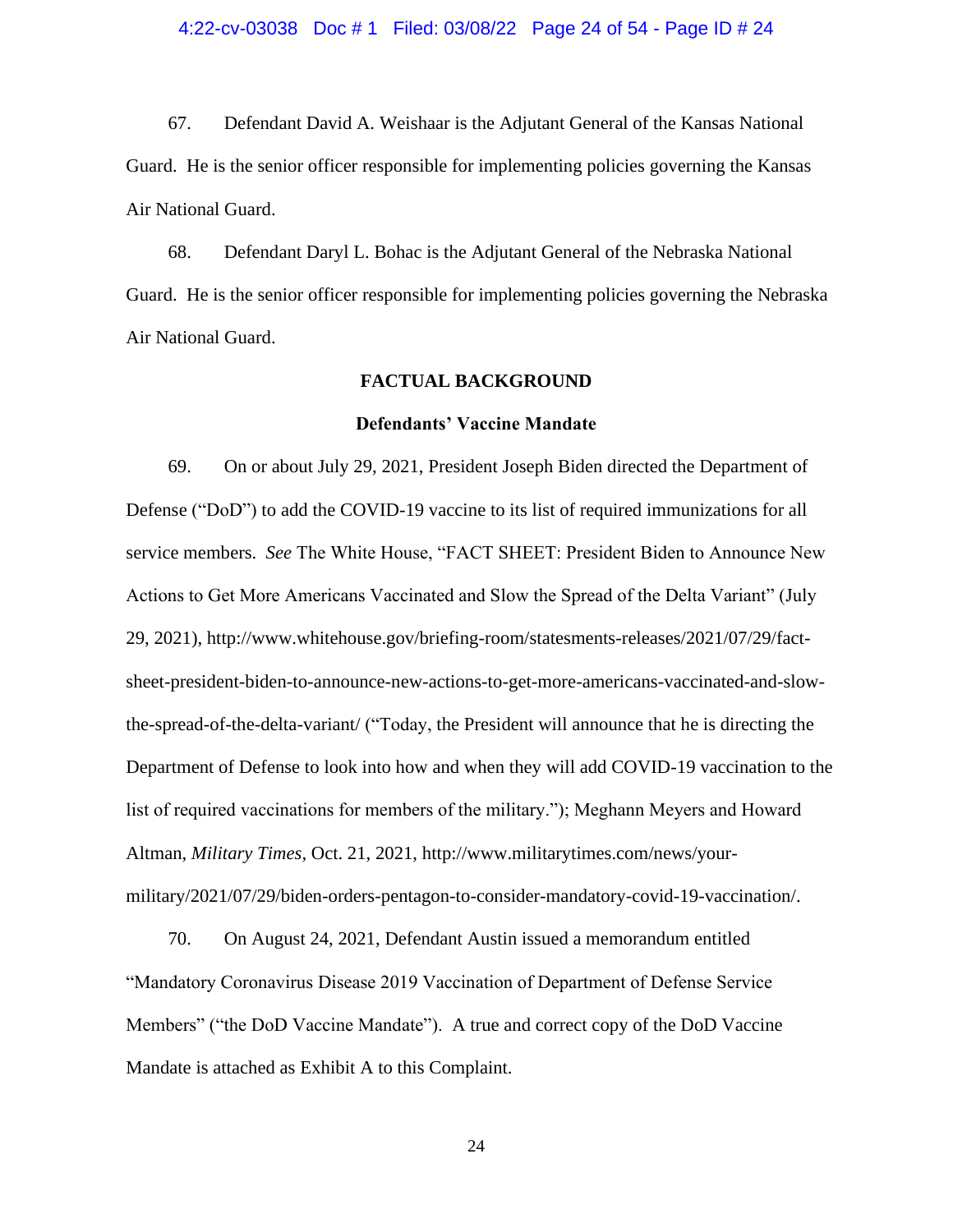67. Defendant David A. Weishaar is the Adjutant General of the Kansas National Guard. He is the senior officer responsible for implementing policies governing the Kansas Air National Guard.

68. Defendant Daryl L. Bohac is the Adjutant General of the Nebraska National Guard. He is the senior officer responsible for implementing policies governing the Nebraska Air National Guard.

## FACTUAL BACKGROUND

### Defendants' Vaccine Mandate

69. On or about July 29, 2021, President Joseph Biden directed the Department of Defense ("DoD") to add the COVID-19 vaccine to its list of required immunizations for all service members. *See* The White House, "FACT SHEET: President Biden to Announce New Actions to Get More Americans Vaccinated and Slow the Spread of the Delta Variant" (July 29, 2021), http://www.whitehouse.gov/briefing-room/statesments-releases/2021/07/29/fact-sheet-president-biden-to-announce-new-actions-to-get-more-americans-vaccinated-and-slow-the-spread-of-the-delta-variant/ ("Today, the President will announce that he is directing the Department of Defense to look into how and when they will add COVID-19 vaccination to the list of required vaccinations for members of the military."); Meghann Meyers and Howard Altman, *Military Times*, Oct. 21, 2021, http://www.militarytimes.com/news/your-military/2021/07/29/biden-orders-pentagon-to-consider-mandatory-covid-19-vaccination/.

70. On August 24, 2021, Defendant Austin issued a memorandum entitled "Mandatory Coronavirus Disease 2019 Vaccination of Department of Defense Service Members" ("the DoD Vaccine Mandate"). A true and correct copy of the DoD Vaccine Mandate is attached as Exhibit A to this Complaint.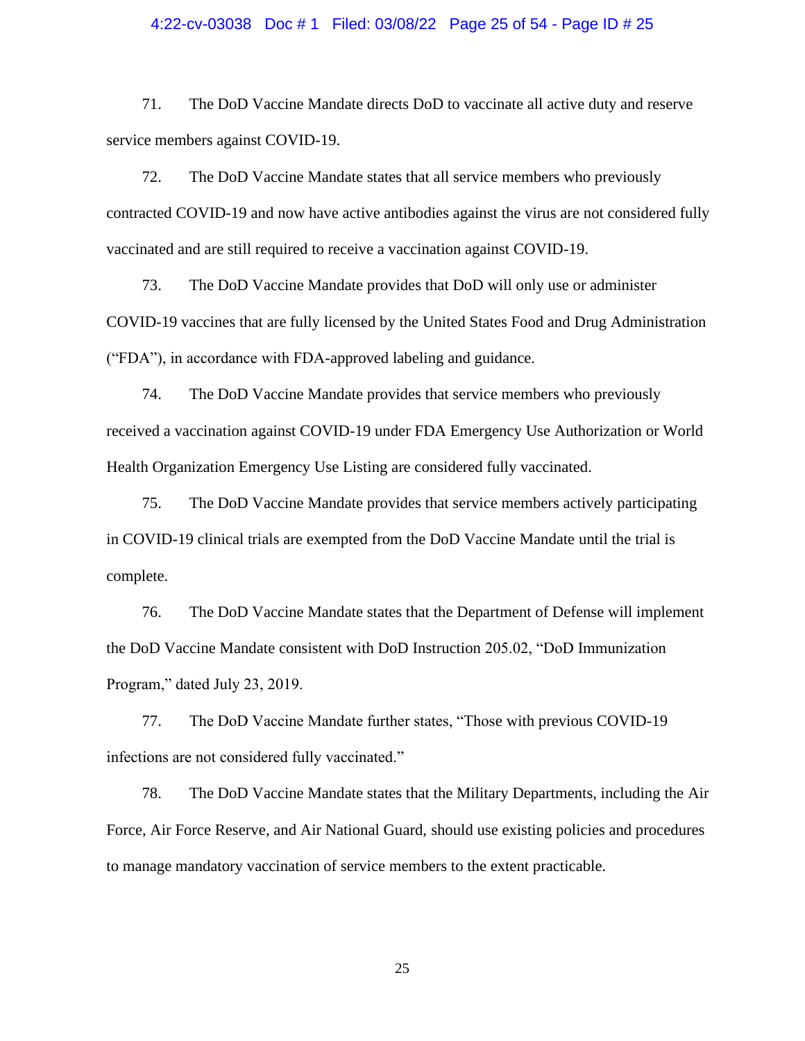71. The DoD Vaccine Mandate directs DoD to vaccinate all active duty and reserve service members against COVID-19.

72. The DoD Vaccine Mandate states that all service members who previously contracted COVID-19 and now have active antibodies against the virus are not considered fully vaccinated and are still required to receive a vaccination against COVID-19.

73. The DoD Vaccine Mandate provides that DoD will only use or administer COVID-19 vaccines that are fully licensed by the United States Food and Drug Administration ("FDA"), in accordance with FDA-approved labeling and guidance.

74. The DoD Vaccine Mandate provides that service members who previously received a vaccination against COVID-19 under FDA Emergency Use Authorization or World Health Organization Emergency Use Listing are considered fully vaccinated.

75. The DoD Vaccine Mandate provides that service members actively participating in COVID-19 clinical trials are exempted from the DoD Vaccine Mandate until the trial is complete.

76. The DoD Vaccine Mandate states that the Department of Defense will implement the DoD Vaccine Mandate consistent with DoD Instruction 205.02, "DoD Immunization Program," dated July 23, 2019.

77. The DoD Vaccine Mandate further states, "Those with previous COVID-19 infections are not considered fully vaccinated."

78. The DoD Vaccine Mandate states that the Military Departments, including the Air Force, Air Force Reserve, and Air National Guard, should use existing policies and procedures to manage mandatory vaccination of service members to the extent practicable.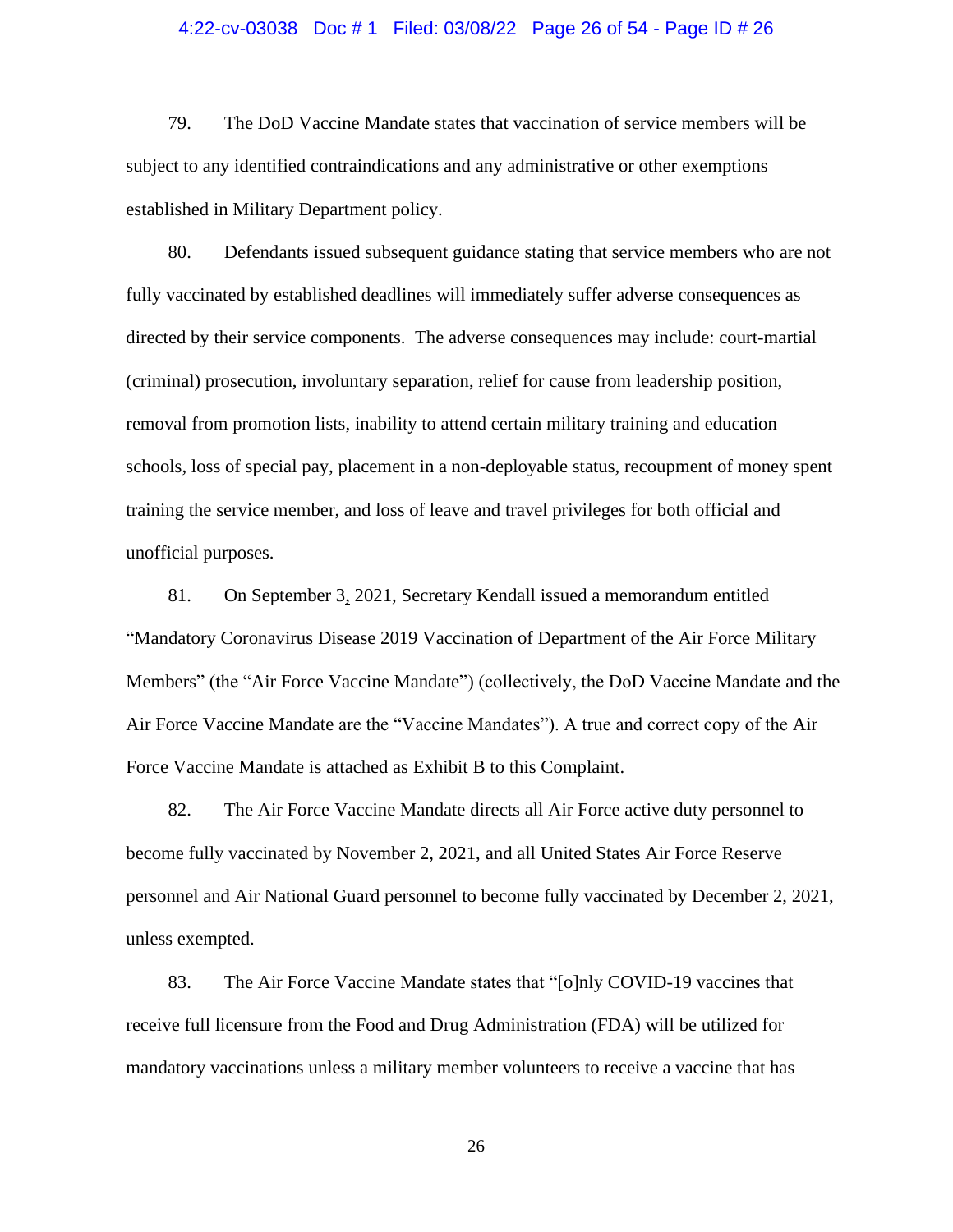79. The DoD Vaccine Mandate states that vaccination of service members will be subject to any identified contraindications and any administrative or other exemptions established in Military Department policy.

80. Defendants issued subsequent guidance stating that service members who are not fully vaccinated by established deadlines will immediately suffer adverse consequences as directed by their service components. The adverse consequences may include: court-martial (criminal) prosecution, involuntary separation, relief for cause from leadership position, removal from promotion lists, inability to attend certain military training and education schools, loss of special pay, placement in a non-deployable status, recoupment of money spent training the service member, and loss of leave and travel privileges for both official and unofficial purposes.

81. On September 3, 2021, Secretary Kendall issued a memorandum entitled "Mandatory Coronavirus Disease 2019 Vaccination of Department of the Air Force Military Members" (the "Air Force Vaccine Mandate") (collectively, the DoD Vaccine Mandate and the Air Force Vaccine Mandate are the "Vaccine Mandates"). A true and correct copy of the Air Force Vaccine Mandate is attached as Exhibit B to this Complaint.

82. The Air Force Vaccine Mandate directs all Air Force active duty personnel to become fully vaccinated by November 2, 2021, and all United States Air Force Reserve personnel and Air National Guard personnel to become fully vaccinated by December 2, 2021, unless exempted.

83. The Air Force Vaccine Mandate states that "[o]nly COVID-19 vaccines that receive full licensure from the Food and Drug Administration (FDA) will be utilized for mandatory vaccinations unless a military member volunteers to receive a vaccine that has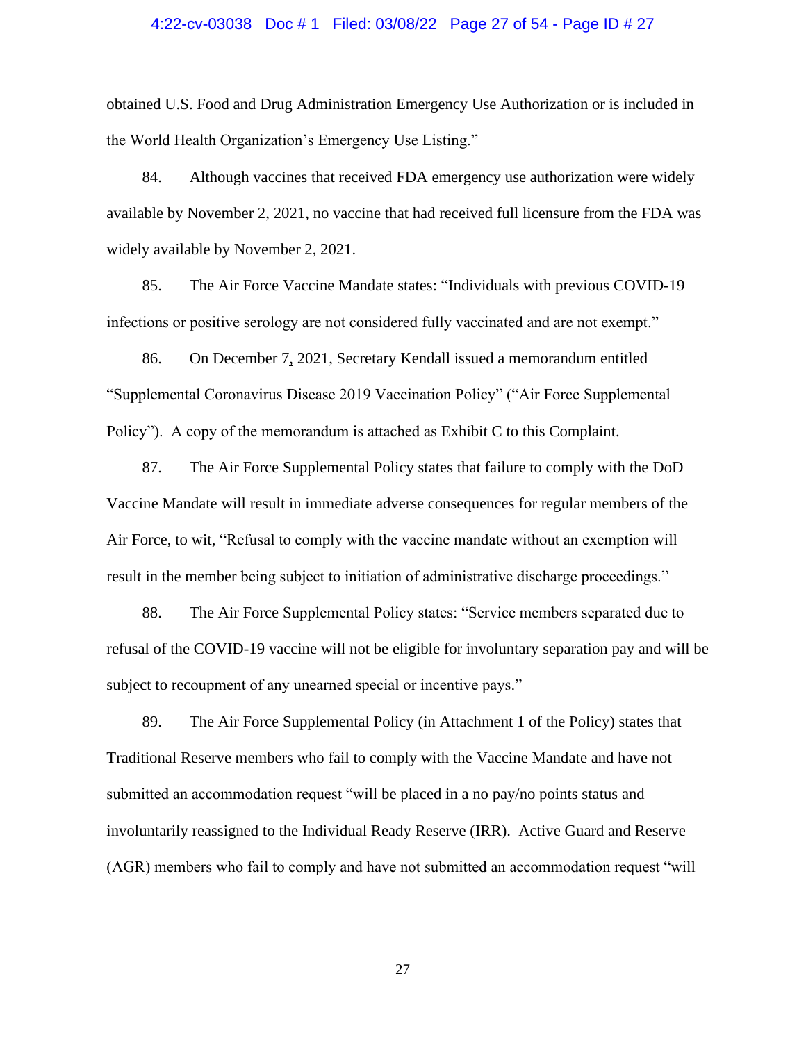obtained U.S. Food and Drug Administration Emergency Use Authorization or is included in the World Health Organization's Emergency Use Listing."

84. Although vaccines that received FDA emergency use authorization were widely available by November 2, 2021, no vaccine that had received full licensure from the FDA was widely available by November 2, 2021.

85. The Air Force Vaccine Mandate states: "Individuals with previous COVID-19 infections or positive serology are not considered fully vaccinated and are not exempt."

86. On December 7, 2021, Secretary Kendall issued a memorandum entitled "Supplemental Coronavirus Disease 2019 Vaccination Policy" ("Air Force Supplemental Policy"). A copy of the memorandum is attached as Exhibit C to this Complaint.

87. The Air Force Supplemental Policy states that failure to comply with the DoD Vaccine Mandate will result in immediate adverse consequences for regular members of the Air Force, to wit, "Refusal to comply with the vaccine mandate without an exemption will result in the member being subject to initiation of administrative discharge proceedings."

88. The Air Force Supplemental Policy states: "Service members separated due to refusal of the COVID-19 vaccine will not be eligible for involuntary separation pay and will be subject to recoupment of any unearned special or incentive pays."

89. The Air Force Supplemental Policy (in Attachment 1 of the Policy) states that Traditional Reserve members who fail to comply with the Vaccine Mandate and have not submitted an accommodation request "will be placed in a no pay/no points status and involuntarily reassigned to the Individual Ready Reserve (IRR). Active Guard and Reserve (AGR) members who fail to comply and have not submitted an accommodation request "will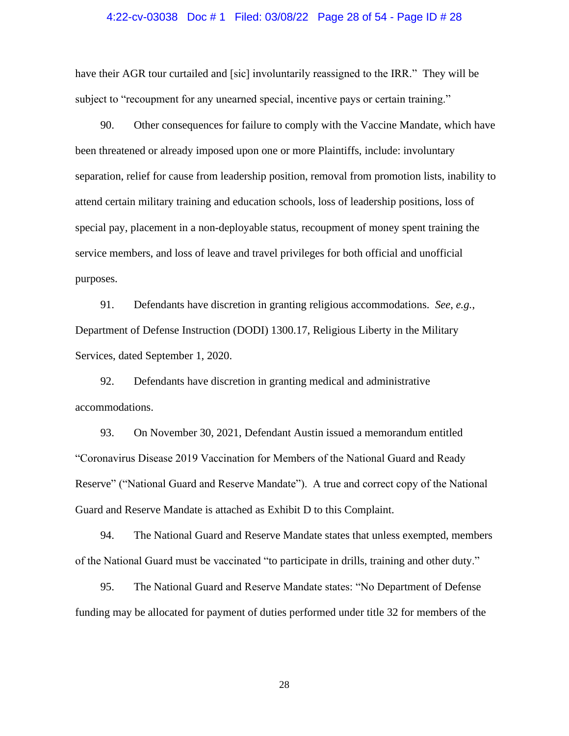have their AGR tour curtailed and [sic] involuntarily reassigned to the IRR." They will be subject to "recoupment for any unearned special, incentive pays or certain training."

90. Other consequences for failure to comply with the Vaccine Mandate, which have been threatened or already imposed upon one or more Plaintiffs, include: involuntary separation, relief for cause from leadership position, removal from promotion lists, inability to attend certain military training and education schools, loss of leadership positions, loss of special pay, placement in a non-deployable status, recoupment of money spent training the service members, and loss of leave and travel privileges for both official and unofficial purposes.

91. Defendants have discretion in granting religious accommodations. *See*, *e.g.*, Department of Defense Instruction (DODI) 1300.17, Religious Liberty in the Military Services, dated September 1, 2020.

92. Defendants have discretion in granting medical and administrative accommodations.

93. On November 30, 2021, Defendant Austin issued a memorandum entitled "Coronavirus Disease 2019 Vaccination for Members of the National Guard and Ready Reserve" ("National Guard and Reserve Mandate"). A true and correct copy of the National Guard and Reserve Mandate is attached as Exhibit D to this Complaint.

94. The National Guard and Reserve Mandate states that unless exempted, members of the National Guard must be vaccinated "to participate in drills, training and other duty."

95. The National Guard and Reserve Mandate states: "No Department of Defense funding may be allocated for payment of duties performed under title 32 for members of the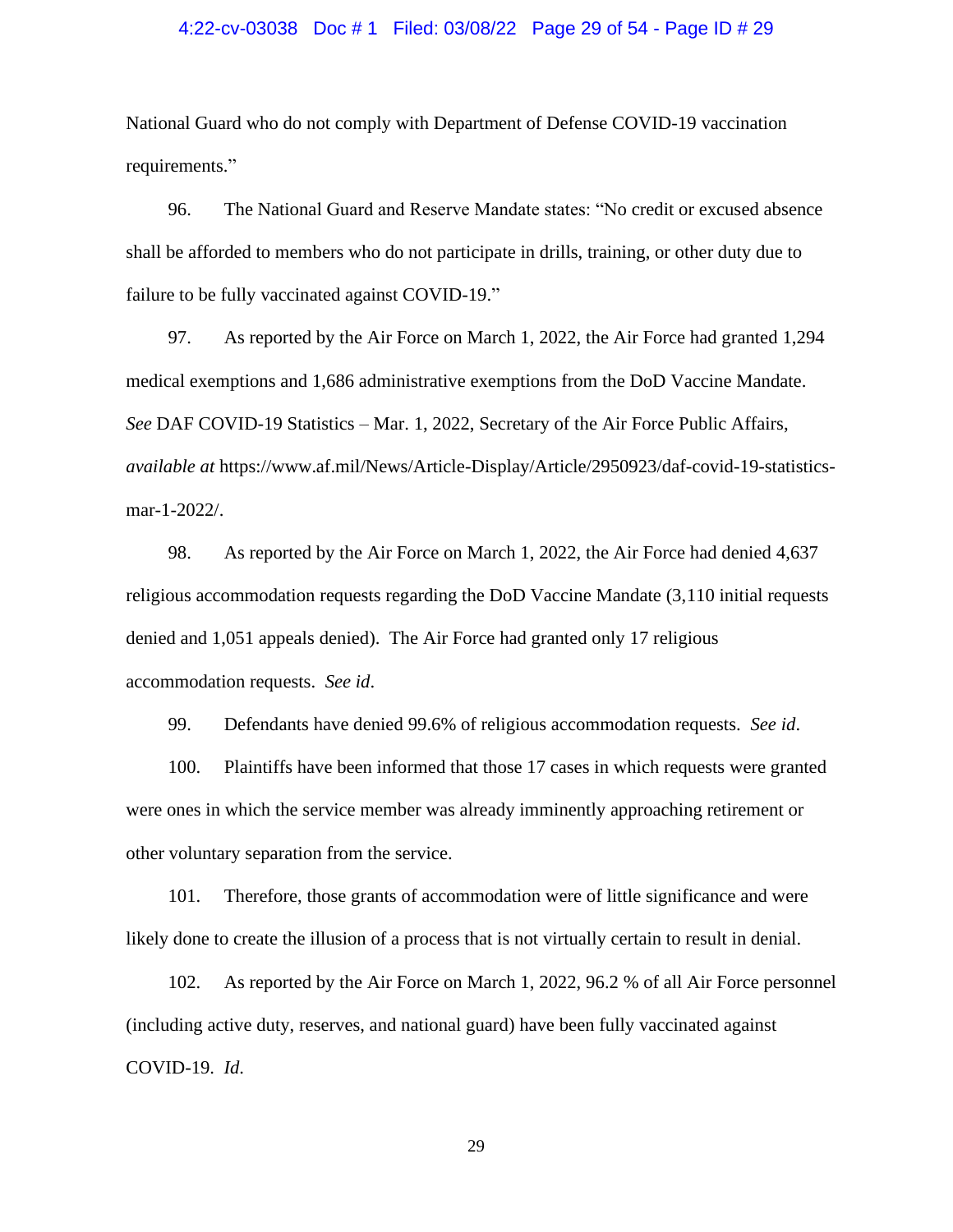National Guard who do not comply with Department of Defense COVID-19 vaccination requirements."

96. The National Guard and Reserve Mandate states: "No credit or excused absence shall be afforded to members who do not participate in drills, training, or other duty due to failure to be fully vaccinated against COVID-19."

97. As reported by the Air Force on March 1, 2022, the Air Force had granted 1,294 medical exemptions and 1,686 administrative exemptions from the DoD Vaccine Mandate. *See* DAF COVID-19 Statistics – Mar. 1, 2022, Secretary of the Air Force Public Affairs, *available at* https://www.af.mil/News/Article-Display/Article/2950923/daf-covid-19-statistics-mar-1-2022/.

98. As reported by the Air Force on March 1, 2022, the Air Force had denied 4,637 religious accommodation requests regarding the DoD Vaccine Mandate (3,110 initial requests denied and 1,051 appeals denied). The Air Force had granted only 17 religious accommodation requests. *See id*.

99. Defendants have denied 99.6% of religious accommodation requests. *See id*.

100. Plaintiffs have been informed that those 17 cases in which requests were granted were ones in which the service member was already imminently approaching retirement or other voluntary separation from the service.

101. Therefore, those grants of accommodation were of little significance and were likely done to create the illusion of a process that is not virtually certain to result in denial.

102. As reported by the Air Force on March 1, 2022, 96.2 % of all Air Force personnel (including active duty, reserves, and national guard) have been fully vaccinated against COVID-19. *Id*.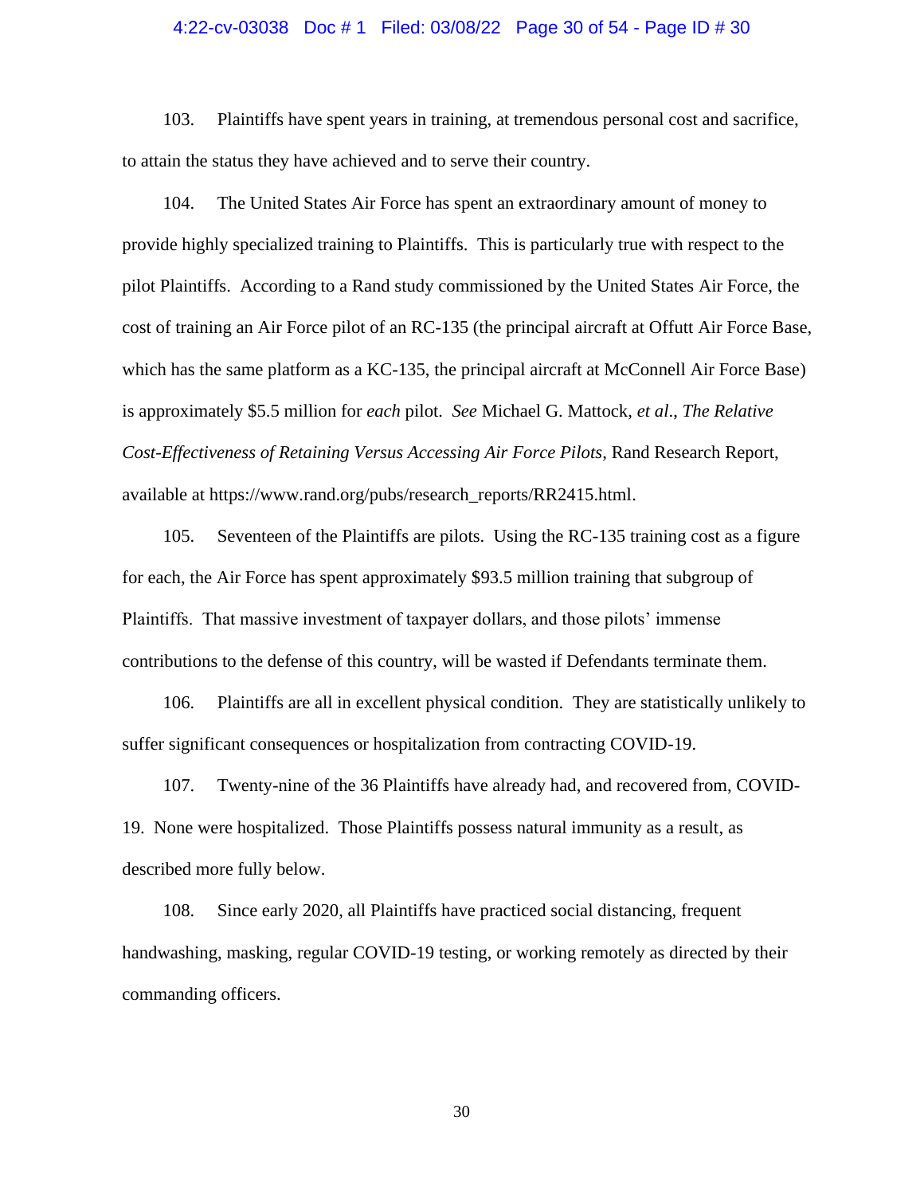103. Plaintiffs have spent years in training, at tremendous personal cost and sacrifice, to attain the status they have achieved and to serve their country.

104. The United States Air Force has spent an extraordinary amount of money to provide highly specialized training to Plaintiffs. This is particularly true with respect to the pilot Plaintiffs. According to a Rand study commissioned by the United States Air Force, the cost of training an Air Force pilot of an RC-135 (the principal aircraft at Offutt Air Force Base, which has the same platform as a KC-135, the principal aircraft at McConnell Air Force Base) is approximately $5.5 million for *each* pilot. *See* Michael G. Mattock, *et al*., *The Relative Cost-Effectiveness of Retaining Versus Accessing Air Force Pilots*, Rand Research Report, available at https://www.rand.org/pubs/research_reports/RR2415.html.

105. Seventeen of the Plaintiffs are pilots. Using the RC-135 training cost as a figure for each, the Air Force has spent approximately $93.5 million training that subgroup of Plaintiffs. That massive investment of taxpayer dollars, and those pilots' immense contributions to the defense of this country, will be wasted if Defendants terminate them.

106. Plaintiffs are all in excellent physical condition. They are statistically unlikely to suffer significant consequences or hospitalization from contracting COVID-19.

107. Twenty-nine of the 36 Plaintiffs have already had, and recovered from, COVID-19. None were hospitalized. Those Plaintiffs possess natural immunity as a result, as described more fully below.

108. Since early 2020, all Plaintiffs have practiced social distancing, frequent handwashing, masking, regular COVID-19 testing, or working remotely as directed by their commanding officers.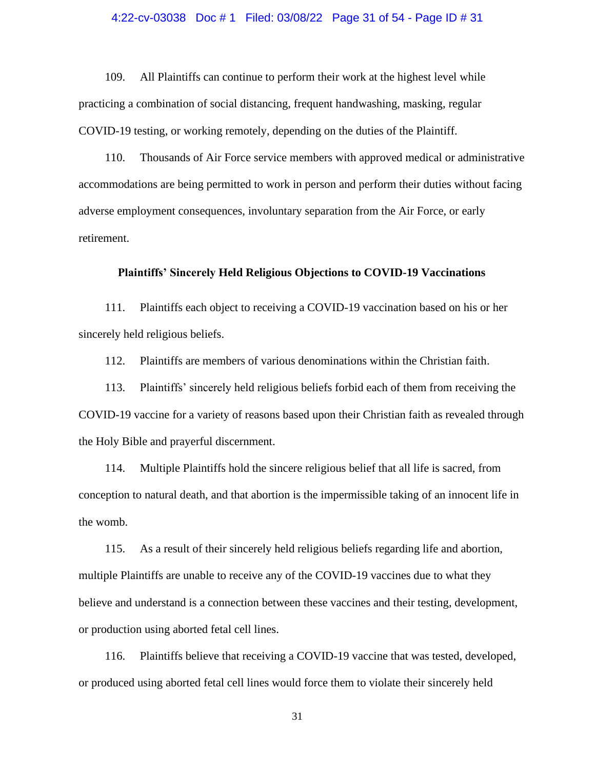109. All Plaintiffs can continue to perform their work at the highest level while practicing a combination of social distancing, frequent handwashing, masking, regular COVID-19 testing, or working remotely, depending on the duties of the Plaintiff.

110. Thousands of Air Force service members with approved medical or administrative accommodations are being permitted to work in person and perform their duties without facing adverse employment consequences, involuntary separation from the Air Force, or early retirement.

**Plaintiffs' Sincerely Held Religious Objections to COVID-19 Vaccinations**

111. Plaintiffs each object to receiving a COVID-19 vaccination based on his or her sincerely held religious beliefs.

112. Plaintiffs are members of various denominations within the Christian faith.

113. Plaintiffs' sincerely held religious beliefs forbid each of them from receiving the COVID-19 vaccine for a variety of reasons based upon their Christian faith as revealed through the Holy Bible and prayerful discernment.

114. Multiple Plaintiffs hold the sincere religious belief that all life is sacred, from conception to natural death, and that abortion is the impermissible taking of an innocent life in the womb.

115. As a result of their sincerely held religious beliefs regarding life and abortion, multiple Plaintiffs are unable to receive any of the COVID-19 vaccines due to what they believe and understand is a connection between these vaccines and their testing, development, or production using aborted fetal cell lines.

116. Plaintiffs believe that receiving a COVID-19 vaccine that was tested, developed, or produced using aborted fetal cell lines would force them to violate their sincerely held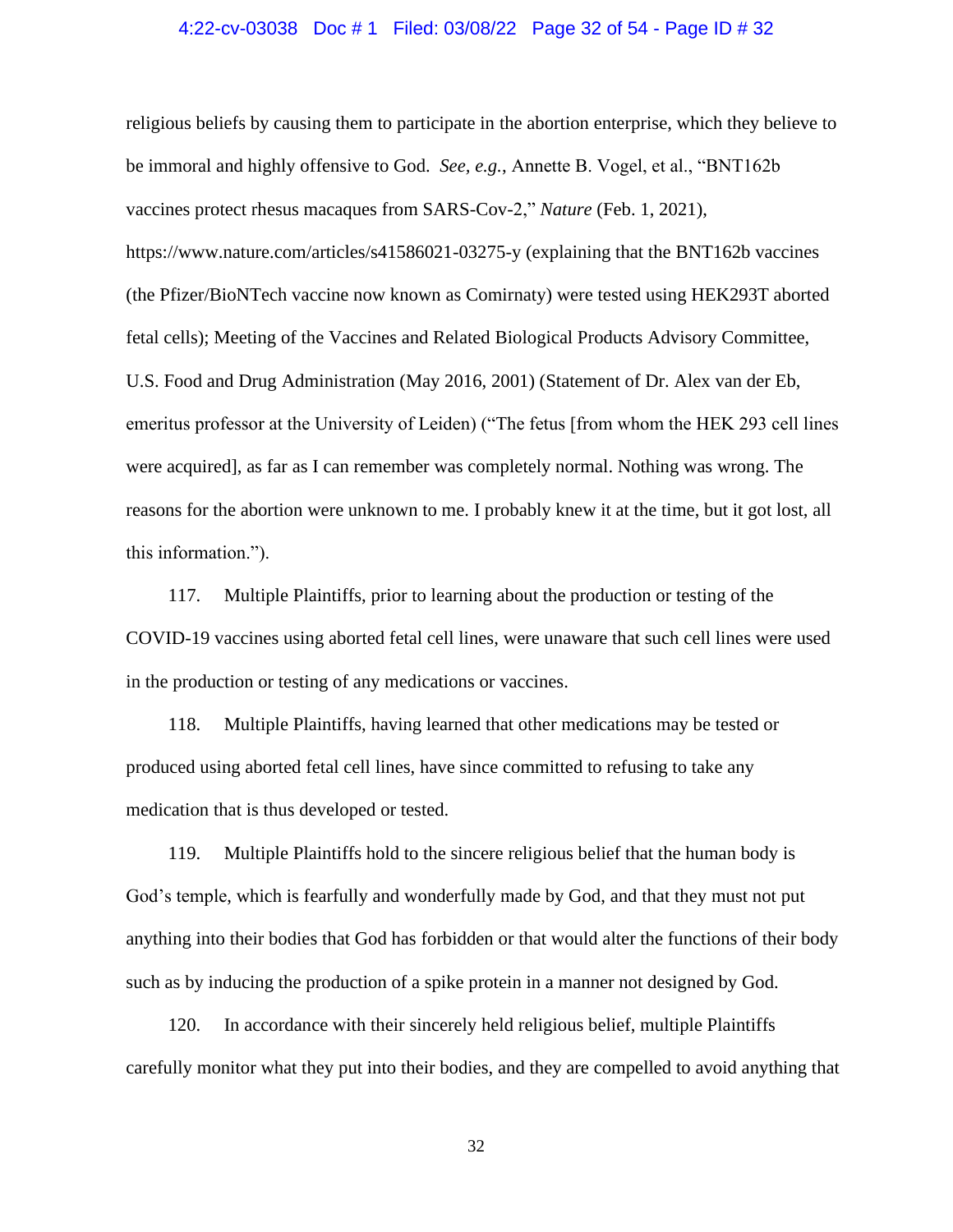religious beliefs by causing them to participate in the abortion enterprise, which they believe to be immoral and highly offensive to God. *See, e.g.*, Annette B. Vogel, et al., "BNT162b vaccines protect rhesus macaques from SARS-Cov-2," *Nature* (Feb. 1, 2021), https://www.nature.com/articles/s41586021-03275-y (explaining that the BNT162b vaccines (the Pfizer/BioNTech vaccine now known as Comirnaty) were tested using HEK293T aborted fetal cells); Meeting of the Vaccines and Related Biological Products Advisory Committee, U.S. Food and Drug Administration (May 2016, 2001) (Statement of Dr. Alex van der Eb, emeritus professor at the University of Leiden) ("The fetus [from whom the HEK 293 cell lines were acquired], as far as I can remember was completely normal. Nothing was wrong. The reasons for the abortion were unknown to me. I probably knew it at the time, but it got lost, all this information.").

117. Multiple Plaintiffs, prior to learning about the production or testing of the COVID-19 vaccines using aborted fetal cell lines, were unaware that such cell lines were used in the production or testing of any medications or vaccines.

118. Multiple Plaintiffs, having learned that other medications may be tested or produced using aborted fetal cell lines, have since committed to refusing to take any medication that is thus developed or tested.

119. Multiple Plaintiffs hold to the sincere religious belief that the human body is God's temple, which is fearfully and wonderfully made by God, and that they must not put anything into their bodies that God has forbidden or that would alter the functions of their body such as by inducing the production of a spike protein in a manner not designed by God.

120. In accordance with their sincerely held religious belief, multiple Plaintiffs carefully monitor what they put into their bodies, and they are compelled to avoid anything that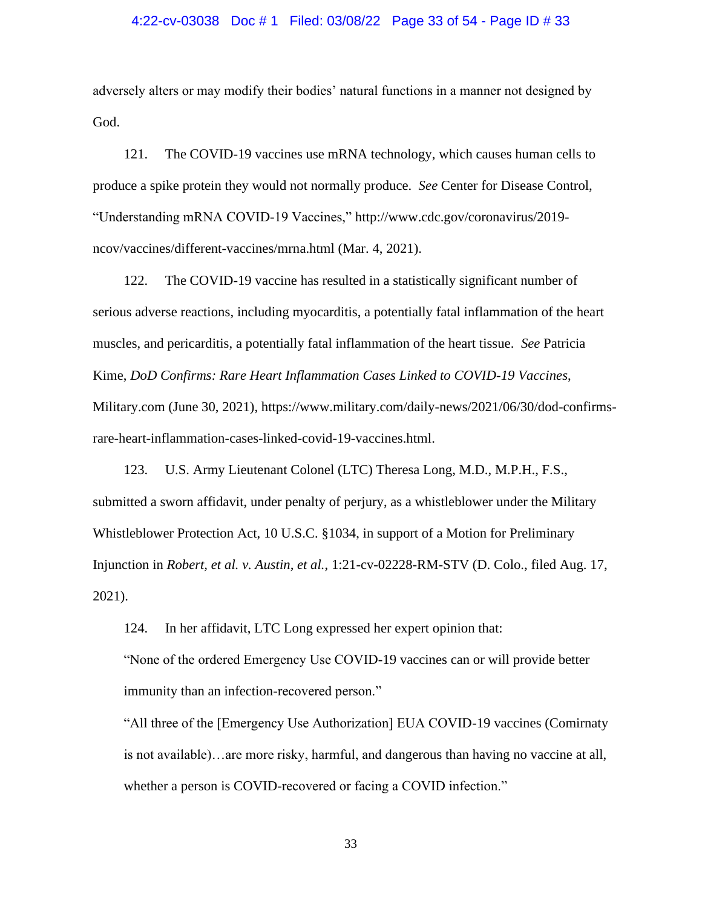adversely alters or may modify their bodies' natural functions in a manner not designed by God.

121. The COVID-19 vaccines use mRNA technology, which causes human cells to produce a spike protein they would not normally produce. *See* Center for Disease Control, "Understanding mRNA COVID-19 Vaccines," http://www.cdc.gov/coronavirus/2019-ncov/vaccines/different-vaccines/mrna.html (Mar. 4, 2021).

122. The COVID-19 vaccine has resulted in a statistically significant number of serious adverse reactions, including myocarditis, a potentially fatal inflammation of the heart muscles, and pericarditis, a potentially fatal inflammation of the heart tissue. *See* Patricia Kime, *DoD Confirms: Rare Heart Inflammation Cases Linked to COVID-19 Vaccines*, Military.com (June 30, 2021), https://www.military.com/daily-news/2021/06/30/dod-confirms-rare-heart-inflammation-cases-linked-covid-19-vaccines.html.

123. U.S. Army Lieutenant Colonel (LTC) Theresa Long, M.D., M.P.H., F.S., submitted a sworn affidavit, under penalty of perjury, as a whistleblower under the Military Whistleblower Protection Act, 10 U.S.C. §1034, in support of a Motion for Preliminary Injunction in *Robert, et al. v. Austin, et al.*, 1:21-cv-02228-RM-STV (D. Colo., filed Aug. 17, 2021).

124. In her affidavit, LTC Long expressed her expert opinion that:

> "None of the ordered Emergency Use COVID-19 vaccines can or will provide better immunity than an infection-recovered person."
>
> "All three of the [Emergency Use Authorization] EUA COVID-19 vaccines (Comirnaty is not available)…are more risky, harmful, and dangerous than having no vaccine at all, whether a person is COVID-recovered or facing a COVID infection."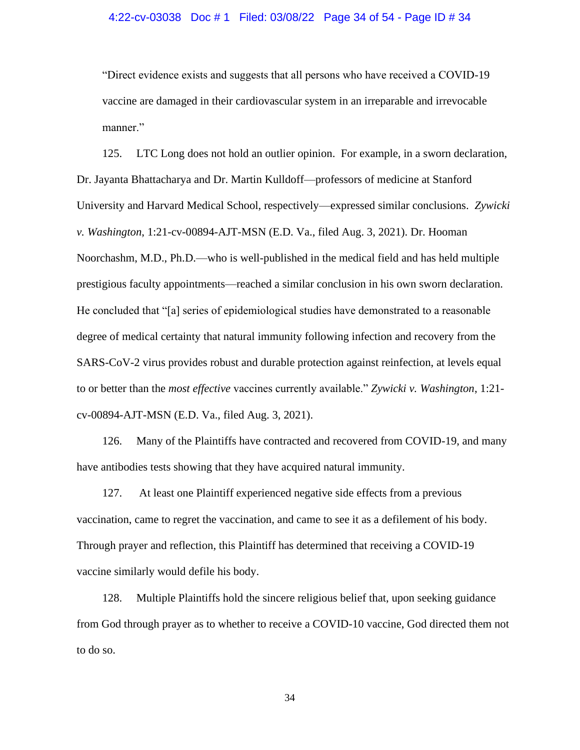> "Direct evidence exists and suggests that all persons who have received a COVID-19 vaccine are damaged in their cardiovascular system in an irreparable and irrevocable manner."

125. LTC Long does not hold an outlier opinion. For example, in a sworn declaration, Dr. Jayanta Bhattacharya and Dr. Martin Kulldoff—professors of medicine at Stanford University and Harvard Medical School, respectively—expressed similar conclusions. *Zywicki v. Washington*, 1:21-cv-00894-AJT-MSN (E.D. Va., filed Aug. 3, 2021). Dr. Hooman Noorchashm, M.D., Ph.D.—who is well-published in the medical field and has held multiple prestigious faculty appointments—reached a similar conclusion in his own sworn declaration. He concluded that "[a] series of epidemiological studies have demonstrated to a reasonable degree of medical certainty that natural immunity following infection and recovery from the SARS-CoV-2 virus provides robust and durable protection against reinfection, at levels equal to or better than the *most effective* vaccines currently available." *Zywicki v. Washington*, 1:21-cv-00894-AJT-MSN (E.D. Va., filed Aug. 3, 2021).

126. Many of the Plaintiffs have contracted and recovered from COVID-19, and many have antibodies tests showing that they have acquired natural immunity.

127. At least one Plaintiff experienced negative side effects from a previous vaccination, came to regret the vaccination, and came to see it as a defilement of his body. Through prayer and reflection, this Plaintiff has determined that receiving a COVID-19 vaccine similarly would defile his body.

128. Multiple Plaintiffs hold the sincere religious belief that, upon seeking guidance from God through prayer as to whether to receive a COVID-10 vaccine, God directed them not to do so.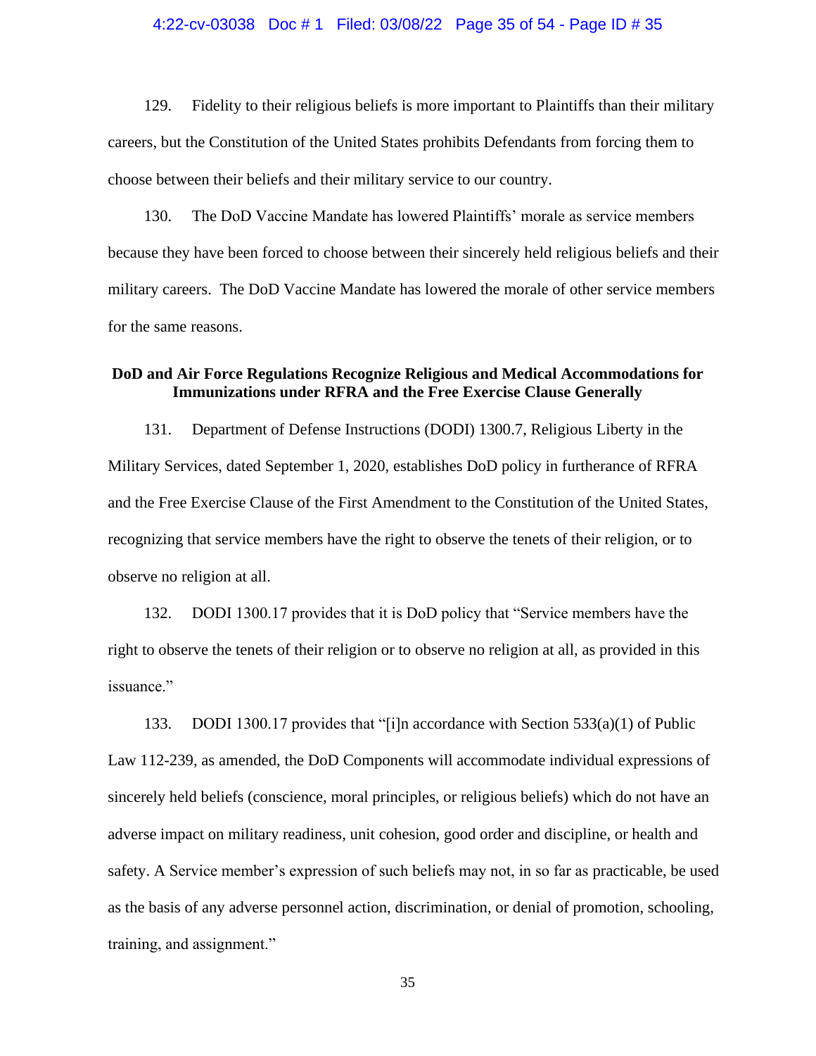129. Fidelity to their religious beliefs is more important to Plaintiffs than their military careers, but the Constitution of the United States prohibits Defendants from forcing them to choose between their beliefs and their military service to our country.

130. The DoD Vaccine Mandate has lowered Plaintiffs' morale as service members because they have been forced to choose between their sincerely held religious beliefs and their military careers. The DoD Vaccine Mandate has lowered the morale of other service members for the same reasons.

**DoD and Air Force Regulations Recognize Religious and Medical Accommodations for Immunizations under RFRA and the Free Exercise Clause Generally**

131. Department of Defense Instructions (DODI) 1300.7, Religious Liberty in the Military Services, dated September 1, 2020, establishes DoD policy in furtherance of RFRA and the Free Exercise Clause of the First Amendment to the Constitution of the United States, recognizing that service members have the right to observe the tenets of their religion, or to observe no religion at all.

132. DODI 1300.17 provides that it is DoD policy that "Service members have the right to observe the tenets of their religion or to observe no religion at all, as provided in this issuance."

133. DODI 1300.17 provides that "[i]n accordance with Section 533(a)(1) of Public Law 112-239, as amended, the DoD Components will accommodate individual expressions of sincerely held beliefs (conscience, moral principles, or religious beliefs) which do not have an adverse impact on military readiness, unit cohesion, good order and discipline, or health and safety. A Service member's expression of such beliefs may not, in so far as practicable, be used as the basis of any adverse personnel action, discrimination, or denial of promotion, schooling, training, and assignment."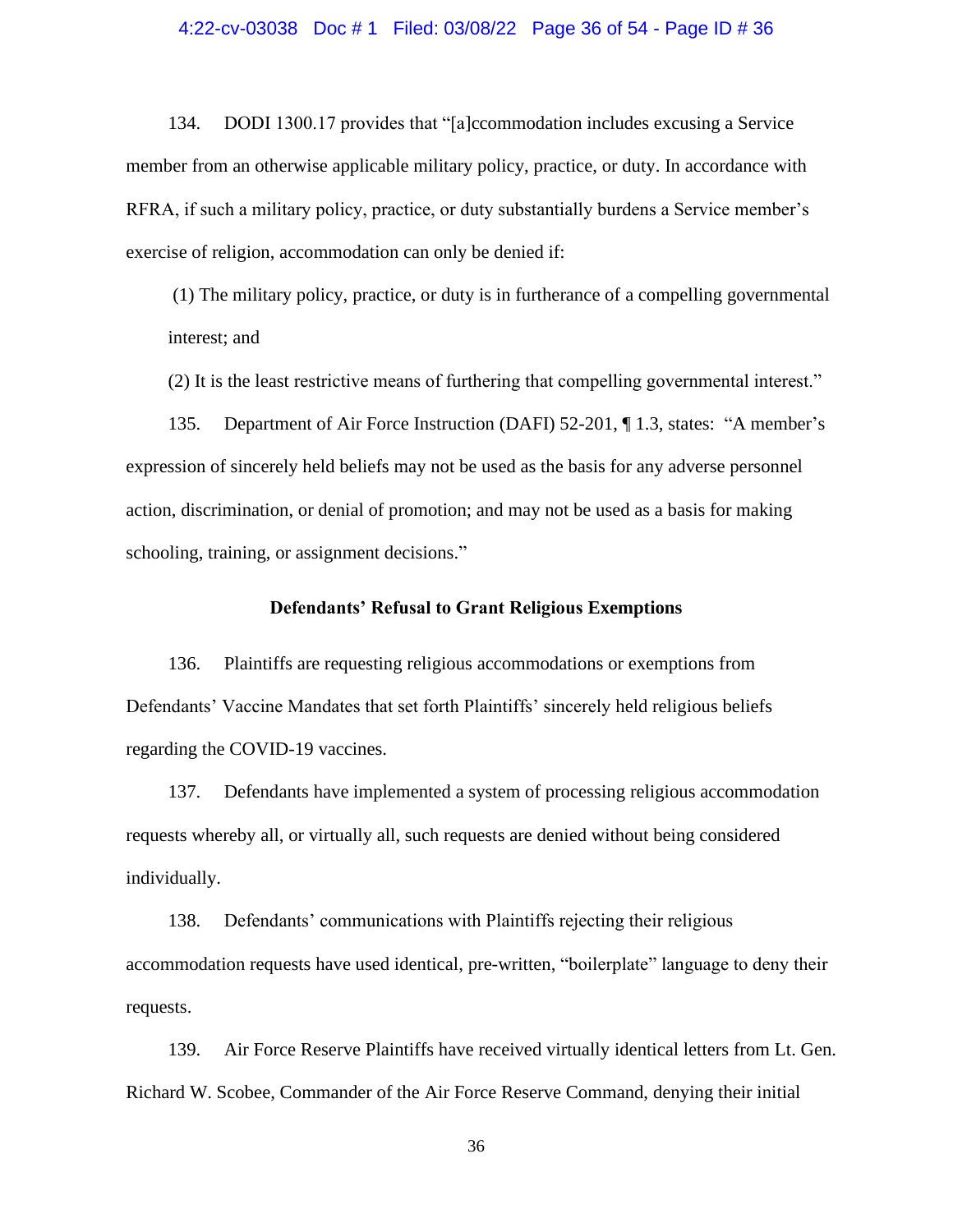134. DODI 1300.17 provides that "[a]ccommodation includes excusing a Service member from an otherwise applicable military policy, practice, or duty. In accordance with RFRA, if such a military policy, practice, or duty substantially burdens a Service member's exercise of religion, accommodation can only be denied if:

(1) The military policy, practice, or duty is in furtherance of a compelling governmental interest; and

(2) It is the least restrictive means of furthering that compelling governmental interest."

135. Department of Air Force Instruction (DAFI) 52-201, ¶ 1.3, states: "A member's expression of sincerely held beliefs may not be used as the basis for any adverse personnel action, discrimination, or denial of promotion; and may not be used as a basis for making schooling, training, or assignment decisions."

**Defendants' Refusal to Grant Religious Exemptions**

136. Plaintiffs are requesting religious accommodations or exemptions from Defendants' Vaccine Mandates that set forth Plaintiffs' sincerely held religious beliefs regarding the COVID-19 vaccines.

137. Defendants have implemented a system of processing religious accommodation requests whereby all, or virtually all, such requests are denied without being considered individually.

138. Defendants' communications with Plaintiffs rejecting their religious accommodation requests have used identical, pre-written, "boilerplate" language to deny their requests.

139. Air Force Reserve Plaintiffs have received virtually identical letters from Lt. Gen. Richard W. Scobee, Commander of the Air Force Reserve Command, denying their initial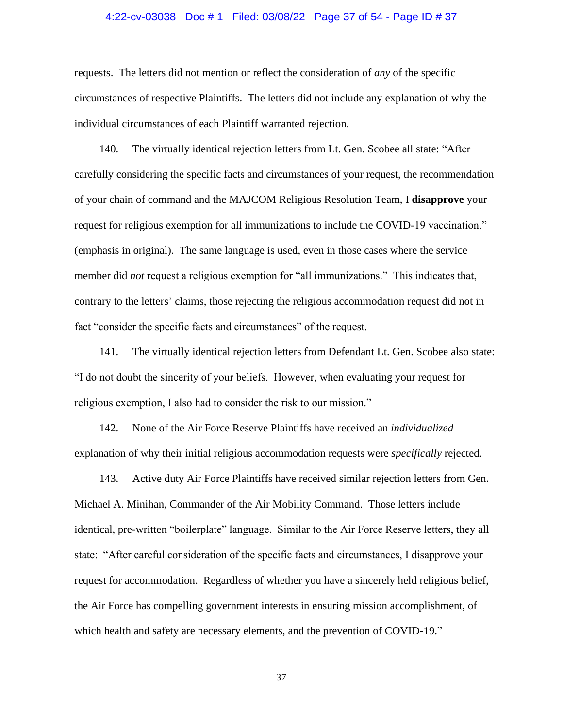requests. The letters did not mention or reflect the consideration of *any* of the specific circumstances of respective Plaintiffs. The letters did not include any explanation of why the individual circumstances of each Plaintiff warranted rejection.

140. The virtually identical rejection letters from Lt. Gen. Scobee all state: "After carefully considering the specific facts and circumstances of your request, the recommendation of your chain of command and the MAJCOM Religious Resolution Team, I **disapprove** your request for religious exemption for all immunizations to include the COVID-19 vaccination." (emphasis in original). The same language is used, even in those cases where the service member did *not* request a religious exemption for "all immunizations." This indicates that, contrary to the letters' claims, those rejecting the religious accommodation request did not in fact "consider the specific facts and circumstances" of the request.

141. The virtually identical rejection letters from Defendant Lt. Gen. Scobee also state: "I do not doubt the sincerity of your beliefs. However, when evaluating your request for religious exemption, I also had to consider the risk to our mission."

142. None of the Air Force Reserve Plaintiffs have received an *individualized* explanation of why their initial religious accommodation requests were *specifically* rejected.

143. Active duty Air Force Plaintiffs have received similar rejection letters from Gen. Michael A. Minihan, Commander of the Air Mobility Command. Those letters include identical, pre-written "boilerplate" language. Similar to the Air Force Reserve letters, they all state: "After careful consideration of the specific facts and circumstances, I disapprove your request for accommodation. Regardless of whether you have a sincerely held religious belief, the Air Force has compelling government interests in ensuring mission accomplishment, of which health and safety are necessary elements, and the prevention of COVID-19."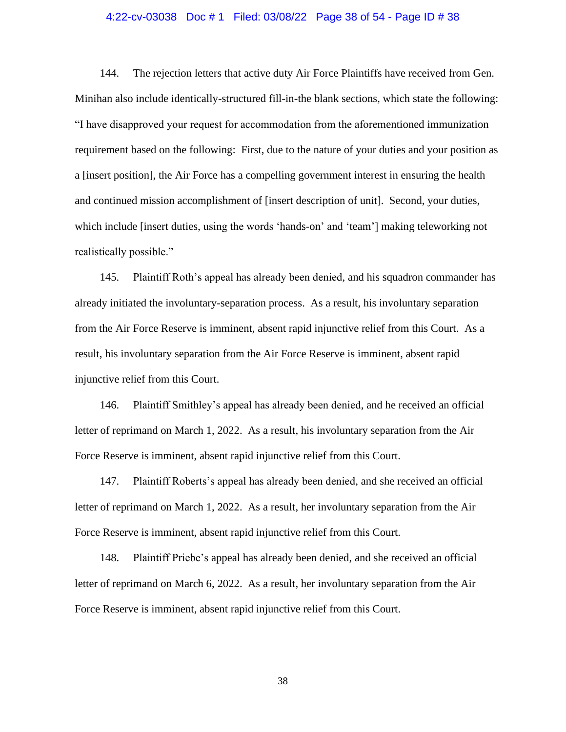144. The rejection letters that active duty Air Force Plaintiffs have received from Gen. Minihan also include identically-structured fill-in-the blank sections, which state the following: "I have disapproved your request for accommodation from the aforementioned immunization requirement based on the following: First, due to the nature of your duties and your position as a [insert position], the Air Force has a compelling government interest in ensuring the health and continued mission accomplishment of [insert description of unit]. Second, your duties, which include [insert duties, using the words 'hands-on' and 'team'] making teleworking not realistically possible."

145. Plaintiff Roth's appeal has already been denied, and his squadron commander has already initiated the involuntary-separation process. As a result, his involuntary separation from the Air Force Reserve is imminent, absent rapid injunctive relief from this Court. As a result, his involuntary separation from the Air Force Reserve is imminent, absent rapid injunctive relief from this Court.

146. Plaintiff Smithley's appeal has already been denied, and he received an official letter of reprimand on March 1, 2022. As a result, his involuntary separation from the Air Force Reserve is imminent, absent rapid injunctive relief from this Court.

147. Plaintiff Roberts's appeal has already been denied, and she received an official letter of reprimand on March 1, 2022. As a result, her involuntary separation from the Air Force Reserve is imminent, absent rapid injunctive relief from this Court.

148. Plaintiff Priebe's appeal has already been denied, and she received an official letter of reprimand on March 6, 2022. As a result, her involuntary separation from the Air Force Reserve is imminent, absent rapid injunctive relief from this Court.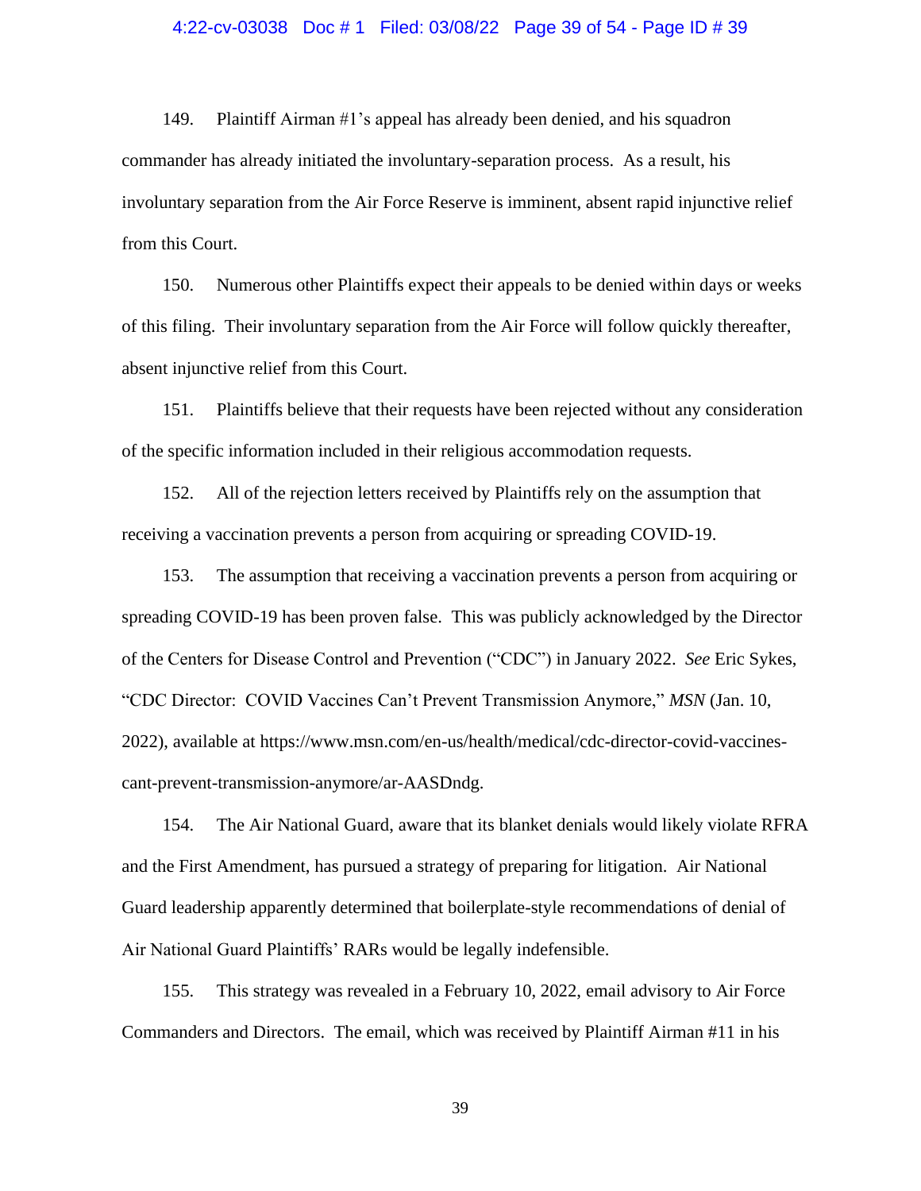149. Plaintiff Airman #1's appeal has already been denied, and his squadron commander has already initiated the involuntary-separation process. As a result, his involuntary separation from the Air Force Reserve is imminent, absent rapid injunctive relief from this Court.

150. Numerous other Plaintiffs expect their appeals to be denied within days or weeks of this filing. Their involuntary separation from the Air Force will follow quickly thereafter, absent injunctive relief from this Court.

151. Plaintiffs believe that their requests have been rejected without any consideration of the specific information included in their religious accommodation requests.

152. All of the rejection letters received by Plaintiffs rely on the assumption that receiving a vaccination prevents a person from acquiring or spreading COVID-19.

153. The assumption that receiving a vaccination prevents a person from acquiring or spreading COVID-19 has been proven false. This was publicly acknowledged by the Director of the Centers for Disease Control and Prevention ("CDC") in January 2022. *See* Eric Sykes, "CDC Director: COVID Vaccines Can't Prevent Transmission Anymore," *MSN* (Jan. 10, 2022), available at https://www.msn.com/en-us/health/medical/cdc-director-covid-vaccines-cant-prevent-transmission-anymore/ar-AASDndg.

154. The Air National Guard, aware that its blanket denials would likely violate RFRA and the First Amendment, has pursued a strategy of preparing for litigation. Air National Guard leadership apparently determined that boilerplate-style recommendations of denial of Air National Guard Plaintiffs' RARs would be legally indefensible.

155. This strategy was revealed in a February 10, 2022, email advisory to Air Force Commanders and Directors. The email, which was received by Plaintiff Airman #11 in his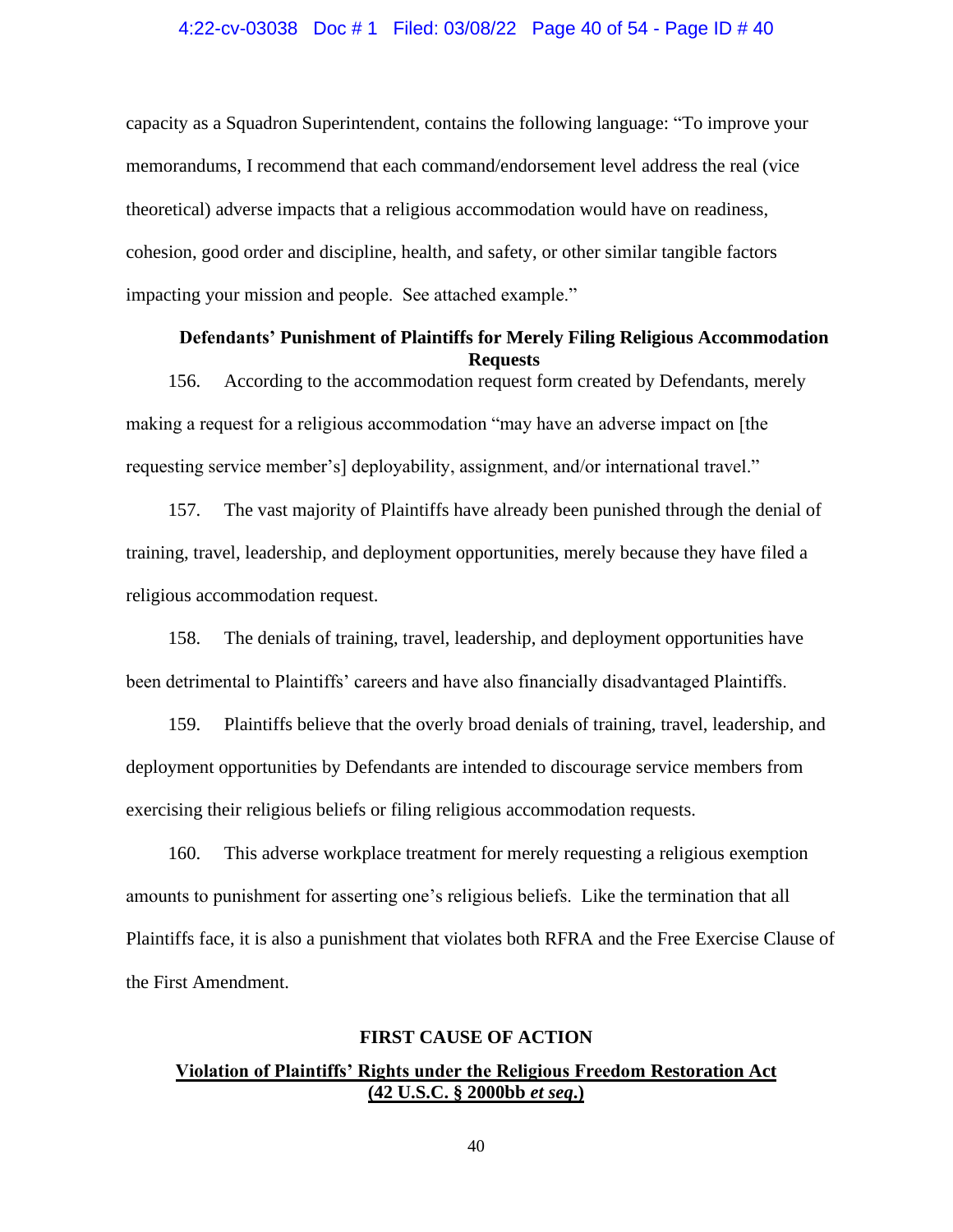capacity as a Squadron Superintendent, contains the following language: "To improve your memorandums, I recommend that each command/endorsement level address the real (vice theoretical) adverse impacts that a religious accommodation would have on readiness, cohesion, good order and discipline, health, and safety, or other similar tangible factors impacting your mission and people. See attached example."

### Defendants' Punishment of Plaintiffs for Merely Filing Religious Accommodation Requests

156. According to the accommodation request form created by Defendants, merely making a request for a religious accommodation "may have an adverse impact on [the requesting service member's] deployability, assignment, and/or international travel."

157. The vast majority of Plaintiffs have already been punished through the denial of training, travel, leadership, and deployment opportunities, merely because they have filed a religious accommodation request.

158. The denials of training, travel, leadership, and deployment opportunities have been detrimental to Plaintiffs' careers and have also financially disadvantaged Plaintiffs.

159. Plaintiffs believe that the overly broad denials of training, travel, leadership, and deployment opportunities by Defendants are intended to discourage service members from exercising their religious beliefs or filing religious accommodation requests.

160. This adverse workplace treatment for merely requesting a religious exemption amounts to punishment for asserting one's religious beliefs. Like the termination that all Plaintiffs face, it is also a punishment that violates both RFRA and the Free Exercise Clause of the First Amendment.

## FIRST CAUSE OF ACTION

### Violation of Plaintiffs' Rights under the Religious Freedom Restoration Act (42 U.S.C. § 2000bb *et seq.*)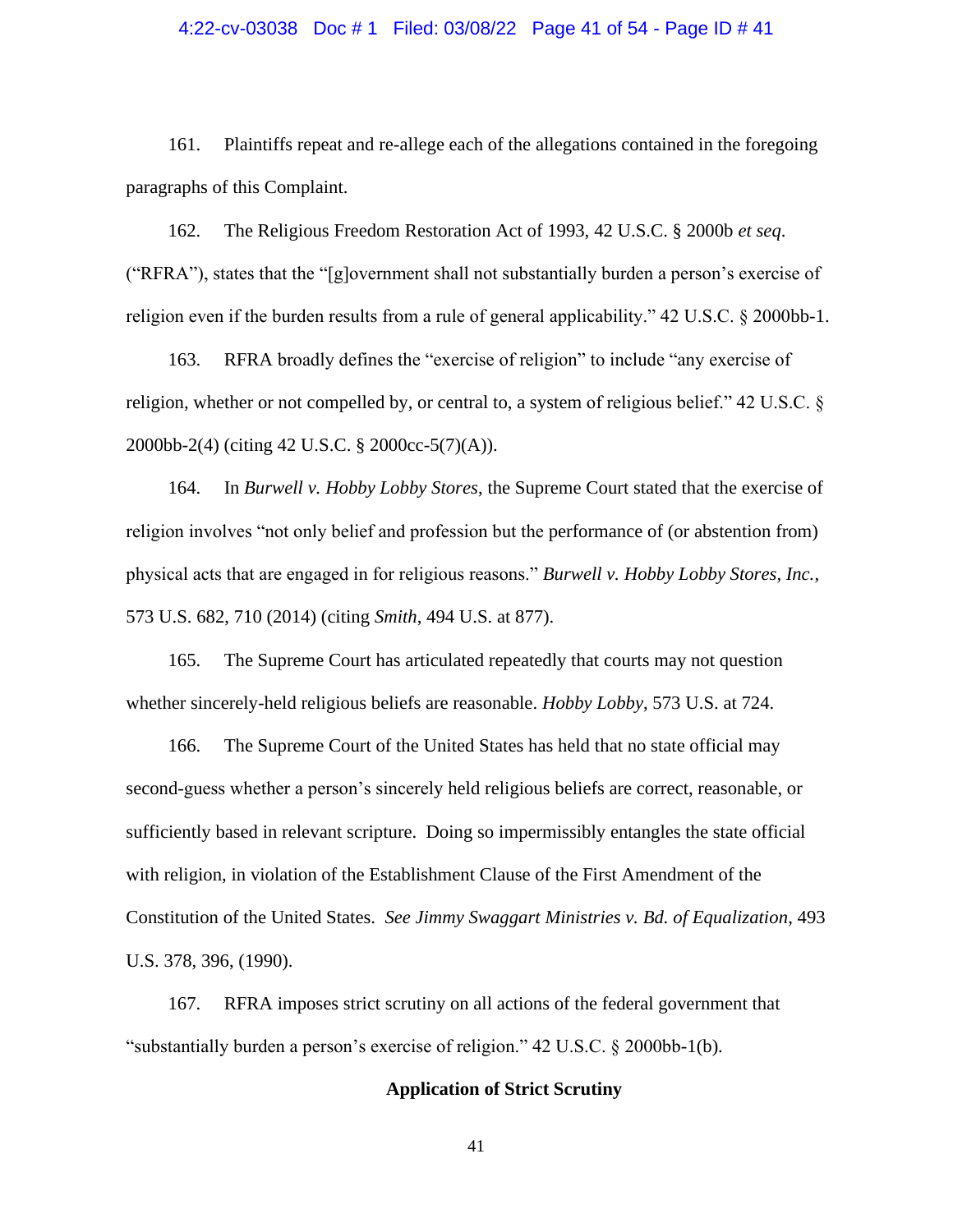161. Plaintiffs repeat and re-allege each of the allegations contained in the foregoing paragraphs of this Complaint.

162. The Religious Freedom Restoration Act of 1993, 42 U.S.C. § 2000b *et seq*. ("RFRA"), states that the "[g]overnment shall not substantially burden a person's exercise of religion even if the burden results from a rule of general applicability." 42 U.S.C. § 2000bb-1.

163. RFRA broadly defines the "exercise of religion" to include "any exercise of religion, whether or not compelled by, or central to, a system of religious belief." 42 U.S.C. § 2000bb-2(4) (citing 42 U.S.C. § 2000cc-5(7)(A)).

164. In *Burwell v. Hobby Lobby Stores*, the Supreme Court stated that the exercise of religion involves "not only belief and profession but the performance of (or abstention from) physical acts that are engaged in for religious reasons." *Burwell v. Hobby Lobby Stores, Inc.*, 573 U.S. 682, 710 (2014) (citing *Smith*, 494 U.S. at 877).

165. The Supreme Court has articulated repeatedly that courts may not question whether sincerely-held religious beliefs are reasonable. *Hobby Lobby*, 573 U.S. at 724.

166. The Supreme Court of the United States has held that no state official may second-guess whether a person's sincerely held religious beliefs are correct, reasonable, or sufficiently based in relevant scripture. Doing so impermissibly entangles the state official with religion, in violation of the Establishment Clause of the First Amendment of the Constitution of the United States. *See Jimmy Swaggart Ministries v. Bd. of Equalization*, 493 U.S. 378, 396, (1990).

167. RFRA imposes strict scrutiny on all actions of the federal government that "substantially burden a person's exercise of religion." 42 U.S.C. § 2000bb-1(b).

**Application of Strict Scrutiny**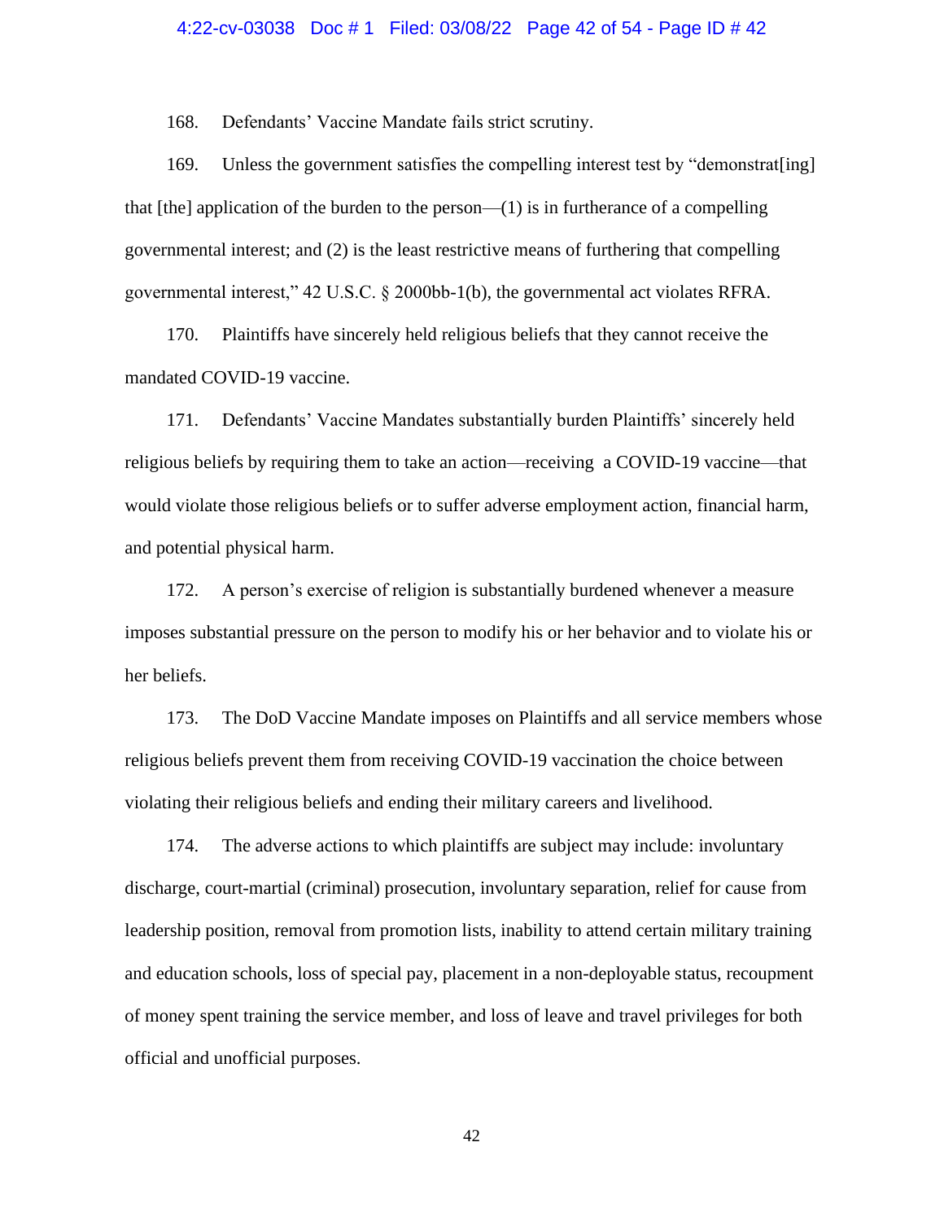168. Defendants' Vaccine Mandate fails strict scrutiny.

169. Unless the government satisfies the compelling interest test by "demonstrat[ing] that [the] application of the burden to the person—(1) is in furtherance of a compelling governmental interest; and (2) is the least restrictive means of furthering that compelling governmental interest," 42 U.S.C. § 2000bb-1(b), the governmental act violates RFRA.

170. Plaintiffs have sincerely held religious beliefs that they cannot receive the mandated COVID-19 vaccine.

171. Defendants' Vaccine Mandates substantially burden Plaintiffs' sincerely held religious beliefs by requiring them to take an action—receiving a COVID-19 vaccine—that would violate those religious beliefs or to suffer adverse employment action, financial harm, and potential physical harm.

172. A person's exercise of religion is substantially burdened whenever a measure imposes substantial pressure on the person to modify his or her behavior and to violate his or her beliefs.

173. The DoD Vaccine Mandate imposes on Plaintiffs and all service members whose religious beliefs prevent them from receiving COVID-19 vaccination the choice between violating their religious beliefs and ending their military careers and livelihood.

174. The adverse actions to which plaintiffs are subject may include: involuntary discharge, court-martial (criminal) prosecution, involuntary separation, relief for cause from leadership position, removal from promotion lists, inability to attend certain military training and education schools, loss of special pay, placement in a non-deployable status, recoupment of money spent training the service member, and loss of leave and travel privileges for both official and unofficial purposes.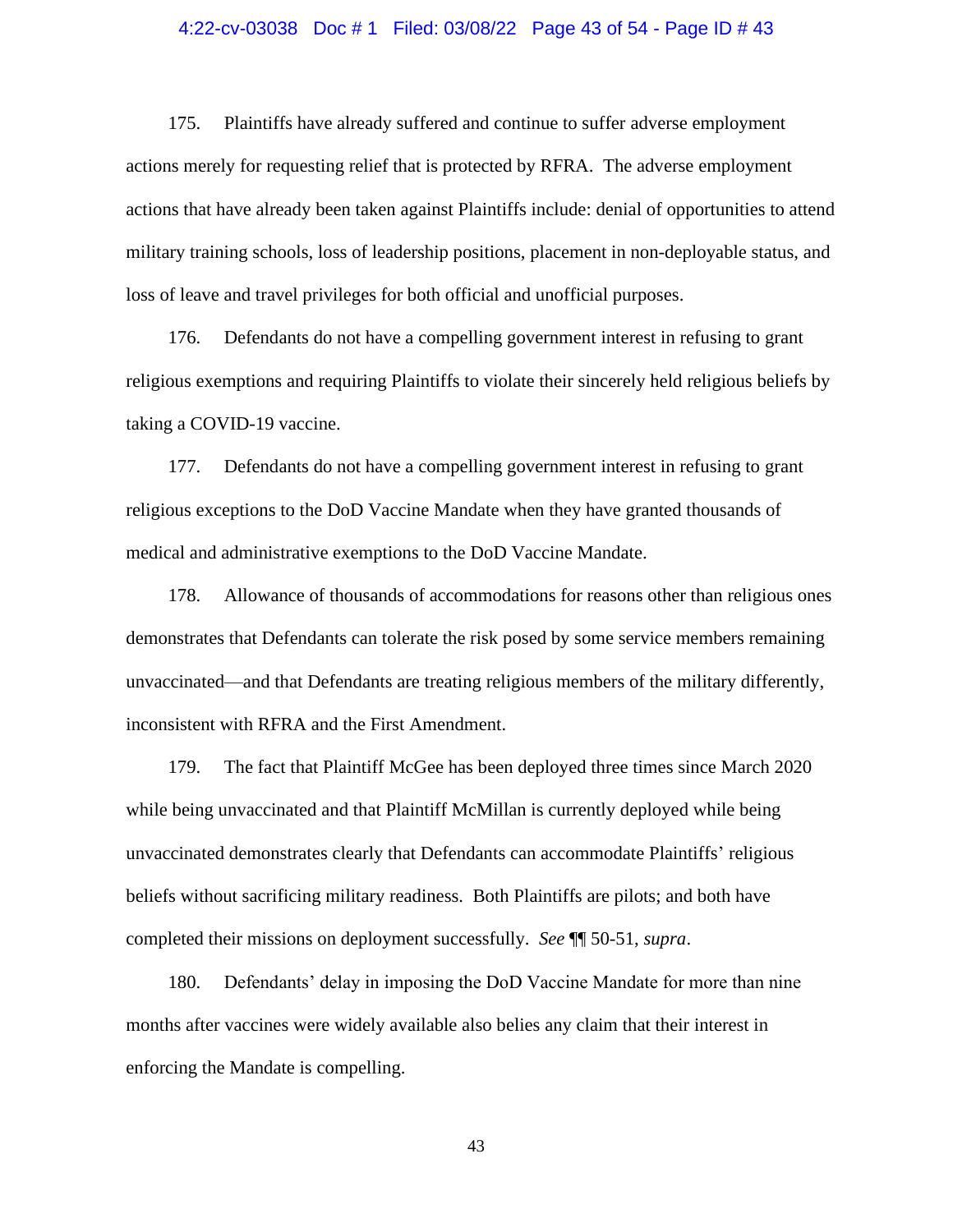175. Plaintiffs have already suffered and continue to suffer adverse employment actions merely for requesting relief that is protected by RFRA. The adverse employment actions that have already been taken against Plaintiffs include: denial of opportunities to attend military training schools, loss of leadership positions, placement in non-deployable status, and loss of leave and travel privileges for both official and unofficial purposes.

176. Defendants do not have a compelling government interest in refusing to grant religious exemptions and requiring Plaintiffs to violate their sincerely held religious beliefs by taking a COVID-19 vaccine.

177. Defendants do not have a compelling government interest in refusing to grant religious exceptions to the DoD Vaccine Mandate when they have granted thousands of medical and administrative exemptions to the DoD Vaccine Mandate.

178. Allowance of thousands of accommodations for reasons other than religious ones demonstrates that Defendants can tolerate the risk posed by some service members remaining unvaccinated—and that Defendants are treating religious members of the military differently, inconsistent with RFRA and the First Amendment.

179. The fact that Plaintiff McGee has been deployed three times since March 2020 while being unvaccinated and that Plaintiff McMillan is currently deployed while being unvaccinated demonstrates clearly that Defendants can accommodate Plaintiffs' religious beliefs without sacrificing military readiness. Both Plaintiffs are pilots; and both have completed their missions on deployment successfully. *See* ¶¶ 50-51, *supra*.

180. Defendants' delay in imposing the DoD Vaccine Mandate for more than nine months after vaccines were widely available also belies any claim that their interest in enforcing the Mandate is compelling.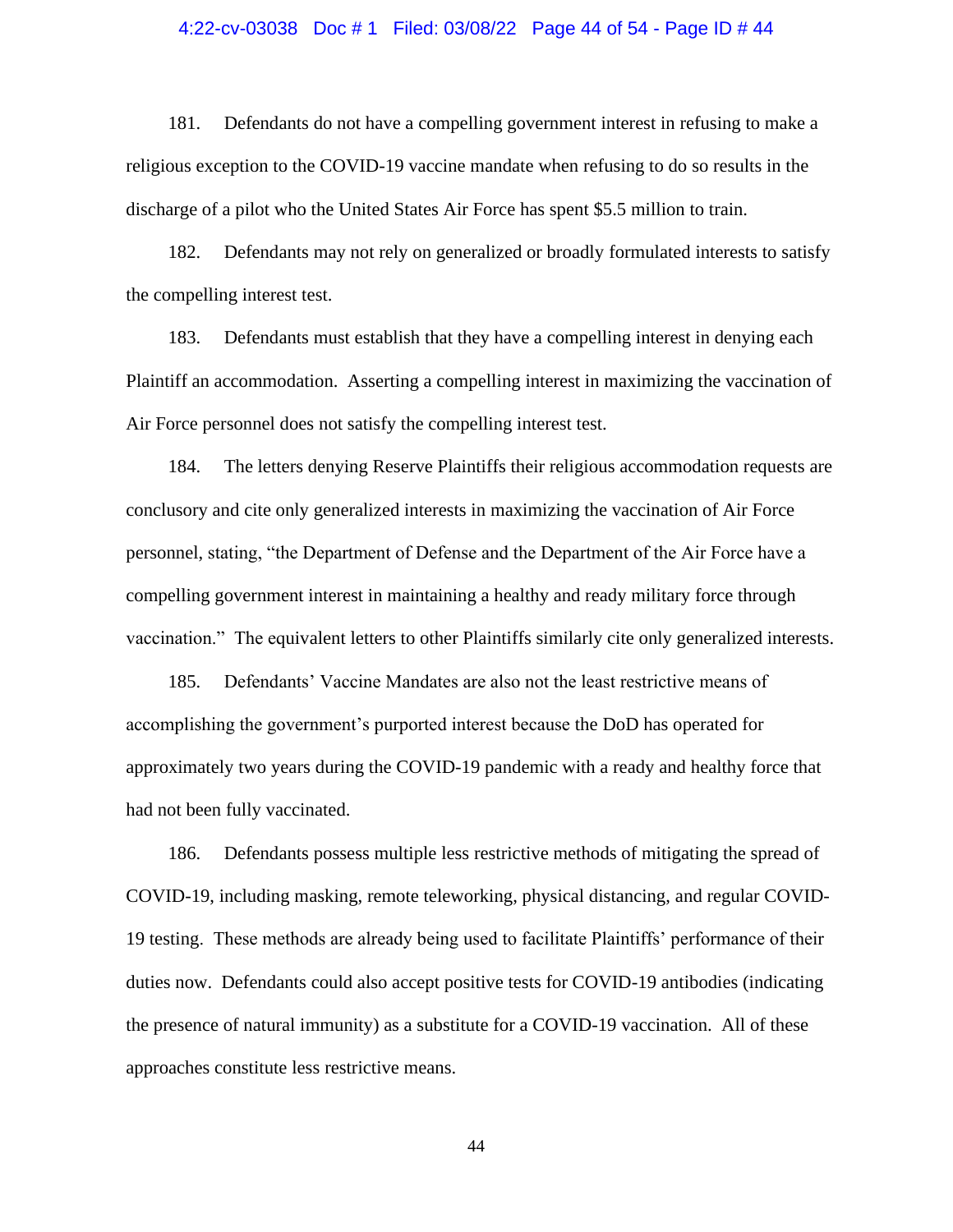181. Defendants do not have a compelling government interest in refusing to make a religious exception to the COVID-19 vaccine mandate when refusing to do so results in the discharge of a pilot who the United States Air Force has spent $5.5 million to train.

182. Defendants may not rely on generalized or broadly formulated interests to satisfy the compelling interest test.

183. Defendants must establish that they have a compelling interest in denying each Plaintiff an accommodation. Asserting a compelling interest in maximizing the vaccination of Air Force personnel does not satisfy the compelling interest test.

184. The letters denying Reserve Plaintiffs their religious accommodation requests are conclusory and cite only generalized interests in maximizing the vaccination of Air Force personnel, stating, "the Department of Defense and the Department of the Air Force have a compelling government interest in maintaining a healthy and ready military force through vaccination." The equivalent letters to other Plaintiffs similarly cite only generalized interests.

185. Defendants' Vaccine Mandates are also not the least restrictive means of accomplishing the government's purported interest because the DoD has operated for approximately two years during the COVID-19 pandemic with a ready and healthy force that had not been fully vaccinated.

186. Defendants possess multiple less restrictive methods of mitigating the spread of COVID-19, including masking, remote teleworking, physical distancing, and regular COVID-19 testing. These methods are already being used to facilitate Plaintiffs' performance of their duties now. Defendants could also accept positive tests for COVID-19 antibodies (indicating the presence of natural immunity) as a substitute for a COVID-19 vaccination. All of these approaches constitute less restrictive means.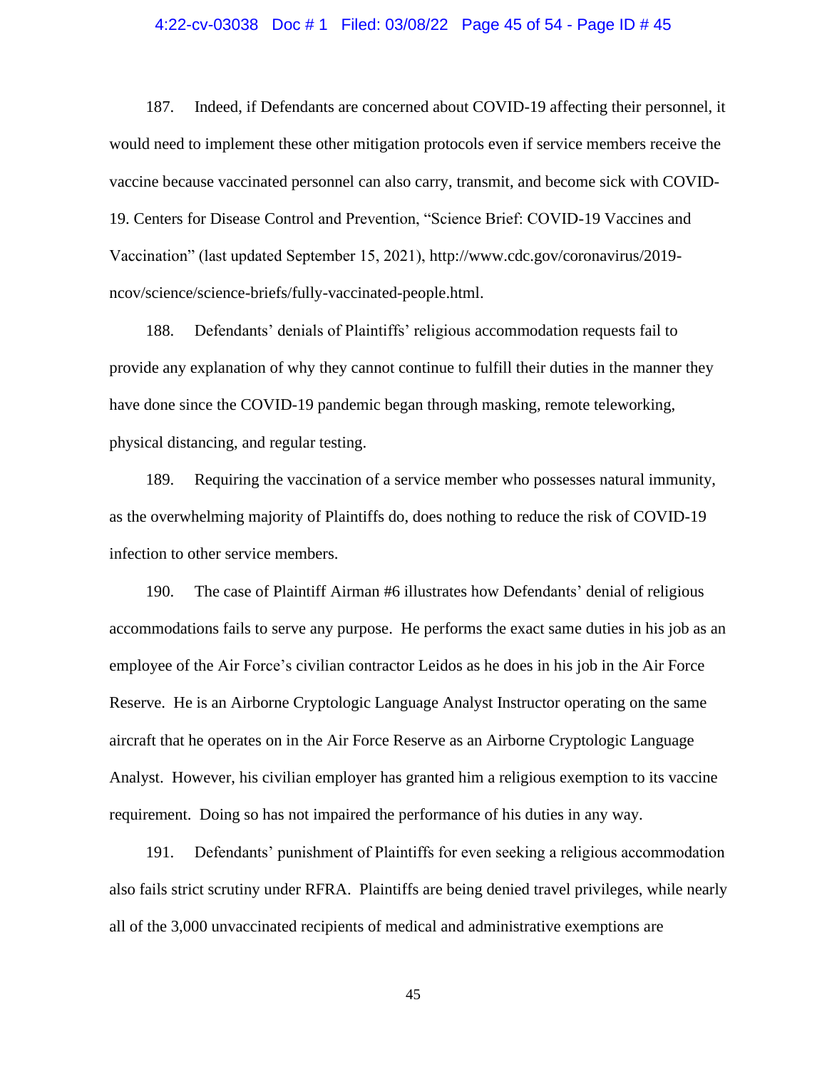187. Indeed, if Defendants are concerned about COVID-19 affecting their personnel, it would need to implement these other mitigation protocols even if service members receive the vaccine because vaccinated personnel can also carry, transmit, and become sick with COVID-19. Centers for Disease Control and Prevention, "Science Brief: COVID-19 Vaccines and Vaccination" (last updated September 15, 2021), http://www.cdc.gov/coronavirus/2019-ncov/science/science-briefs/fully-vaccinated-people.html.

188. Defendants' denials of Plaintiffs' religious accommodation requests fail to provide any explanation of why they cannot continue to fulfill their duties in the manner they have done since the COVID-19 pandemic began through masking, remote teleworking, physical distancing, and regular testing.

189. Requiring the vaccination of a service member who possesses natural immunity, as the overwhelming majority of Plaintiffs do, does nothing to reduce the risk of COVID-19 infection to other service members.

190. The case of Plaintiff Airman #6 illustrates how Defendants' denial of religious accommodations fails to serve any purpose. He performs the exact same duties in his job as an employee of the Air Force's civilian contractor Leidos as he does in his job in the Air Force Reserve. He is an Airborne Cryptologic Language Analyst Instructor operating on the same aircraft that he operates on in the Air Force Reserve as an Airborne Cryptologic Language Analyst. However, his civilian employer has granted him a religious exemption to its vaccine requirement. Doing so has not impaired the performance of his duties in any way.

191. Defendants' punishment of Plaintiffs for even seeking a religious accommodation also fails strict scrutiny under RFRA. Plaintiffs are being denied travel privileges, while nearly all of the 3,000 unvaccinated recipients of medical and administrative exemptions are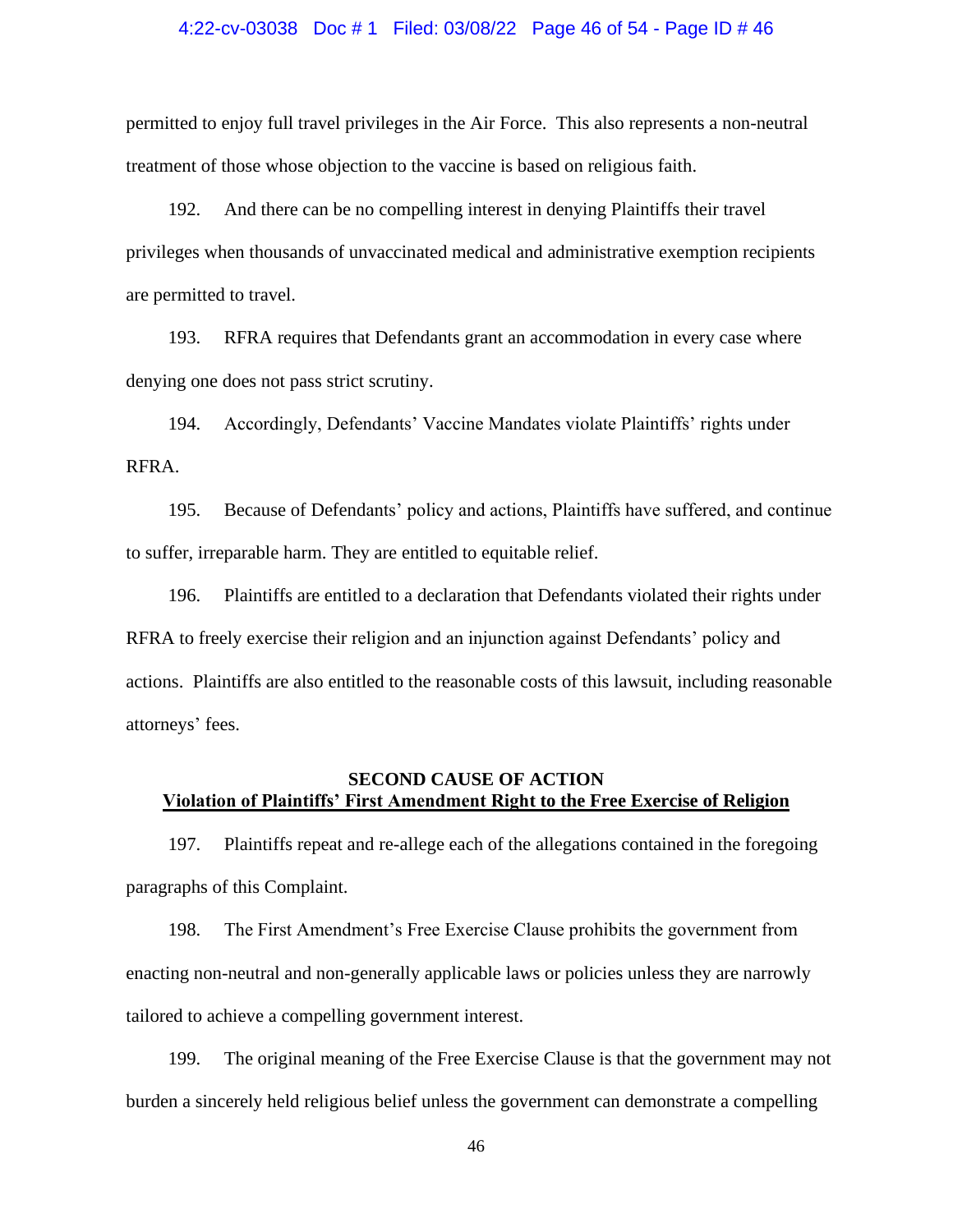permitted to enjoy full travel privileges in the Air Force. This also represents a non-neutral treatment of those whose objection to the vaccine is based on religious faith.

192. And there can be no compelling interest in denying Plaintiffs their travel privileges when thousands of unvaccinated medical and administrative exemption recipients are permitted to travel.

193. RFRA requires that Defendants grant an accommodation in every case where denying one does not pass strict scrutiny.

194. Accordingly, Defendants' Vaccine Mandates violate Plaintiffs' rights under RFRA.

195. Because of Defendants' policy and actions, Plaintiffs have suffered, and continue to suffer, irreparable harm. They are entitled to equitable relief.

196. Plaintiffs are entitled to a declaration that Defendants violated their rights under RFRA to freely exercise their religion and an injunction against Defendants' policy and actions. Plaintiffs are also entitled to the reasonable costs of this lawsuit, including reasonable attorneys' fees.

## SECOND CAUSE OF ACTION
## Violation of Plaintiffs' First Amendment Right to the Free Exercise of Religion

197. Plaintiffs repeat and re-allege each of the allegations contained in the foregoing paragraphs of this Complaint.

198. The First Amendment's Free Exercise Clause prohibits the government from enacting non-neutral and non-generally applicable laws or policies unless they are narrowly tailored to achieve a compelling government interest.

199. The original meaning of the Free Exercise Clause is that the government may not burden a sincerely held religious belief unless the government can demonstrate a compelling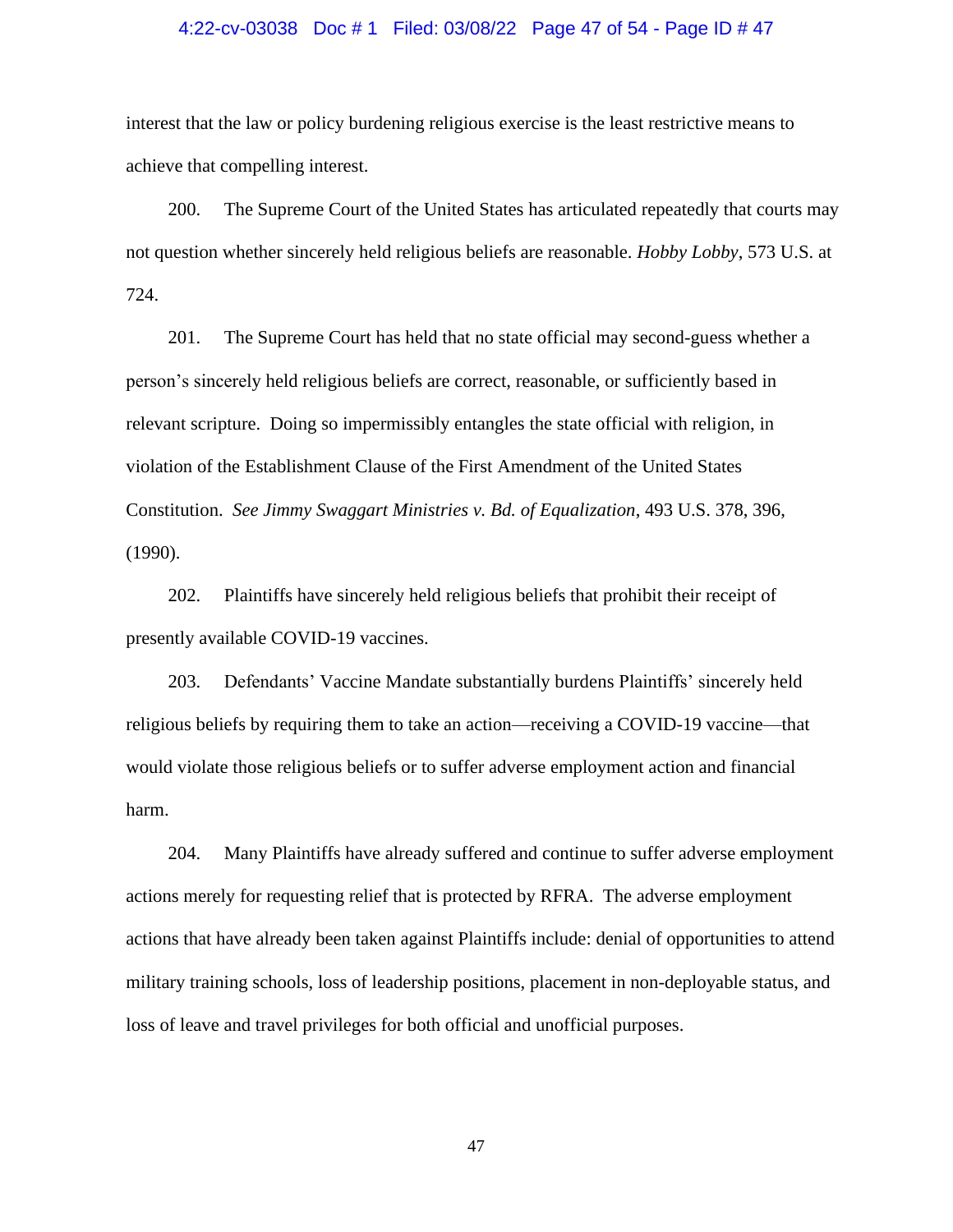interest that the law or policy burdening religious exercise is the least restrictive means to achieve that compelling interest.

200. The Supreme Court of the United States has articulated repeatedly that courts may not question whether sincerely held religious beliefs are reasonable. *Hobby Lobby*, 573 U.S. at 724.

201. The Supreme Court has held that no state official may second-guess whether a person's sincerely held religious beliefs are correct, reasonable, or sufficiently based in relevant scripture. Doing so impermissibly entangles the state official with religion, in violation of the Establishment Clause of the First Amendment of the United States Constitution. *See Jimmy Swaggart Ministries v. Bd. of Equalization*, 493 U.S. 378, 396, (1990).

202. Plaintiffs have sincerely held religious beliefs that prohibit their receipt of presently available COVID-19 vaccines.

203. Defendants' Vaccine Mandate substantially burdens Plaintiffs' sincerely held religious beliefs by requiring them to take an action—receiving a COVID-19 vaccine—that would violate those religious beliefs or to suffer adverse employment action and financial harm.

204. Many Plaintiffs have already suffered and continue to suffer adverse employment actions merely for requesting relief that is protected by RFRA. The adverse employment actions that have already been taken against Plaintiffs include: denial of opportunities to attend military training schools, loss of leadership positions, placement in non-deployable status, and loss of leave and travel privileges for both official and unofficial purposes.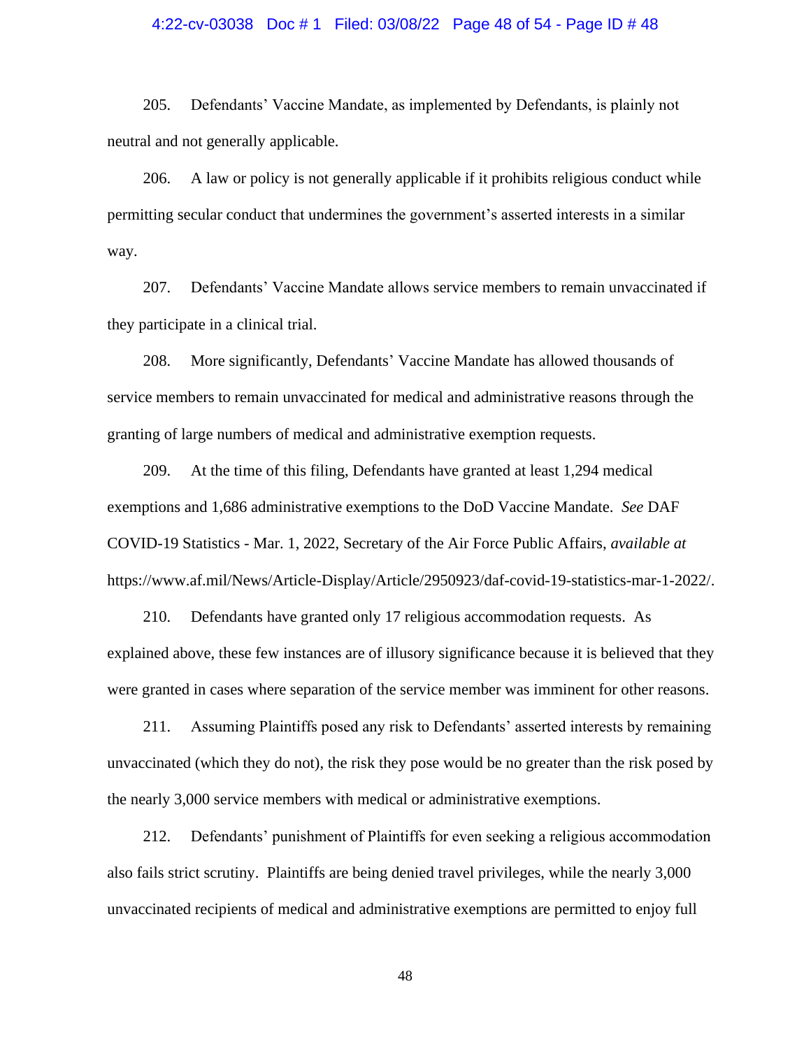205. Defendants' Vaccine Mandate, as implemented by Defendants, is plainly not neutral and not generally applicable.

206. A law or policy is not generally applicable if it prohibits religious conduct while permitting secular conduct that undermines the government's asserted interests in a similar way.

207. Defendants' Vaccine Mandate allows service members to remain unvaccinated if they participate in a clinical trial.

208. More significantly, Defendants' Vaccine Mandate has allowed thousands of service members to remain unvaccinated for medical and administrative reasons through the granting of large numbers of medical and administrative exemption requests.

209. At the time of this filing, Defendants have granted at least 1,294 medical exemptions and 1,686 administrative exemptions to the DoD Vaccine Mandate. *See* DAF COVID-19 Statistics - Mar. 1, 2022, Secretary of the Air Force Public Affairs, *available at* https://www.af.mil/News/Article-Display/Article/2950923/daf-covid-19-statistics-mar-1-2022/.

210. Defendants have granted only 17 religious accommodation requests. As explained above, these few instances are of illusory significance because it is believed that they were granted in cases where separation of the service member was imminent for other reasons.

211. Assuming Plaintiffs posed any risk to Defendants' asserted interests by remaining unvaccinated (which they do not), the risk they pose would be no greater than the risk posed by the nearly 3,000 service members with medical or administrative exemptions.

212. Defendants' punishment of Plaintiffs for even seeking a religious accommodation also fails strict scrutiny. Plaintiffs are being denied travel privileges, while the nearly 3,000 unvaccinated recipients of medical and administrative exemptions are permitted to enjoy full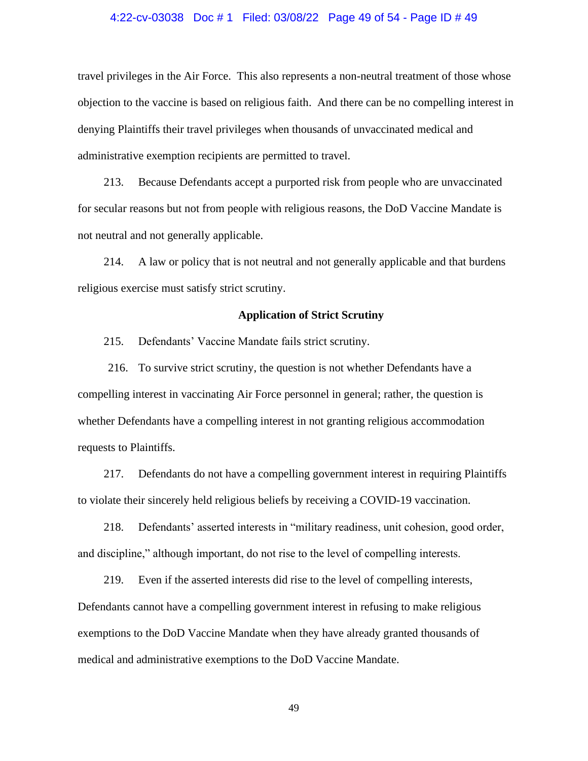travel privileges in the Air Force. This also represents a non-neutral treatment of those whose objection to the vaccine is based on religious faith. And there can be no compelling interest in denying Plaintiffs their travel privileges when thousands of unvaccinated medical and administrative exemption recipients are permitted to travel.

213. Because Defendants accept a purported risk from people who are unvaccinated for secular reasons but not from people with religious reasons, the DoD Vaccine Mandate is not neutral and not generally applicable.

214. A law or policy that is not neutral and not generally applicable and that burdens religious exercise must satisfy strict scrutiny.

**Application of Strict Scrutiny**

215. Defendants' Vaccine Mandate fails strict scrutiny.

216. To survive strict scrutiny, the question is not whether Defendants have a compelling interest in vaccinating Air Force personnel in general; rather, the question is whether Defendants have a compelling interest in not granting religious accommodation requests to Plaintiffs.

217. Defendants do not have a compelling government interest in requiring Plaintiffs to violate their sincerely held religious beliefs by receiving a COVID-19 vaccination.

218. Defendants' asserted interests in "military readiness, unit cohesion, good order, and discipline," although important, do not rise to the level of compelling interests.

219. Even if the asserted interests did rise to the level of compelling interests, Defendants cannot have a compelling government interest in refusing to make religious exemptions to the DoD Vaccine Mandate when they have already granted thousands of medical and administrative exemptions to the DoD Vaccine Mandate.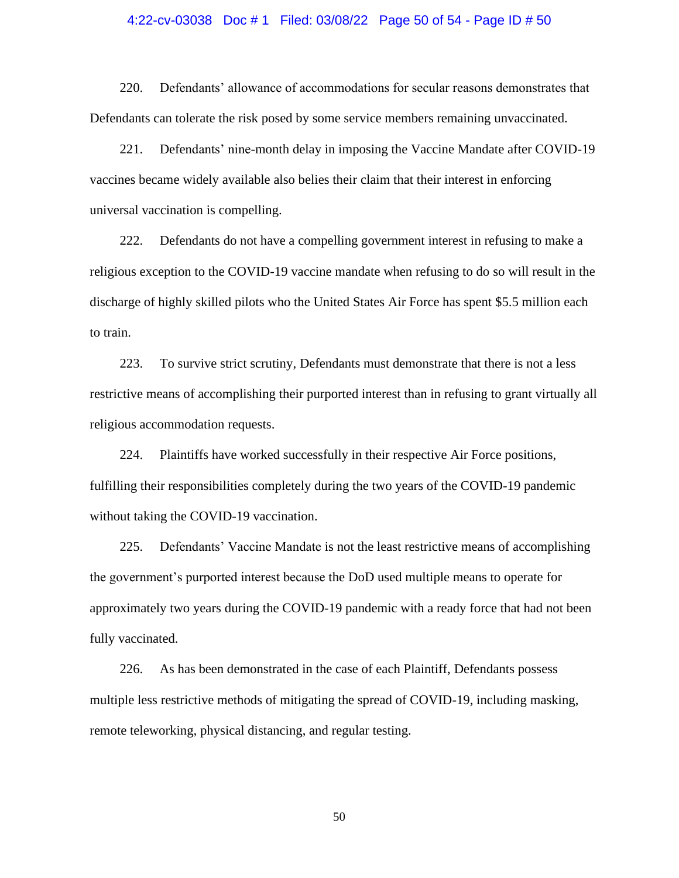220. Defendants' allowance of accommodations for secular reasons demonstrates that Defendants can tolerate the risk posed by some service members remaining unvaccinated.

221. Defendants' nine-month delay in imposing the Vaccine Mandate after COVID-19 vaccines became widely available also belies their claim that their interest in enforcing universal vaccination is compelling.

222. Defendants do not have a compelling government interest in refusing to make a religious exception to the COVID-19 vaccine mandate when refusing to do so will result in the discharge of highly skilled pilots who the United States Air Force has spent $5.5 million each to train.

223. To survive strict scrutiny, Defendants must demonstrate that there is not a less restrictive means of accomplishing their purported interest than in refusing to grant virtually all religious accommodation requests.

224. Plaintiffs have worked successfully in their respective Air Force positions, fulfilling their responsibilities completely during the two years of the COVID-19 pandemic without taking the COVID-19 vaccination.

225. Defendants' Vaccine Mandate is not the least restrictive means of accomplishing the government's purported interest because the DoD used multiple means to operate for approximately two years during the COVID-19 pandemic with a ready force that had not been fully vaccinated.

226. As has been demonstrated in the case of each Plaintiff, Defendants possess multiple less restrictive methods of mitigating the spread of COVID-19, including masking, remote teleworking, physical distancing, and regular testing.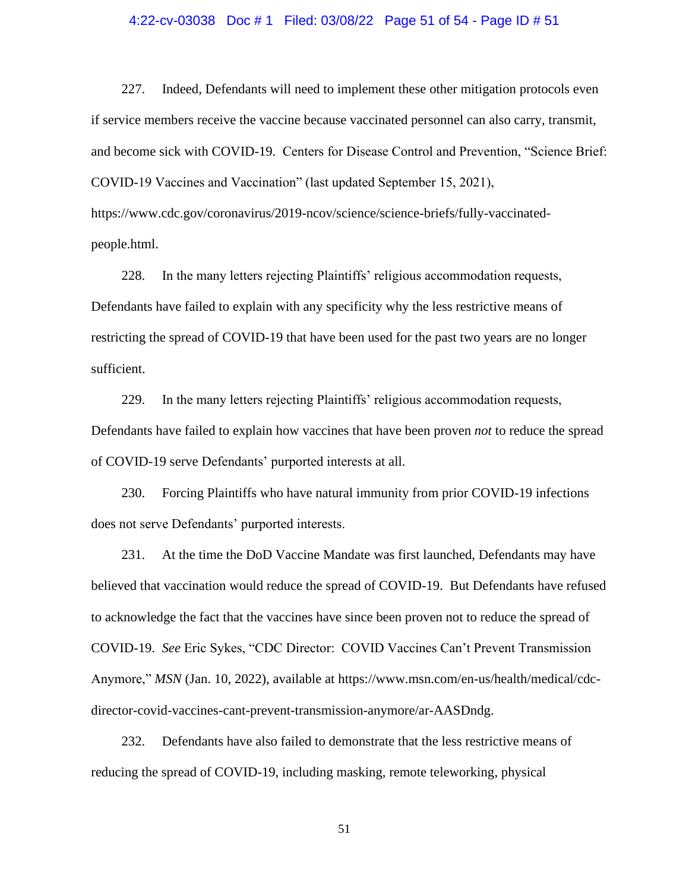227. Indeed, Defendants will need to implement these other mitigation protocols even if service members receive the vaccine because vaccinated personnel can also carry, transmit, and become sick with COVID-19. Centers for Disease Control and Prevention, "Science Brief: COVID-19 Vaccines and Vaccination" (last updated September 15, 2021), https://www.cdc.gov/coronavirus/2019-ncov/science/science-briefs/fully-vaccinated-people.html.

228. In the many letters rejecting Plaintiffs' religious accommodation requests, Defendants have failed to explain with any specificity why the less restrictive means of restricting the spread of COVID-19 that have been used for the past two years are no longer sufficient.

229. In the many letters rejecting Plaintiffs' religious accommodation requests, Defendants have failed to explain how vaccines that have been proven *not* to reduce the spread of COVID-19 serve Defendants' purported interests at all.

230. Forcing Plaintiffs who have natural immunity from prior COVID-19 infections does not serve Defendants' purported interests.

231. At the time the DoD Vaccine Mandate was first launched, Defendants may have believed that vaccination would reduce the spread of COVID-19. But Defendants have refused to acknowledge the fact that the vaccines have since been proven not to reduce the spread of COVID-19. *See* Eric Sykes, "CDC Director: COVID Vaccines Can't Prevent Transmission Anymore," *MSN* (Jan. 10, 2022), available at https://www.msn.com/en-us/health/medical/cdc-director-covid-vaccines-cant-prevent-transmission-anymore/ar-AASDndg.

232. Defendants have also failed to demonstrate that the less restrictive means of reducing the spread of COVID-19, including masking, remote teleworking, physical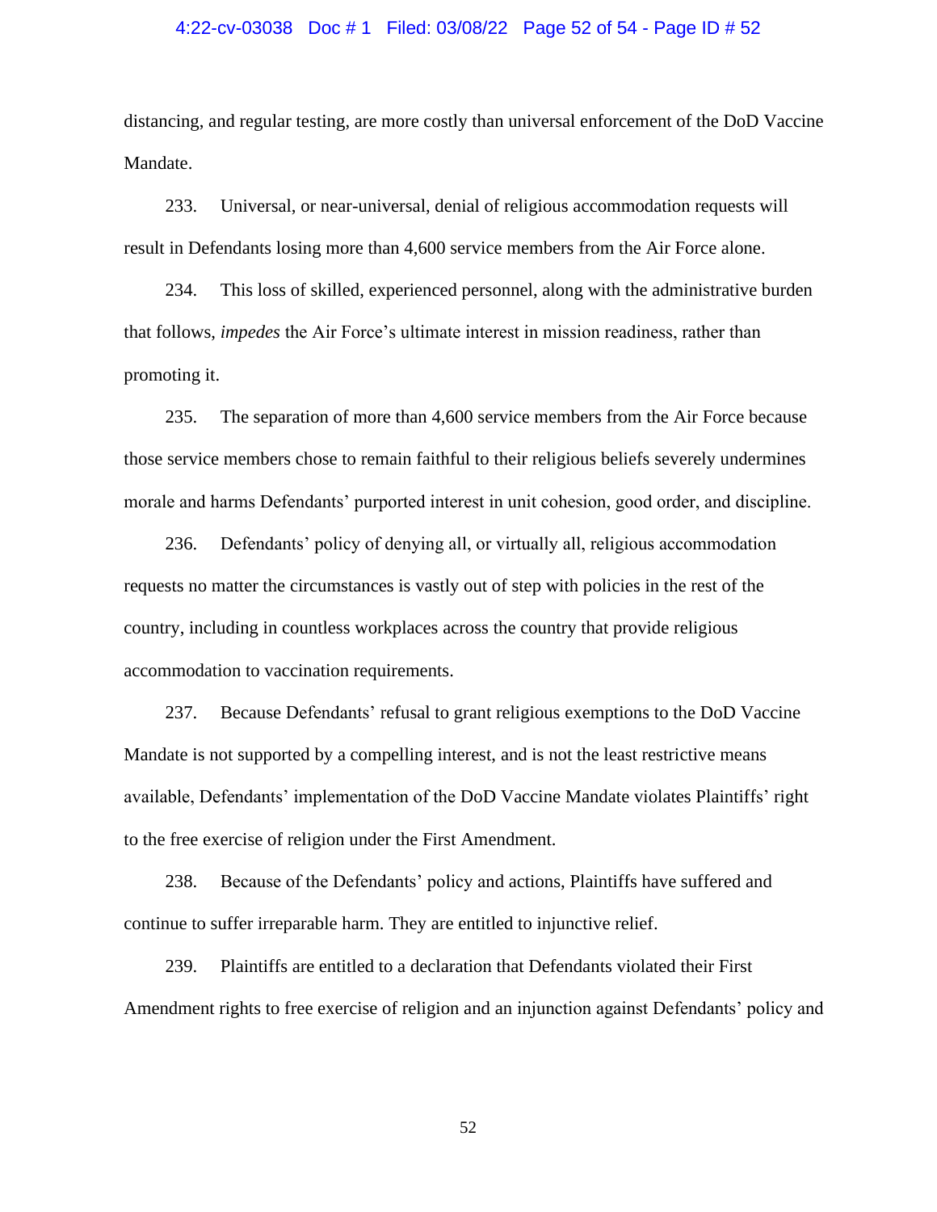distancing, and regular testing, are more costly than universal enforcement of the DoD Vaccine Mandate.

233. Universal, or near-universal, denial of religious accommodation requests will result in Defendants losing more than 4,600 service members from the Air Force alone.

234. This loss of skilled, experienced personnel, along with the administrative burden that follows, *impedes* the Air Force's ultimate interest in mission readiness, rather than promoting it.

235. The separation of more than 4,600 service members from the Air Force because those service members chose to remain faithful to their religious beliefs severely undermines morale and harms Defendants' purported interest in unit cohesion, good order, and discipline.

236. Defendants' policy of denying all, or virtually all, religious accommodation requests no matter the circumstances is vastly out of step with policies in the rest of the country, including in countless workplaces across the country that provide religious accommodation to vaccination requirements.

237. Because Defendants' refusal to grant religious exemptions to the DoD Vaccine Mandate is not supported by a compelling interest, and is not the least restrictive means available, Defendants' implementation of the DoD Vaccine Mandate violates Plaintiffs' right to the free exercise of religion under the First Amendment.

238. Because of the Defendants' policy and actions, Plaintiffs have suffered and continue to suffer irreparable harm. They are entitled to injunctive relief.

239. Plaintiffs are entitled to a declaration that Defendants violated their First Amendment rights to free exercise of religion and an injunction against Defendants' policy and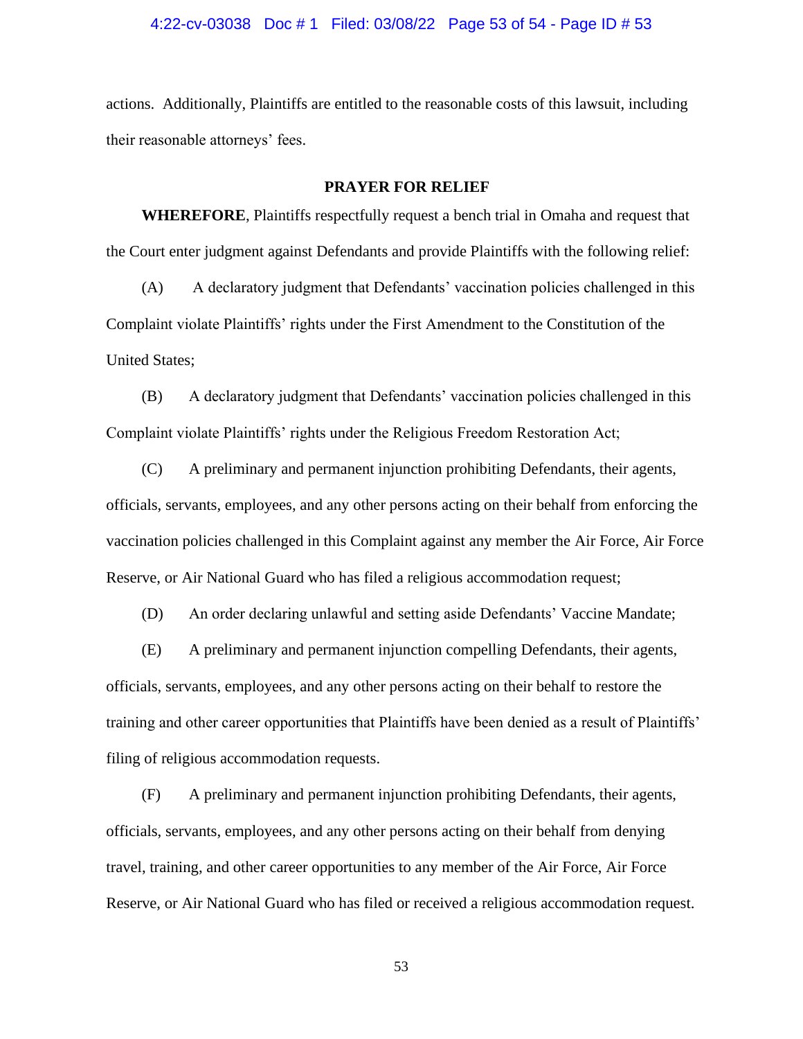actions. Additionally, Plaintiffs are entitled to the reasonable costs of this lawsuit, including their reasonable attorneys' fees.

**PRAYER FOR RELIEF**

**WHEREFORE**, Plaintiffs respectfully request a bench trial in Omaha and request that the Court enter judgment against Defendants and provide Plaintiffs with the following relief:

(A) A declaratory judgment that Defendants' vaccination policies challenged in this Complaint violate Plaintiffs' rights under the First Amendment to the Constitution of the United States;

(B) A declaratory judgment that Defendants' vaccination policies challenged in this Complaint violate Plaintiffs' rights under the Religious Freedom Restoration Act;

(C) A preliminary and permanent injunction prohibiting Defendants, their agents, officials, servants, employees, and any other persons acting on their behalf from enforcing the vaccination policies challenged in this Complaint against any member the Air Force, Air Force Reserve, or Air National Guard who has filed a religious accommodation request;

(D) An order declaring unlawful and setting aside Defendants' Vaccine Mandate;

(E) A preliminary and permanent injunction compelling Defendants, their agents, officials, servants, employees, and any other persons acting on their behalf to restore the training and other career opportunities that Plaintiffs have been denied as a result of Plaintiffs' filing of religious accommodation requests.

(F) A preliminary and permanent injunction prohibiting Defendants, their agents, officials, servants, employees, and any other persons acting on their behalf from denying travel, training, and other career opportunities to any member of the Air Force, Air Force Reserve, or Air National Guard who has filed or received a religious accommodation request.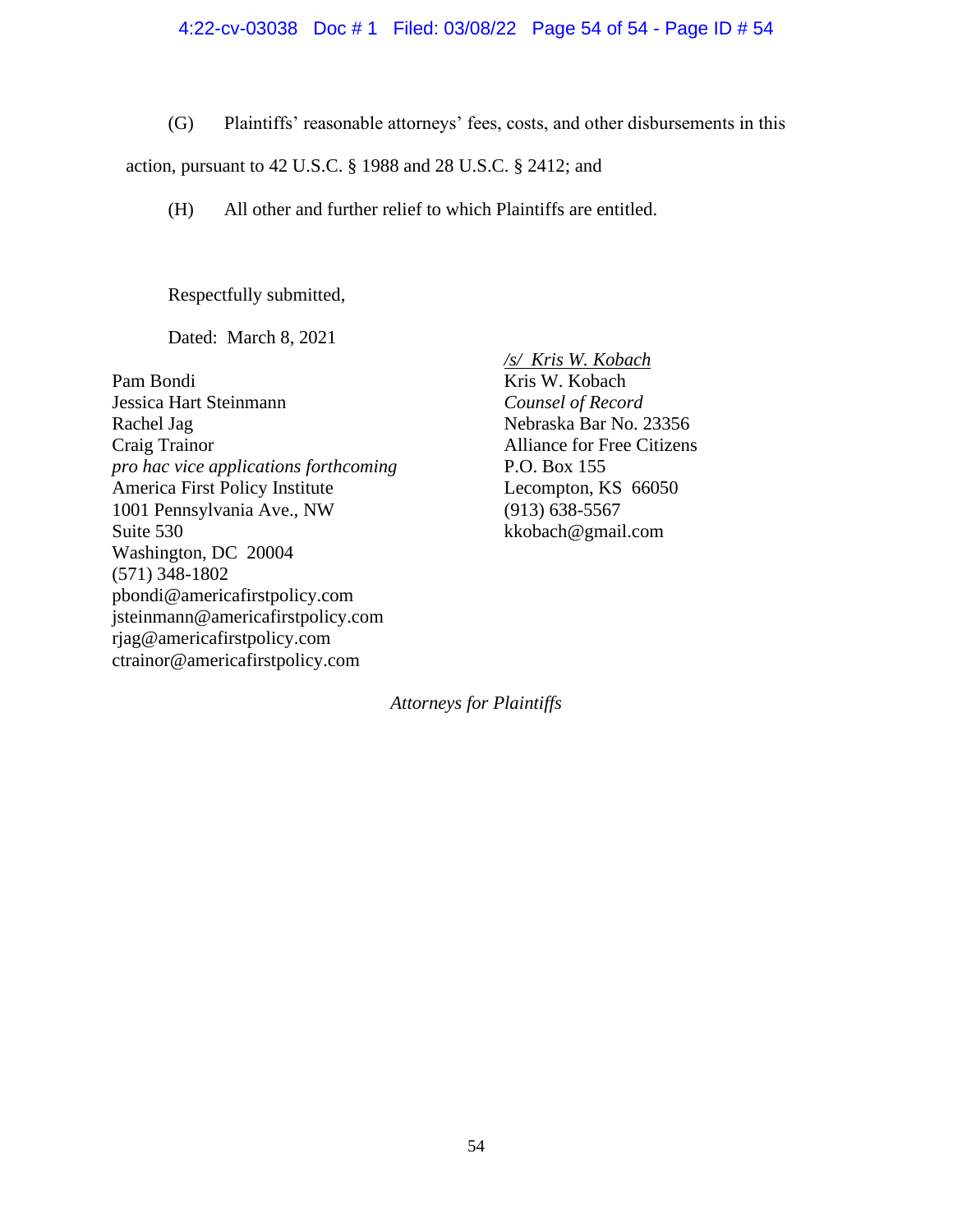(G) Plaintiffs' reasonable attorneys' fees, costs, and other disbursements in this action, pursuant to 42 U.S.C. § 1988 and 28 U.S.C. § 2412; and

(H) All other and further relief to which Plaintiffs are entitled.

Respectfully submitted,

Dated: March 8, 2021

Pam Bondi
Jessica Hart Steinmann
Rachel Jag
Craig Trainor
*pro hac vice applications forthcoming*
America First Policy Institute
1001 Pennsylvania Ave., NW
Suite 530
Washington, DC 20004
(571) 348-1802
pbondi@americafirstpolicy.com
jsteinmann@americafirstpolicy.com
rjag@americafirstpolicy.com
ctrainor@americafirstpolicy.com

*/s/ Kris W. Kobach*
Kris W. Kobach
*Counsel of Record*
Nebraska Bar No. 23356
Alliance for Free Citizens
P.O. Box 155
Lecompton, KS 66050
(913) 638-5567
kkobach@gmail.com

*Attorneys for Plaintiffs*